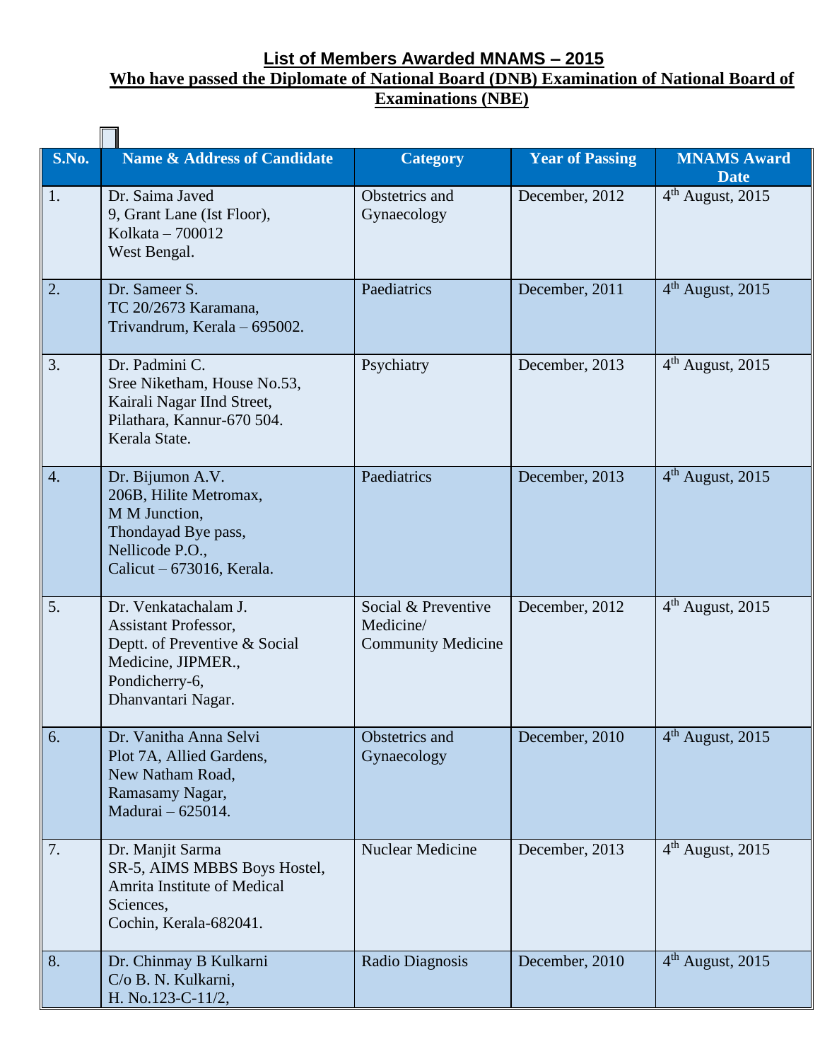# List of Members Awarded MNAMS – 2015

## Who have passed the Diplomate of National Board (DNB) Examination of National Board of Examinations (NBE)

| S.No. | Name & Address of Candidate | Category | Year of Passing | MNAMS Award Date |
|---|---|---|---|---|
| 1. | Dr. Saima Javed<br>9, Grant Lane (Ist Floor),<br>Kolkata – 700012<br>West Bengal. | Obstetrics and Gynaecology | December, 2012 | 4th August, 2015 |
| 2. | Dr. Sameer S.<br>TC 20/2673 Karamana,<br>Trivandrum, Kerala – 695002. | Paediatrics | December, 2011 | 4th August, 2015 |
| 3. | Dr. Padmini C.<br>Sree Nikethan, House No.53,<br>Kairali Nagar IInd Street,<br>Pilathara, Kannur-670 504.<br>Kerala State. | Psychiatry | December, 2013 | 4th August, 2015 |
| 4. | Dr. Bijumon A.V.<br>206B, Hilite Metromax,<br>M M Junction,<br>Thondayad Bye pass,<br>Nellicode P.O.,<br>Calicut – 673016, Kerala. | Paediatrics | December, 2013 | 4th August, 2015 |
| 5. | Dr. Venkatachalam J.<br>Assistant Professor,<br>Deptt. of Preventive & Social Medicine, JIPMER.,<br>Pondicherry-6,<br>Dhanvantari Nagar. | Social & Preventive Medicine/ Community Medicine | December, 2012 | 4th August, 2015 |
| 6. | Dr. Vanitha Anna Selvi<br>Plot 7A, Allied Gardens,<br>New Natham Road,<br>Ramasamy Nagar,<br>Madurai – 625014. | Obstetrics and Gynaecology | December, 2010 | 4th August, 2015 |
| 7. | Dr. Manjit Sarma<br>SR-5, AIMS MBBS Boys Hostel,<br>Amrita Institute of Medical Sciences,<br>Cochin, Kerala-682041. | Nuclear Medicine | December, 2013 | 4th August, 2015 |
| 8. | Dr. Chinmay B Kulkarni<br>C/o B. N. Kulkarni,<br>H. No.123-C-11/2, | Radio Diagnosis | December, 2010 | 4th August, 2015 |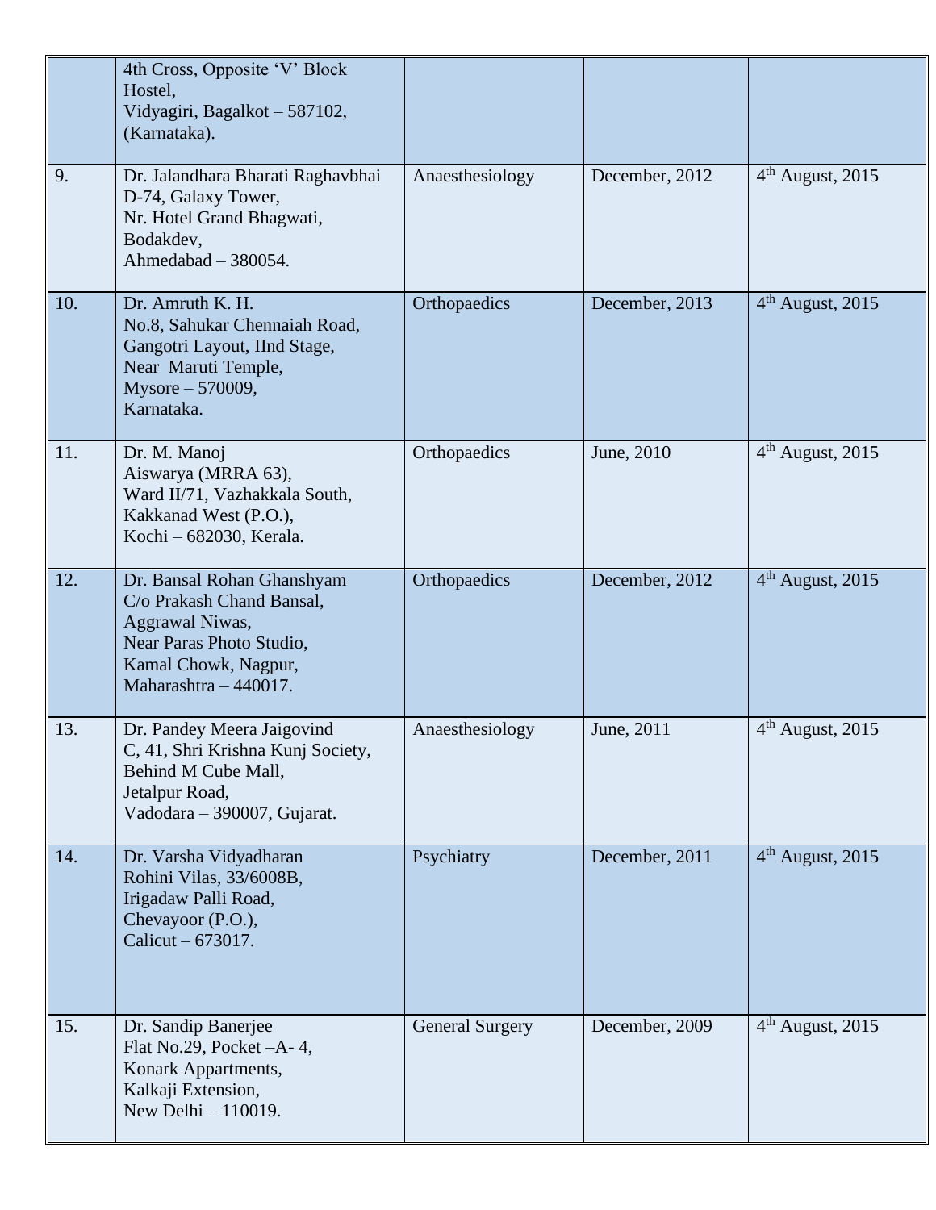| | | | | |
|---|---|---|---|---|
| | 4th Cross, Opposite 'V' Block Hostel, Vidyagiri, Bagalkot – 587102, (Karnataka). | | | |
| 9. | Dr. Jalandhara Bharati Raghavbhai D-74, Galaxy Tower, Nr. Hotel Grand Bhagwati, Bodakdev, Ahmedabad – 380054. | Anaesthesiology | December, 2012 | 4th August, 2015 |
| 10. | Dr. Amruth K. H. No.8, Sahukar Chennaiah Road, Gangotri Layout, IInd Stage, Near Maruti Temple, Mysore – 570009, Karnataka. | Orthopaedics | December, 2013 | 4th August, 2015 |
| 11. | Dr. M. Manoj Aiswarya (MRRA 63), Ward II/71, Vazhakkala South, Kakkanad West (P.O.), Kochi – 682030, Kerala. | Orthopaedics | June, 2010 | 4th August, 2015 |
| 12. | Dr. Bansal Rohan Ghanshyam C/o Prakash Chand Bansal, Aggrawal Niwas, Near Paras Photo Studio, Kamal Chowk, Nagpur, Maharashtra – 440017. | Orthopaedics | December, 2012 | 4th August, 2015 |
| 13. | Dr. Pandey Meera Jaigovind C, 41, Shri Krishna Kunj Society, Behind M Cube Mall, Jetalpur Road, Vadodara – 390007, Gujarat. | Anaesthesiology | June, 2011 | 4th August, 2015 |
| 14. | Dr. Varsha Vidyadharan Rohini Vilas, 33/6008B, Irigadaw Palli Road, Chevayoor (P.O.), Calicut – 673017. | Psychiatry | December, 2011 | 4th August, 2015 |
| 15. | Dr. Sandip Banerjee Flat No.29, Pocket –A- 4, Konark Appartments, Kalkaji Extension, New Delhi – 110019. | General Surgery | December, 2009 | 4th August, 2015 |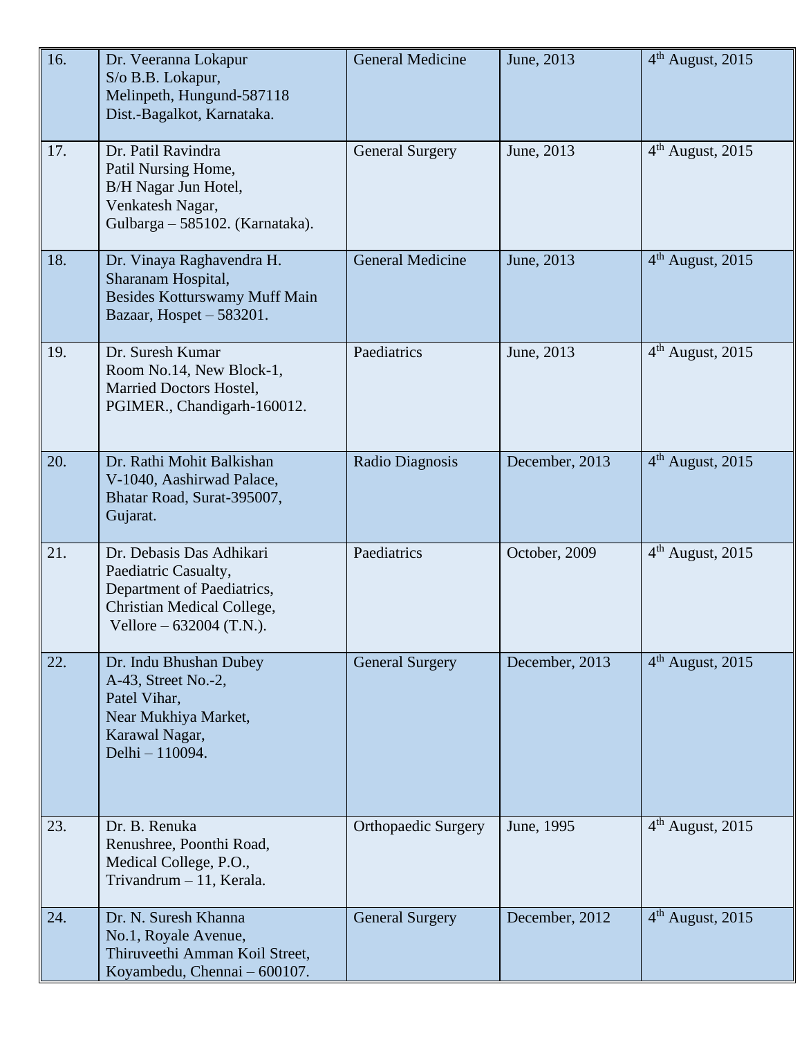| 16. | Dr. Veeranna Lokapur<br>S/o B.B. Lokapur,<br>Melinpeth, Hungund-587118<br>Dist.-Bagalkot, Karnataka. | General Medicine | June, 2013 | 4th August, 2015 |
|---|---|---|---|---|
| 17. | Dr. Patil Ravindra<br>Patil Nursing Home,<br>B/H Nagar Jun Hotel,<br>Venkatesh Nagar,<br>Gulbarga – 585102. (Karnataka). | General Surgery | June, 2013 | 4th August, 2015 |
| 18. | Dr. Vinaya Raghavendra H.<br>Sharanam Hospital,<br>Besides Kotturswamy Muff Main Bazaar, Hospet – 583201. | General Medicine | June, 2013 | 4th August, 2015 |
| 19. | Dr. Suresh Kumar<br>Room No.14, New Block-1,<br>Married Doctors Hostel,<br>PGIMER., Chandigarh-160012. | Paediatrics | June, 2013 | 4th August, 2015 |
| 20. | Dr. Rathi Mohit Balkishan<br>V-1040, Aashirwad Palace,<br>Bhatar Road, Surat-395007,<br>Gujarat. | Radio Diagnosis | December, 2013 | 4th August, 2015 |
| 21. | Dr. Debasis Das Adhikari<br>Paediatric Casualty,<br>Department of Paediatrics,<br>Christian Medical College,<br>Vellore – 632004 (T.N.). | Paediatrics | October, 2009 | 4th August, 2015 |
| 22. | Dr. Indu Bhushan Dubey<br>A-43, Street No.-2,<br>Patel Vihar,<br>Near Mukhiya Market,<br>Karawal Nagar,<br>Delhi – 110094. | General Surgery | December, 2013 | 4th August, 2015 |
| 23. | Dr. B. Renuka<br>Renushree, Poonthi Road,<br>Medical College, P.O.,<br>Trivandrum – 11, Kerala. | Orthopaedic Surgery | June, 1995 | 4th August, 2015 |
| 24. | Dr. N. Suresh Khanna<br>No.1, Royale Avenue,<br>Thiruveethi Amman Koil Street,<br>Koyambedu, Chennai – 600107. | General Surgery | December, 2012 | 4th August, 2015 |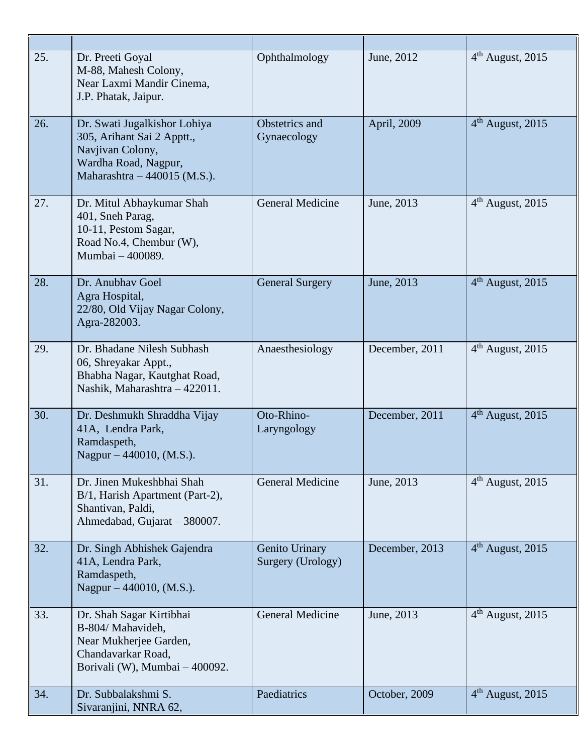| | | | | |
|---|---|---|---|---|
| 25. | Dr. Preeti Goyal<br>M-88, Mahesh Colony,<br>Near Laxmi Mandir Cinema,<br>J.P. Phatak, Jaipur. | Ophthalmology | June, 2012 | 4th August, 2015 |
| 26. | Dr. Swati Jugalkishor Lohiya<br>305, Arihant Sai 2 Apptt.,<br>Navjivan Colony,<br>Wardha Road, Nagpur,<br>Maharashtra – 440015 (M.S.). | Obstetrics and Gynaecology | April, 2009 | 4th August, 2015 |
| 27. | Dr. Mitul Abhaykumar Shah<br>401, Sneh Parag,<br>10-11, Pestom Sagar,<br>Road No.4, Chembur (W),<br>Mumbai – 400089. | General Medicine | June, 2013 | 4th August, 2015 |
| 28. | Dr. Anubhav Goel<br>Agra Hospital,<br>22/80, Old Vijay Nagar Colony,<br>Agra-282003. | General Surgery | June, 2013 | 4th August, 2015 |
| 29. | Dr. Bhadane Nilesh Subhash<br>06, Shreyakar Appt.,<br>Bhabha Nagar, Kautghat Road,<br>Nashik, Maharashtra – 422011. | Anaesthesiology | December, 2011 | 4th August, 2015 |
| 30. | Dr. Deshmukh Shraddha Vijay<br>41A, Lendra Park,<br>Ramdaspeth,<br>Nagpur – 440010, (M.S.). | Oto-Rhino-Laryngology | December, 2011 | 4th August, 2015 |
| 31. | Dr. Jinen Mukeshbhai Shah<br>B/1, Harish Apartment (Part-2),<br>Shantivan, Paldi,<br>Ahmedabad, Gujarat – 380007. | General Medicine | June, 2013 | 4th August, 2015 |
| 32. | Dr. Singh Abhishek Gajendra<br>41A, Lendra Park,<br>Ramdaspeth,<br>Nagpur – 440010, (M.S.). | Genito Urinary Surgery (Urology) | December, 2013 | 4th August, 2015 |
| 33. | Dr. Shah Sagar Kirtibhai<br>B-804/ Mahavideh,<br>Near Mukherjee Garden,<br>Chandavarkar Road,<br>Borivali (W), Mumbai – 400092. | General Medicine | June, 2013 | 4th August, 2015 |
| 34. | Dr. Subbalakshmi S.<br>Sivaranjini, NNRA 62, | Paediatrics | October, 2009 | 4th August, 2015 |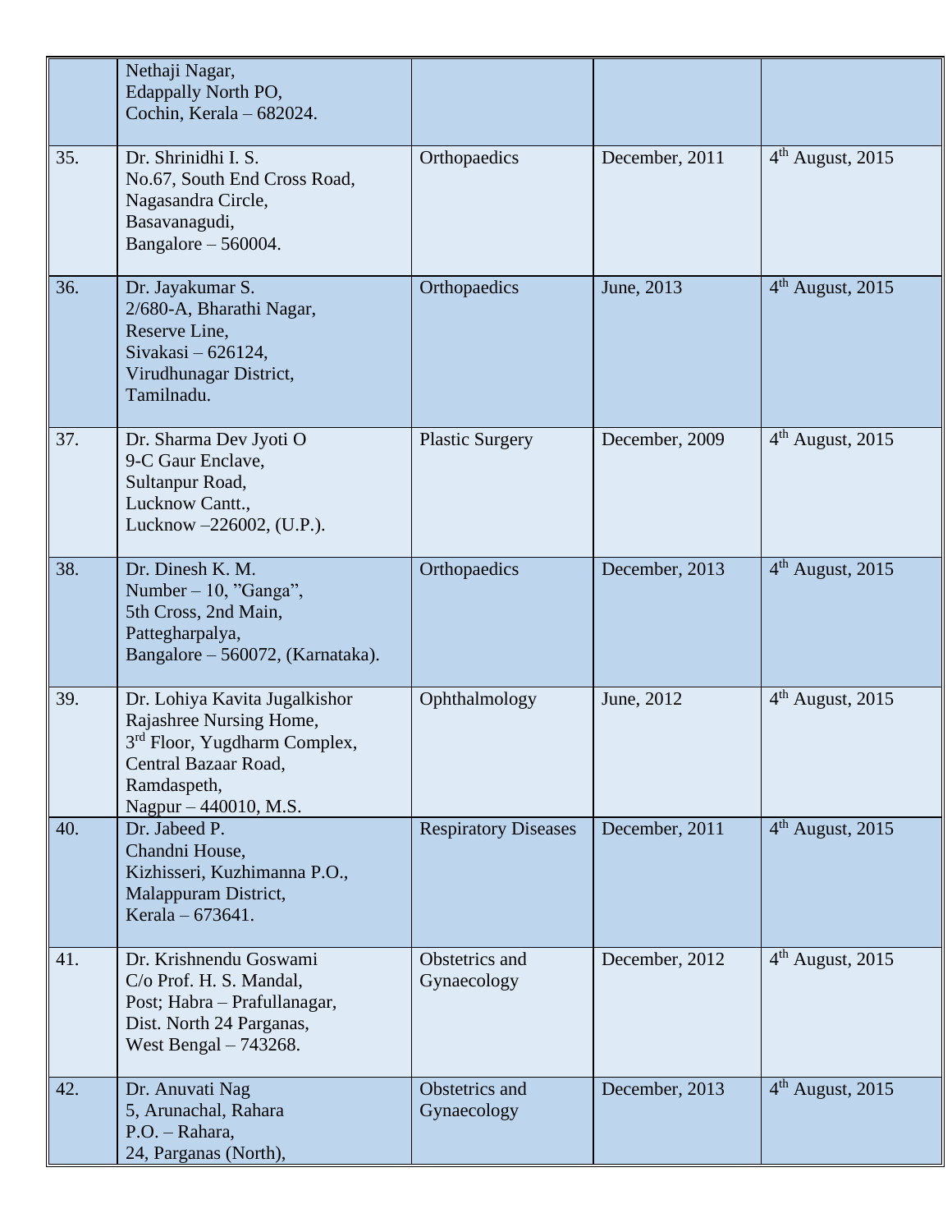| | | | | |
|---|---|---|---|---|
| | Nethaji Nagar,<br>Edappally North PO,<br>Cochin, Kerala – 682024. | | | |
| 35. | Dr. Shrinidhi I. S.<br>No.67, South End Cross Road,<br>Nagasandra Circle,<br>Basavanagudi,<br>Bangalore – 560004. | Orthopaedics | December, 2011 | 4th August, 2015 |
| 36. | Dr. Jayakumar S.<br>2/680-A, Bharathi Nagar,<br>Reserve Line,<br>Sivakasi – 626124,<br>Virudhunagar District,<br>Tamilnadu. | Orthopaedics | June, 2013 | 4th August, 2015 |
| 37. | Dr. Sharma Dev Jyoti O<br>9-C Gaur Enclave,<br>Sultanpur Road,<br>Lucknow Cantt.,<br>Lucknow –226002, (U.P.). | Plastic Surgery | December, 2009 | 4th August, 2015 |
| 38. | Dr. Dinesh K. M.<br>Number – 10, "Ganga",<br>5th Cross, 2nd Main,<br>Pattegharpalya,<br>Bangalore – 560072, (Karnataka). | Orthopaedics | December, 2013 | 4th August, 2015 |
| 39. | Dr. Lohiya Kavita Jugalkishor<br>Rajashree Nursing Home,<br>3rd Floor, Yugdharm Complex,<br>Central Bazaar Road,<br>Ramdaspeth,<br>Nagpur – 440010, M.S. | Ophthalmology | June, 2012 | 4th August, 2015 |
| 40. | Dr. Jabeed P.<br>Chandni House,<br>Kizhisseri, Kuzhimanna P.O.,<br>Malappuram District,<br>Kerala – 673641. | Respiratory Diseases | December, 2011 | 4th August, 2015 |
| 41. | Dr. Krishnendu Goswami<br>C/o Prof. H. S. Mandal,<br>Post; Habra – Prafullanagar,<br>Dist. North 24 Parganas,<br>West Bengal – 743268. | Obstetrics and Gynaecology | December, 2012 | 4th August, 2015 |
| 42. | Dr. Anuvati Nag<br>5, Arunachal, Rahara<br>P.O. – Rahara,<br>24, Parganas (North), | Obstetrics and Gynaecology | December, 2013 | 4th August, 2015 |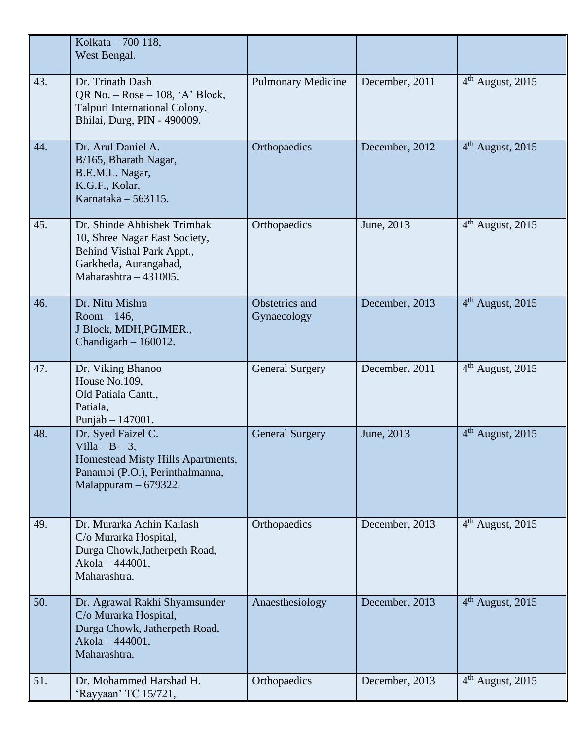| | | | | |
|---|---|---|---|---|
| | Kolkata – 700 118,<br>West Bengal. | | | |
| 43. | Dr. Trinath Dash<br>QR No. – Rose – 108, ‘A’ Block,<br>Talpuri International Colony,<br>Bhilai, Durg, PIN - 490009. | Pulmonary Medicine | December, 2011 | 4th August, 2015 |
| 44. | Dr. Arul Daniel A.<br>B/165, Bharath Nagar,<br>B.E.M.L. Nagar,<br>K.G.F., Kolar,<br>Karnataka – 563115. | Orthopaedics | December, 2012 | 4th August, 2015 |
| 45. | Dr. Shinde Abhishek Trimbak<br>10, Shree Nagar East Society,<br>Behind Vishal Park Appt.,<br>Garkheda, Aurangabad,<br>Maharashtra – 431005. | Orthopaedics | June, 2013 | 4th August, 2015 |
| 46. | Dr. Nitu Mishra<br>Room – 146,<br>J Block, MDH,PGIMER.,<br>Chandigarh – 160012. | Obstetrics and Gynaecology | December, 2013 | 4th August, 2015 |
| 47. | Dr. Viking Bhanoo<br>House No.109,<br>Old Patiala Cantt.,<br>Patiala,<br>Punjab – 147001. | General Surgery | December, 2011 | 4th August, 2015 |
| 48. | Dr. Syed Faizel C.<br>Villa – B – 3,<br>Homestead Misty Hills Apartments,<br>Panambi (P.O.), Perinthalmanna,<br>Malappuram – 679322. | General Surgery | June, 2013 | 4th August, 2015 |
| 49. | Dr. Murarka Achin Kailash<br>C/o Murarka Hospital,<br>Durga Chowk,Jatherpeth Road,<br>Akola – 444001,<br>Maharashtra. | Orthopaedics | December, 2013 | 4th August, 2015 |
| 50. | Dr. Agrawal Rakhi Shyamsunder<br>C/o Murarka Hospital,<br>Durga Chowk, Jatherpeth Road,<br>Akola – 444001,<br>Maharashtra. | Anaesthesiology | December, 2013 | 4th August, 2015 |
| 51. | Dr. Mohammed Harshad H.<br>‘Rayyaan’ TC 15/721, | Orthopaedics | December, 2013 | 4th August, 2015 |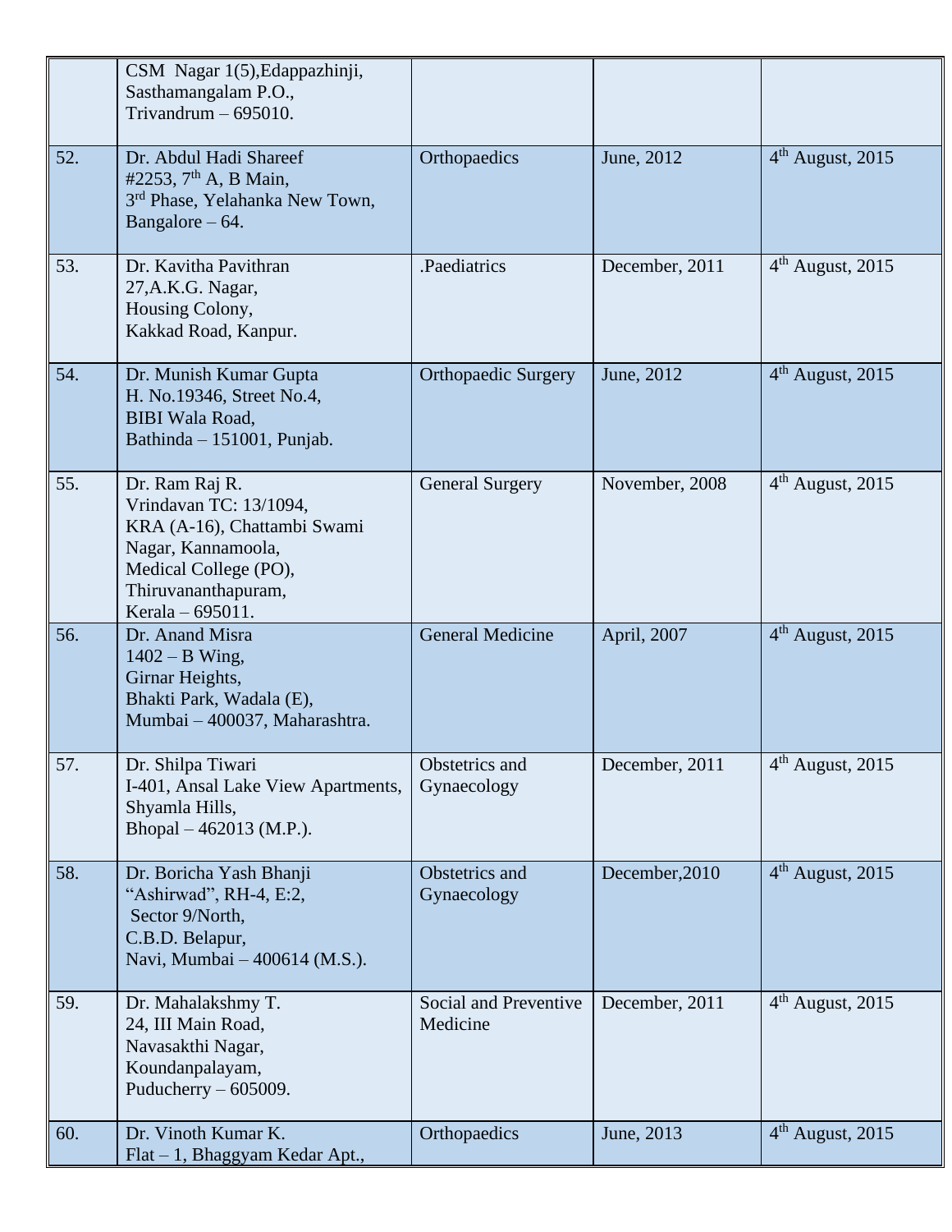| | | | | |
|---|---|---|---|---|
| | CSM Nagar 1(5),Edappazhinji, Sasthamangalam P.O., Trivandrum – 695010. | | | |
| 52. | Dr. Abdul Hadi Shareef #2253, 7th A, B Main, 3rd Phase, Yelahanka New Town, Bangalore – 64. | Orthopaedics | June, 2012 | 4th August, 2015 |
| 53. | Dr. Kavitha Pavithran 27,A.K.G. Nagar, Housing Colony, Kakkad Road, Kanpur. | .Paediatrics | December, 2011 | 4th August, 2015 |
| 54. | Dr. Munish Kumar Gupta H. No.19346, Street No.4, BIBI Wala Road, Bathinda – 151001, Punjab. | Orthopaedic Surgery | June, 2012 | 4th August, 2015 |
| 55. | Dr. Ram Raj R. Vrindavan TC: 13/1094, KRA (A-16), Chattambi Swami Nagar, Kannamoola, Medical College (PO), Thiruvananthapuram, Kerala – 695011. | General Surgery | November, 2008 | 4th August, 2015 |
| 56. | Dr. Anand Misra 1402 – B Wing, Girnar Heights, Bhakti Park, Wadala (E), Mumbai – 400037, Maharashtra. | General Medicine | April, 2007 | 4th August, 2015 |
| 57. | Dr. Shilpa Tiwari I-401, Ansal Lake View Apartments, Shyamla Hills, Bhopal – 462013 (M.P.). | Obstetrics and Gynaecology | December, 2011 | 4th August, 2015 |
| 58. | Dr. Boricha Yash Bhanji "Ashirwad", RH-4, E:2, Sector 9/North, C.B.D. Belapur, Navi, Mumbai – 400614 (M.S.). | Obstetrics and Gynaecology | December,2010 | 4th August, 2015 |
| 59. | Dr. Mahalakshmy T. 24, III Main Road, Navasakthi Nagar, Koundanpalayam, Puducherry – 605009. | Social and Preventive Medicine | December, 2011 | 4th August, 2015 |
| 60. | Dr. Vinoth Kumar K. Flat – 1, Bhaggyam Kedar Apt., | Orthopaedics | June, 2013 | 4th August, 2015 |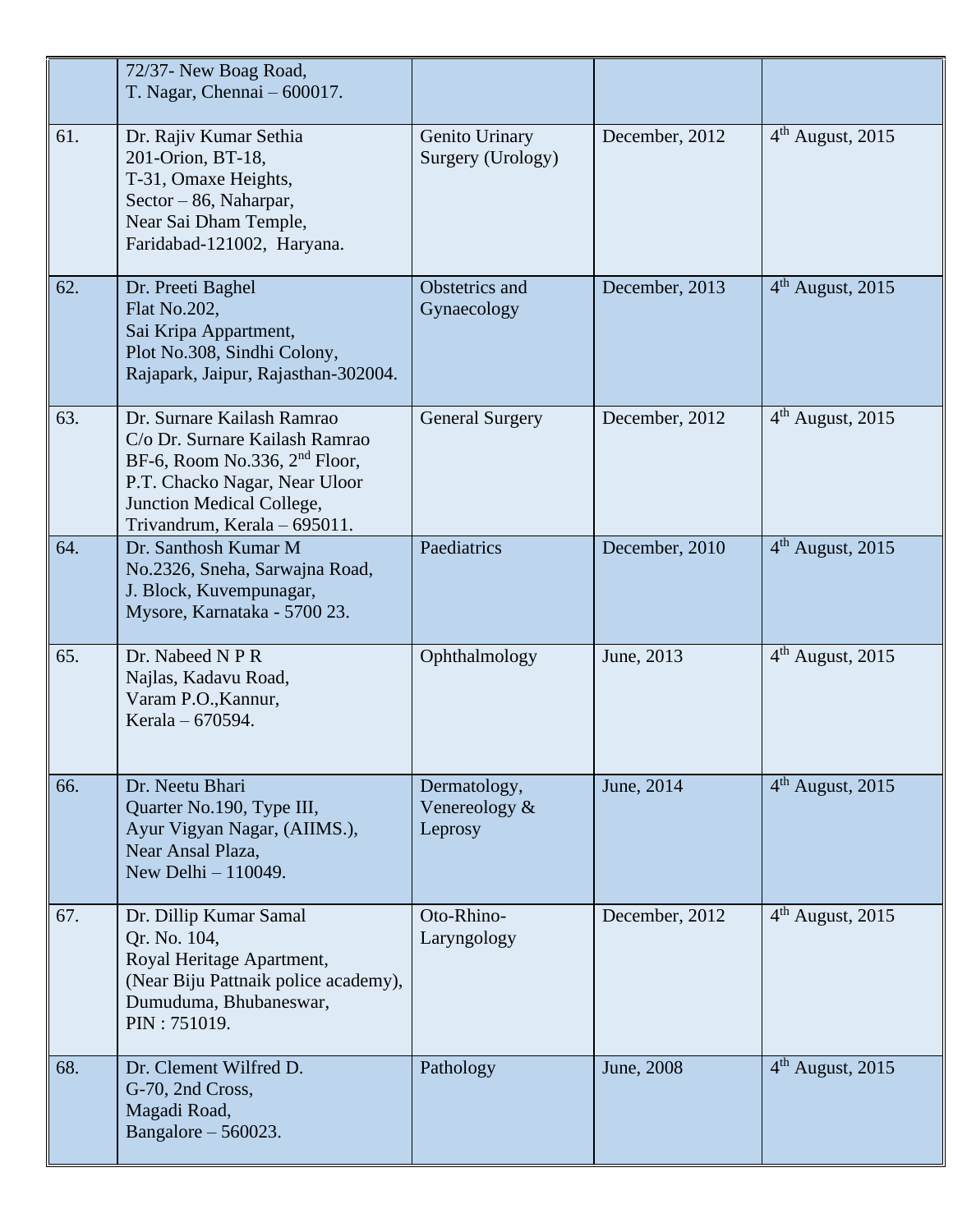| | | | | |
|---|---|---|---|---|
| | 72/37- New Boag Road,<br>T. Nagar, Chennai – 600017. | | | |
| 61. | Dr. Rajiv Kumar Sethia<br>201-Orion, BT-18,<br>T-31, Omaxe Heights,<br>Sector – 86, Naharpar,<br>Near Sai Dham Temple,<br>Faridabad-121002, Haryana. | Genito Urinary Surgery (Urology) | December, 2012 | 4th August, 2015 |
| 62. | Dr. Preeti Baghel<br>Flat No.202,<br>Sai Kripa Appartment,<br>Plot No.308, Sindhi Colony,<br>Rajapark, Jaipur, Rajasthan-302004. | Obstetrics and Gynaecology | December, 2013 | 4th August, 2015 |
| 63. | Dr. Surnare Kailash Ramrao<br>C/o Dr. Surnare Kailash Ramrao<br>BF-6, Room No.336, 2nd Floor,<br>P.T. Chacko Nagar, Near Uloor Junction Medical College,<br>Trivandrum, Kerala – 695011. | General Surgery | December, 2012 | 4th August, 2015 |
| 64. | Dr. Santhosh Kumar M<br>No.2326, Sneha, Sarwajna Road,<br>J. Block, Kuvempunagar,<br>Mysore, Karnataka - 5700 23. | Paediatrics | December, 2010 | 4th August, 2015 |
| 65. | Dr. Nabeed N P R<br>Najlas, Kadavu Road,<br>Varam P.O.,Kannur,<br>Kerala – 670594. | Ophthalmology | June, 2013 | 4th August, 2015 |
| 66. | Dr. Neetu Bhari<br>Quarter No.190, Type III,<br>Ayur Vigyan Nagar, (AIIMS.),<br>Near Ansal Plaza,<br>New Delhi – 110049. | Dermatology, Venereology & Leprosy | June, 2014 | 4th August, 2015 |
| 67. | Dr. Dillip Kumar Samal<br>Qr. No. 104,<br>Royal Heritage Apartment,<br>(Near Biju Pattnaik police academy),<br>Dumuduma, Bhubaneswar,<br>PIN : 751019. | Oto-Rhino-Laryngology | December, 2012 | 4th August, 2015 |
| 68. | Dr. Clement Wilfred D.<br>G-70, 2nd Cross,<br>Magadi Road,<br>Bangalore – 560023. | Pathology | June, 2008 | 4th August, 2015 |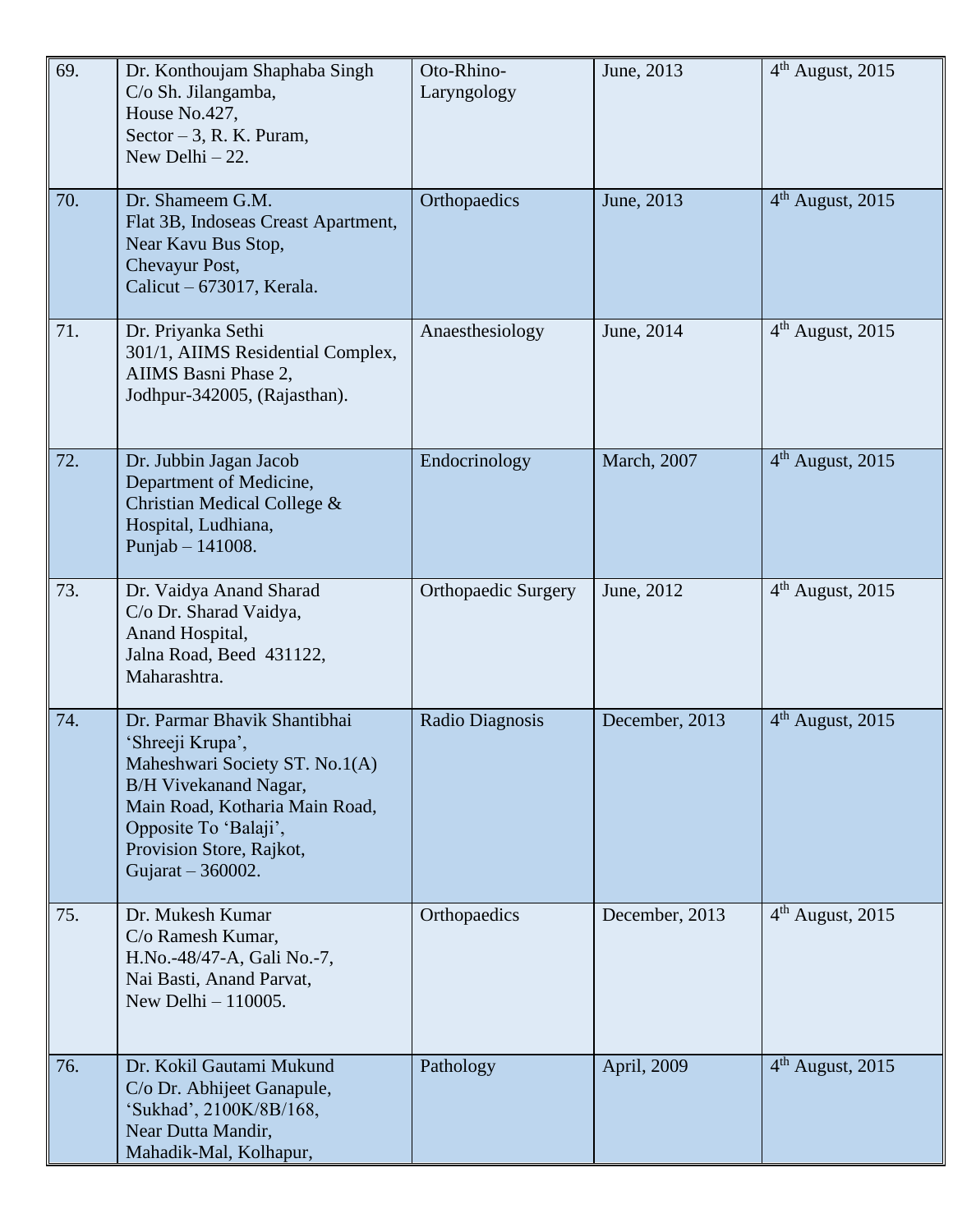| 69. | Dr. Konthoujam Shaphaba Singh<br>C/o Sh. Jilangamba,<br>House No.427,<br>Sector – 3, R. K. Puram,<br>New Delhi – 22. | Oto-Rhino-Laryngology | June, 2013 | 4th August, 2015 |
|---|---|---|---|---|
| 70. | Dr. Shameem G.M.<br>Flat 3B, Indoseas Creast Apartment,<br>Near Kavu Bus Stop,<br>Chevayur Post,<br>Calicut – 673017, Kerala. | Orthopaedics | June, 2013 | 4th August, 2015 |
| 71. | Dr. Priyanka Sethi<br>301/1, AIIMS Residential Complex,<br>AIIMS Basni Phase 2,<br>Jodhpur-342005, (Rajasthan). | Anaesthesiology | June, 2014 | 4th August, 2015 |
| 72. | Dr. Jubbin Jagan Jacob<br>Department of Medicine,<br>Christian Medical College &<br>Hospital, Ludhiana,<br>Punjab – 141008. | Endocrinology | March, 2007 | 4th August, 2015 |
| 73. | Dr. Vaidya Anand Sharad<br>C/o Dr. Sharad Vaidya,<br>Anand Hospital,<br>Jalna Road, Beed 431122,<br>Maharashtra. | Orthopaedic Surgery | June, 2012 | 4th August, 2015 |
| 74. | Dr. Parmar Bhavik Shantibhai<br>'Shreeji Krupa',<br>Maheshwari Society ST. No.1(A)<br>B/H Vivekanand Nagar,<br>Main Road, Kotharia Main Road,<br>Opposite To 'Balaji',<br>Provision Store, Rajkot,<br>Gujarat – 360002. | Radio Diagnosis | December, 2013 | 4th August, 2015 |
| 75. | Dr. Mukesh Kumar<br>C/o Ramesh Kumar,<br>H.No.-48/47-A, Gali No.-7,<br>Nai Basti, Anand Parvat,<br>New Delhi – 110005. | Orthopaedics | December, 2013 | 4th August, 2015 |
| 76. | Dr. Kokil Gautami Mukund<br>C/o Dr. Abhijeet Ganapule,<br>'Sukhad', 2100K/8B/168,<br>Near Dutta Mandir,<br>Mahadik-Mal, Kolhapur, | Pathology | April, 2009 | 4th August, 2015 |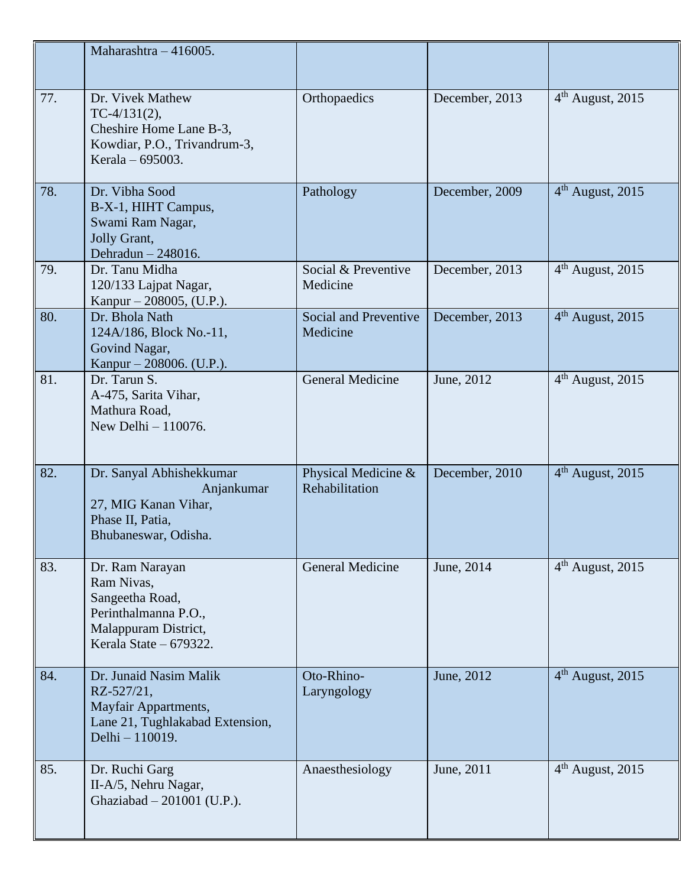| | | | | |
|---|---|---|---|---|
| | Maharashtra – 416005. | | | |
| 77. | Dr. Vivek Mathew<br>TC-4/131(2),<br>Cheshire Home Lane B-3,<br>Kowdiar, P.O., Trivandrum-3,<br>Kerala – 695003. | Orthopaedics | December, 2013 | 4th August, 2015 |
| 78. | Dr. Vibha Sood<br>B-X-1, HIHT Campus,<br>Swami Ram Nagar,<br>Jolly Grant,<br>Dehradun – 248016. | Pathology | December, 2009 | 4th August, 2015 |
| 79. | Dr. Tanu Midha<br>120/133 Lajpat Nagar,<br>Kanpur – 208005, (U.P.). | Social & Preventive Medicine | December, 2013 | 4th August, 2015 |
| 80. | Dr. Bhola Nath<br>124A/186, Block No.-11,<br>Govind Nagar,<br>Kanpur – 208006. (U.P.). | Social and Preventive Medicine | December, 2013 | 4th August, 2015 |
| 81. | Dr. Tarun S.<br>A-475, Sarita Vihar,<br>Mathura Road,<br>New Delhi – 110076. | General Medicine | June, 2012 | 4th August, 2015 |
| 82. | Dr. Sanyal Abhishekkumar Anjankumar<br>27, MIG Kanan Vihar,<br>Phase II, Patia,<br>Bhubaneswar, Odisha. | Physical Medicine & Rehabilitation | December, 2010 | 4th August, 2015 |
| 83. | Dr. Ram Narayan<br>Ram Nivas,<br>Sangeetha Road,<br>Perinthalmanna P.O.,<br>Malappuram District,<br>Kerala State – 679322. | General Medicine | June, 2014 | 4th August, 2015 |
| 84. | Dr. Junaid Nasim Malik<br>RZ-527/21,<br>Mayfair Appartments,<br>Lane 21, Tughlakabad Extension,<br>Delhi – 110019. | Oto-Rhino-Laryngology | June, 2012 | 4th August, 2015 |
| 85. | Dr. Ruchi Garg<br>II-A/5, Nehru Nagar,<br>Ghaziabad – 201001 (U.P.). | Anaesthesiology | June, 2011 | 4th August, 2015 |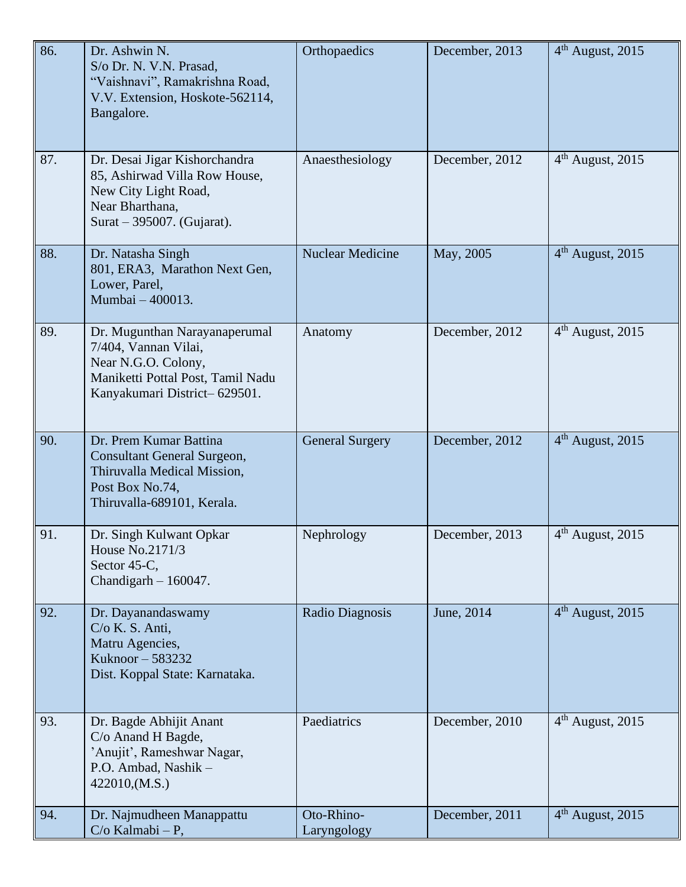| | | | | |
|---|---|---|---|---|
| 86. | Dr. Ashwin N.<br>S/o Dr. N. V.N. Prasad,<br>"Vaishnavi", Ramakrishna Road,<br>V.V. Extension, Hoskote-562114,<br>Bangalore. | Orthopaedics | December, 2013 | 4th August, 2015 |
| 87. | Dr. Desai Jigar Kishorchandra<br>85, Ashirwad Villa Row House,<br>New City Light Road,<br>Near Bharthana,<br>Surat – 395007. (Gujarat). | Anaesthesiology | December, 2012 | 4th August, 2015 |
| 88. | Dr. Natasha Singh<br>801, ERA3, Marathon Next Gen,<br>Lower, Parel,<br>Mumbai – 400013. | Nuclear Medicine | May, 2005 | 4th August, 2015 |
| 89. | Dr. Mugunthan Narayanaperumal<br>7/404, Vannan Vilai,<br>Near N.G.O. Colony,<br>Maniketti Pottal Post, Tamil Nadu<br>Kanyakumari District– 629501. | Anatomy | December, 2012 | 4th August, 2015 |
| 90. | Dr. Prem Kumar Battina<br>Consultant General Surgeon,<br>Thiruvalla Medical Mission,<br>Post Box No.74,<br>Thiruvalla-689101, Kerala. | General Surgery | December, 2012 | 4th August, 2015 |
| 91. | Dr. Singh Kulwant Opkar<br>House No.2171/3<br>Sector 45-C,<br>Chandigarh – 160047. | Nephrology | December, 2013 | 4th August, 2015 |
| 92. | Dr. Dayanandaswamy<br>C/o K. S. Anti,<br>Matru Agencies,<br>Kuknoor – 583232<br>Dist. Koppal State: Karnataka. | Radio Diagnosis | June, 2014 | 4th August, 2015 |
| 93. | Dr. Bagde Abhijit Anant<br>C/o Anand H Bagde,<br>'Anujit', Rameshwar Nagar,<br>P.O. Ambad, Nashik –<br>422010,(M.S.) | Paediatrics | December, 2010 | 4th August, 2015 |
| 94. | Dr. Najmudheen Manappattu<br>C/o Kalmabi – P, | Oto-Rhino-Laryngology | December, 2011 | 4th August, 2015 |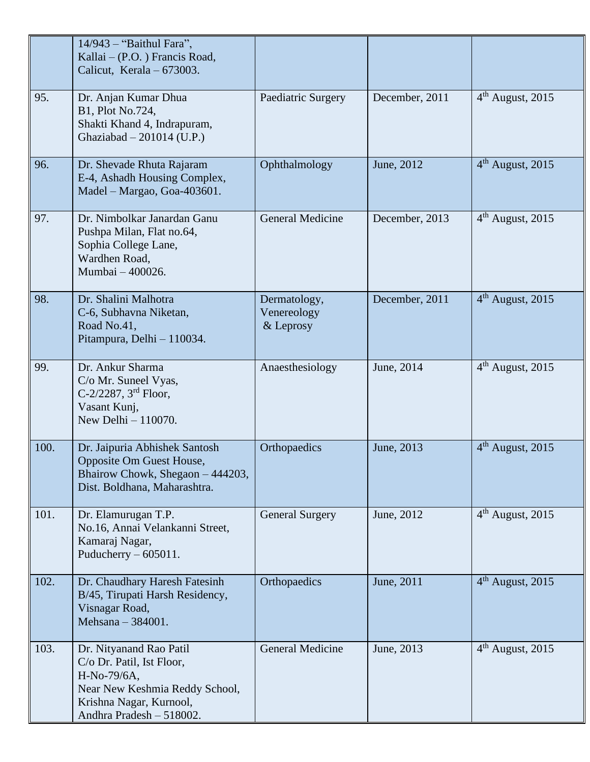| | | | | |
|---|---|---|---|---|
| | 14/943 – "Baithul Fara",<br>Kallai – (P.O. ) Francis Road,<br>Calicut, Kerala – 673003. | | | |
| 95. | Dr. Anjan Kumar Dhua<br>B1, Plot No.724,<br>Shakti Khand 4, Indrapuram,<br>Ghaziabad – 201014 (U.P.) | Paediatric Surgery | December, 2011 | 4th August, 2015 |
| 96. | Dr. Shevade Rhuta Rajaram<br>E-4, Ashadh Housing Complex,<br>Madel – Margao, Goa-403601. | Ophthalmology | June, 2012 | 4th August, 2015 |
| 97. | Dr. Nimbolkar Janardan Ganu<br>Pushpa Milan, Flat no.64,<br>Sophia College Lane,<br>Wardhen Road,<br>Mumbai – 400026. | General Medicine | December, 2013 | 4th August, 2015 |
| 98. | Dr. Shalini Malhotra<br>C-6, Subhavna Niketan,<br>Road No.41,<br>Pitampura, Delhi – 110034. | Dermatology, Venereology & Leprosy | December, 2011 | 4th August, 2015 |
| 99. | Dr. Ankur Sharma<br>C/o Mr. Suneel Vyas,<br>C-2/2287, 3rd Floor,<br>Vasant Kunj,<br>New Delhi – 110070. | Anaesthesiology | June, 2014 | 4th August, 2015 |
| 100. | Dr. Jaipuria Abhishek Santosh<br>Opposite Om Guest House,<br>Bhairow Chowk, Shegaon – 444203,<br>Dist. Boldhana, Maharashtra. | Orthopaedics | June, 2013 | 4th August, 2015 |
| 101. | Dr. Elamurugan T.P.<br>No.16, Annai Velankanni Street,<br>Kamaraj Nagar,<br>Puducherry – 605011. | General Surgery | June, 2012 | 4th August, 2015 |
| 102. | Dr. Chaudhary Haresh Fatesinh<br>B/45, Tirupati Harsh Residency,<br>Visnagar Road,<br>Mehsana – 384001. | Orthopaedics | June, 2011 | 4th August, 2015 |
| 103. | Dr. Nityanand Rao Patil<br>C/o Dr. Patil, Ist Floor,<br>H-No-79/6A,<br>Near New Keshmia Reddy School,<br>Krishna Nagar, Kurnool,<br>Andhra Pradesh – 518002. | General Medicine | June, 2013 | 4th August, 2015 |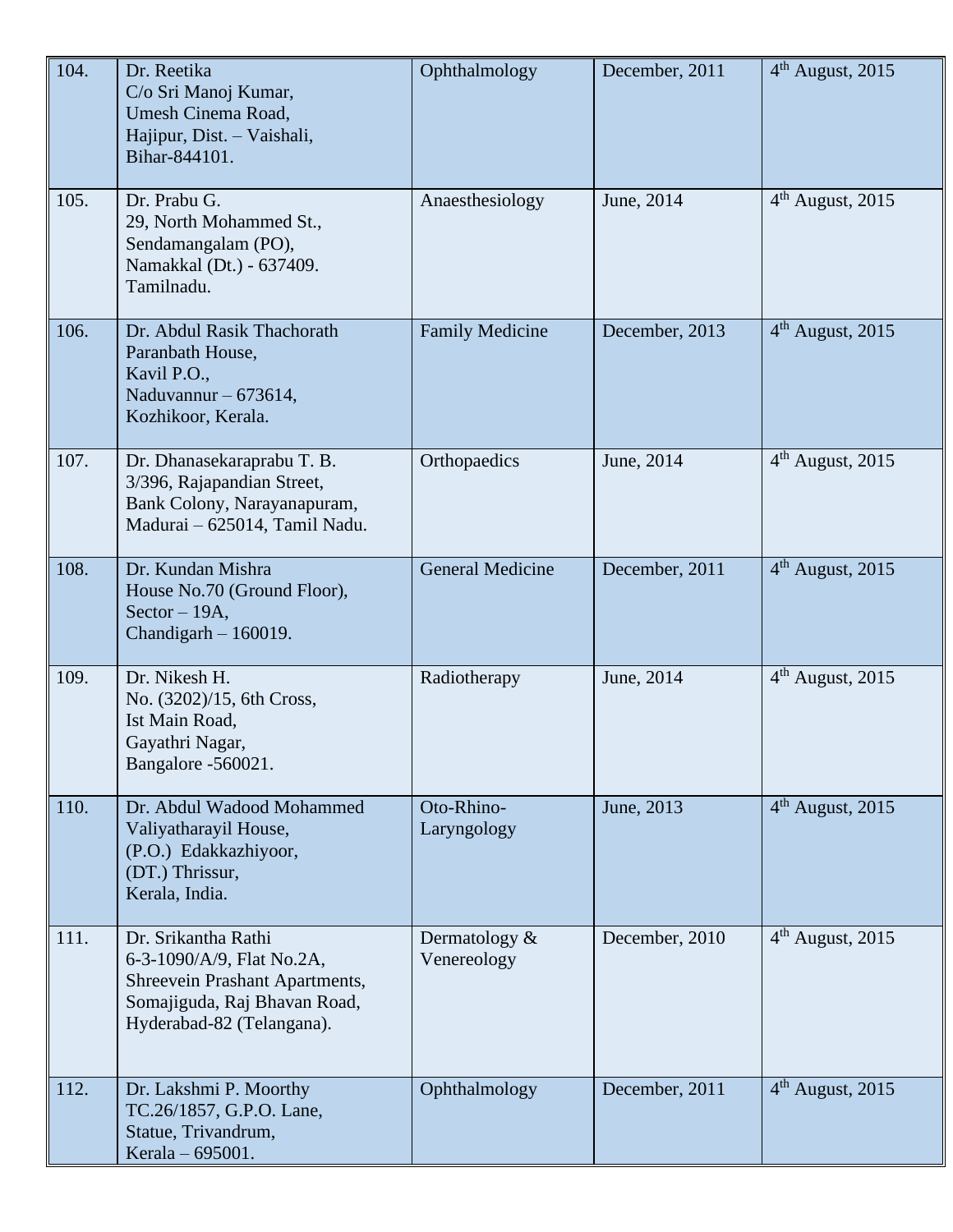| 104. | Dr. Reetika<br>C/o Sri Manoj Kumar,<br>Umesh Cinema Road,<br>Hajipur, Dist. – Vaishali,<br>Bihar-844101. | Ophthalmology | December, 2011 | 4th August, 2015 |
|---|---|---|---|---|
| 105. | Dr. Prabu G.<br>29, North Mohammed St.,<br>Sendamangalam (PO),<br>Namakkal (Dt.) - 637409.<br>Tamilnadu. | Anaesthesiology | June, 2014 | 4th August, 2015 |
| 106. | Dr. Abdul Rasik Thachorath<br>Paranbath House,<br>Kavil P.O.,<br>Naduvannur – 673614,<br>Kozhikoor, Kerala. | Family Medicine | December, 2013 | 4th August, 2015 |
| 107. | Dr. Dhanasekaraprabu T. B.<br>3/396, Rajapandian Street,<br>Bank Colony, Narayanapuram,<br>Madurai – 625014, Tamil Nadu. | Orthopaedics | June, 2014 | 4th August, 2015 |
| 108. | Dr. Kundan Mishra<br>House No.70 (Ground Floor),<br>Sector – 19A,<br>Chandigarh – 160019. | General Medicine | December, 2011 | 4th August, 2015 |
| 109. | Dr. Nikesh H.<br>No. (3202)/15, 6th Cross,<br>Ist Main Road,<br>Gayathri Nagar,<br>Bangalore -560021. | Radiotherapy | June, 2014 | 4th August, 2015 |
| 110. | Dr. Abdul Wadood Mohammed<br>Valiyatharayil House,<br>(P.O.) Edakkazhiyoor,<br>(DT.) Thrissur,<br>Kerala, India. | Oto-Rhino-Laryngology | June, 2013 | 4th August, 2015 |
| 111. | Dr. Srikantha Rathi<br>6-3-1090/A/9, Flat No.2A,<br>Shreevein Prashant Apartments,<br>Somajiguda, Raj Bhavan Road,<br>Hyderabad-82 (Telangana). | Dermatology & Venereology | December, 2010 | 4th August, 2015 |
| 112. | Dr. Lakshmi P. Moorthy<br>TC.26/1857, G.P.O. Lane,<br>Statue, Trivandrum,<br>Kerala – 695001. | Ophthalmology | December, 2011 | 4th August, 2015 |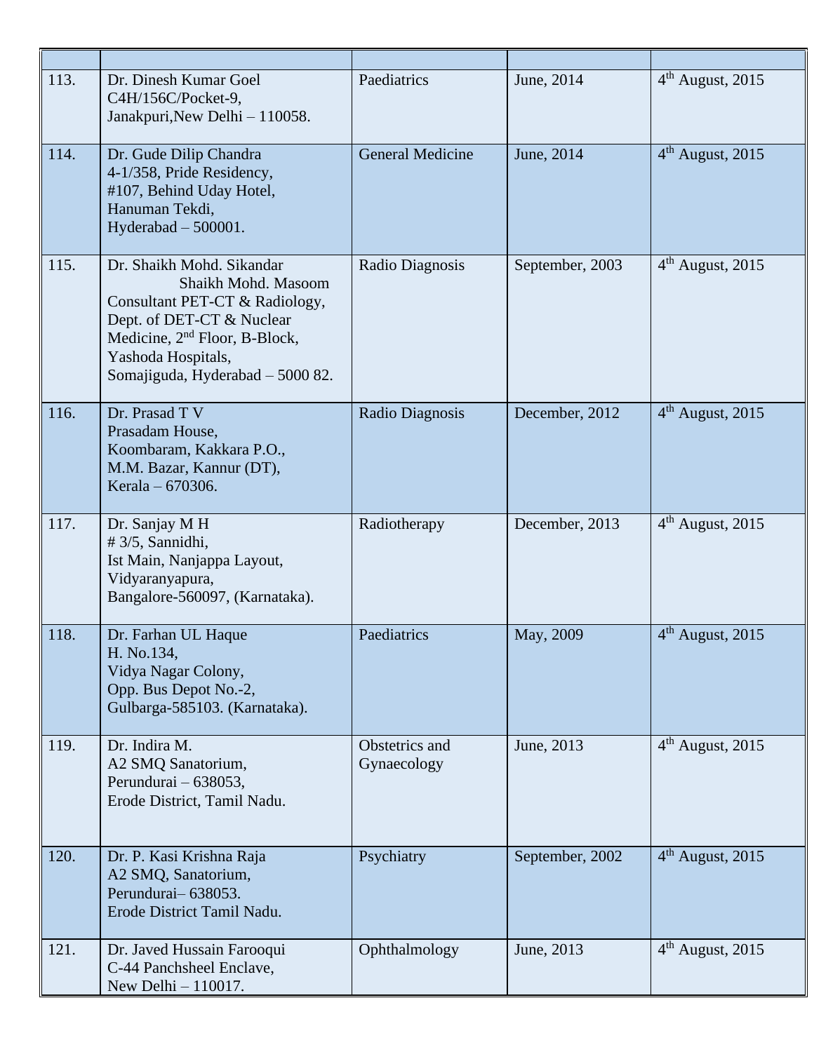| | | | | |
|---|---|---|---|---|
| 113. | Dr. Dinesh Kumar Goel<br>C4H/156C/Pocket-9,<br>Janakpuri,New Delhi – 110058. | Paediatrics | June, 2014 | 4th August, 2015 |
| 114. | Dr. Gude Dilip Chandra<br>4-1/358, Pride Residency,<br>#107, Behind Uday Hotel,<br>Hanuman Tekdi,<br>Hyderabad – 500001. | General Medicine | June, 2014 | 4th August, 2015 |
| 115. | Dr. Shaikh Mohd. Sikandar<br>Shaikh Mohd. Masoom<br>Consultant PET-CT & Radiology,<br>Dept. of DET-CT & Nuclear<br>Medicine, 2nd Floor, B-Block,<br>Yashoda Hospitals,<br>Somajiguda, Hyderabad – 5000 82. | Radio Diagnosis | September, 2003 | 4th August, 2015 |
| 116. | Dr. Prasad T V<br>Prasadam House,<br>Koombaram, Kakkara P.O.,<br>M.M. Bazar, Kannur (DT),<br>Kerala – 670306. | Radio Diagnosis | December, 2012 | 4th August, 2015 |
| 117. | Dr. Sanjay M H<br># 3/5, Sannidhi,<br>Ist Main, Nanjappa Layout,<br>Vidyaranyapura,<br>Bangalore-560097, (Karnataka). | Radiotherapy | December, 2013 | 4th August, 2015 |
| 118. | Dr. Farhan UL Haque<br>H. No.134,<br>Vidya Nagar Colony,<br>Opp. Bus Depot No.-2,<br>Gulbarga-585103. (Karnataka). | Paediatrics | May, 2009 | 4th August, 2015 |
| 119. | Dr. Indira M.<br>A2 SMQ Sanatorium,<br>Perundurai – 638053,<br>Erode District, Tamil Nadu. | Obstetrics and Gynaecology | June, 2013 | 4th August, 2015 |
| 120. | Dr. P. Kasi Krishna Raja<br>A2 SMQ, Sanatorium,<br>Perundurai– 638053.<br>Erode District Tamil Nadu. | Psychiatry | September, 2002 | 4th August, 2015 |
| 121. | Dr. Javed Hussain Farooqui<br>C-44 Panchsheel Enclave,<br>New Delhi – 110017. | Ophthalmology | June, 2013 | 4th August, 2015 |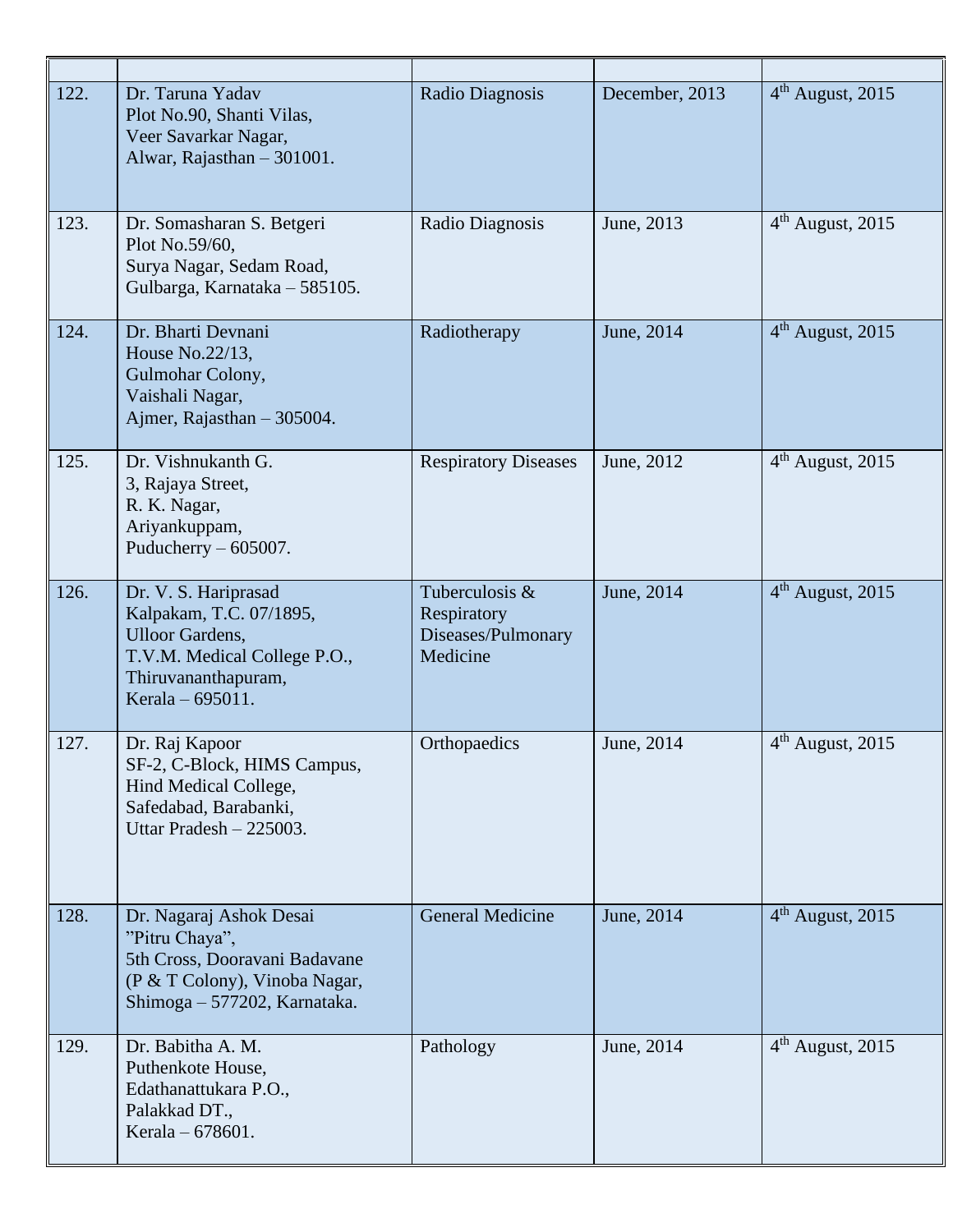| | | | | |
|---|---|---|---|---|
| 122. | Dr. Taruna Yadav<br>Plot No.90, Shanti Vilas,<br>Veer Savarkar Nagar,<br>Alwar, Rajasthan – 301001. | Radio Diagnosis | December, 2013 | 4th August, 2015 |
| 123. | Dr. Somasharan S. Betgeri<br>Plot No.59/60,<br>Surya Nagar, Sedam Road,<br>Gulbarga, Karnataka – 585105. | Radio Diagnosis | June, 2013 | 4th August, 2015 |
| 124. | Dr. Bharti Devnani<br>House No.22/13,<br>Gulmohar Colony,<br>Vaishali Nagar,<br>Ajmer, Rajasthan – 305004. | Radiotherapy | June, 2014 | 4th August, 2015 |
| 125. | Dr. Vishnukanth G.<br>3, Rajaya Street,<br>R. K. Nagar,<br>Ariyankuppam,<br>Puducherry – 605007. | Respiratory Diseases | June, 2012 | 4th August, 2015 |
| 126. | Dr. V. S. Hariprasad<br>Kalpakam, T.C. 07/1895,<br>Ulloor Gardens,<br>T.V.M. Medical College P.O.,<br>Thiruvananthapuram,<br>Kerala – 695011. | Tuberculosis & Respiratory Diseases/Pulmonary Medicine | June, 2014 | 4th August, 2015 |
| 127. | Dr. Raj Kapoor<br>SF-2, C-Block, HIMS Campus,<br>Hind Medical College,<br>Safedabad, Barabanki,<br>Uttar Pradesh – 225003. | Orthopaedics | June, 2014 | 4th August, 2015 |
| 128. | Dr. Nagaraj Ashok Desai<br>"Pitru Chaya",<br>5th Cross, Dooravani Badavane<br>(P & T Colony), Vinoba Nagar,<br>Shimoga – 577202, Karnataka. | General Medicine | June, 2014 | 4th August, 2015 |
| 129. | Dr. Babitha A. M.<br>Puthenkote House,<br>Edathanattukara P.O.,<br>Palakkad DT.,<br>Kerala – 678601. | Pathology | June, 2014 | 4th August, 2015 |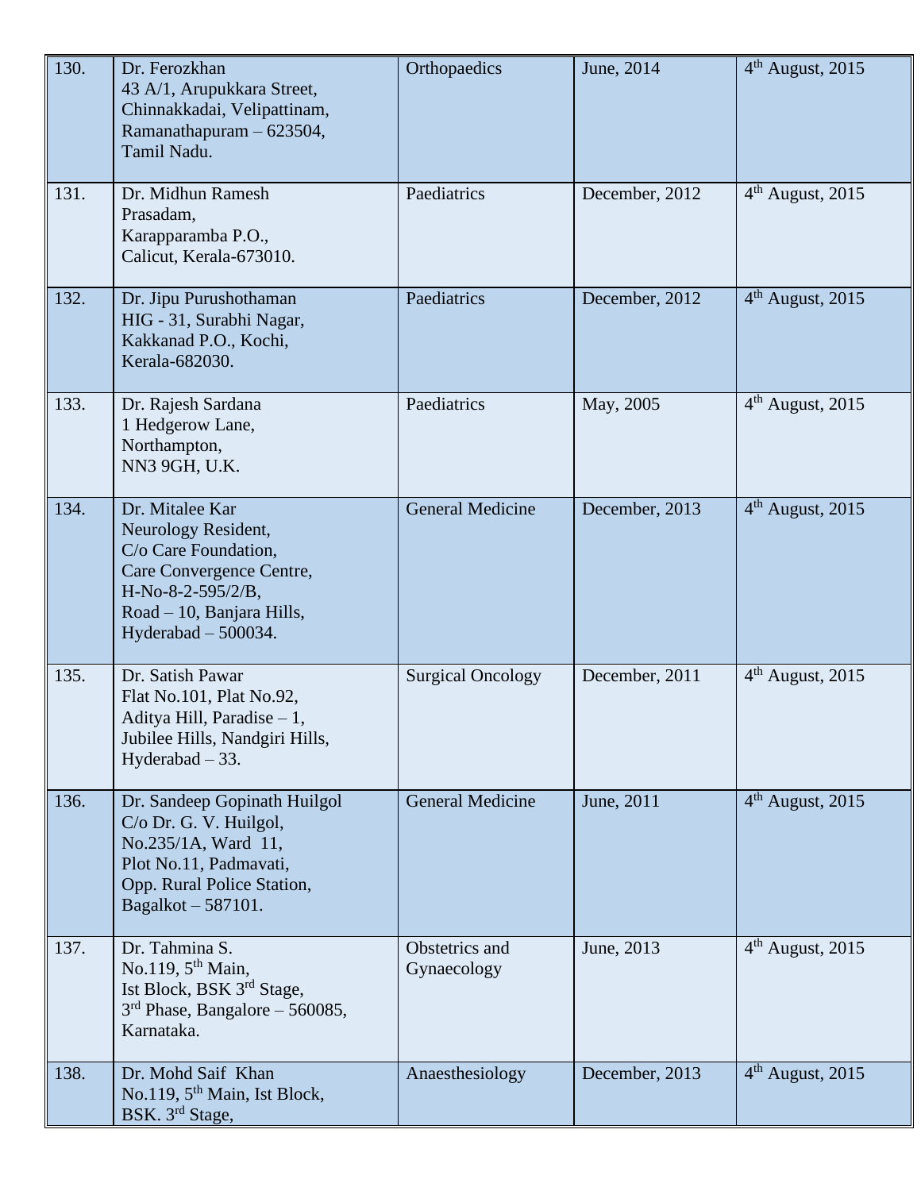| | | | | |
|---|---|---|---|---|
| 130. | Dr. Ferozkhan<br>43 A/1, Arupukkara Street,<br>Chinnakkadai, Velipattinam,<br>Ramanathapuram – 623504,<br>Tamil Nadu. | Orthopaedics | June, 2014 | 4th August, 2015 |
| 131. | Dr. Midhun Ramesh<br>Prasadam,<br>Karapparamba P.O.,<br>Calicut, Kerala-673010. | Paediatrics | December, 2012 | 4th August, 2015 |
| 132. | Dr. Jipu Purushothaman<br>HIG - 31, Surabhi Nagar,<br>Kakkanad P.O., Kochi,<br>Kerala-682030. | Paediatrics | December, 2012 | 4th August, 2015 |
| 133. | Dr. Rajesh Sardana<br>1 Hedgerow Lane,<br>Northampton,<br>NN3 9GH, U.K. | Paediatrics | May, 2005 | 4th August, 2015 |
| 134. | Dr. Mitalee Kar<br>Neurology Resident,<br>C/o Care Foundation,<br>Care Convergence Centre,<br>H-No-8-2-595/2/B,<br>Road – 10, Banjara Hills,<br>Hyderabad – 500034. | General Medicine | December, 2013 | 4th August, 2015 |
| 135. | Dr. Satish Pawar<br>Flat No.101, Plat No.92,<br>Aditya Hill, Paradise – 1,<br>Jubilee Hills, Nandgiri Hills,<br>Hyderabad – 33. | Surgical Oncology | December, 2011 | 4th August, 2015 |
| 136. | Dr. Sandeep Gopinath Huilgol<br>C/o Dr. G. V. Huilgol,<br>No.235/1A, Ward 11,<br>Plot No.11, Padmavati,<br>Opp. Rural Police Station,<br>Bagalkot – 587101. | General Medicine | June, 2011 | 4th August, 2015 |
| 137. | Dr. Tahmina S.<br>No.119, 5th Main,<br>Ist Block, BSK 3rd Stage,<br>3rd Phase, Bangalore – 560085,<br>Karnataka. | Obstetrics and Gynaecology | June, 2013 | 4th August, 2015 |
| 138. | Dr. Mohd Saif Khan<br>No.119, 5th Main, Ist Block,<br>BSK. 3rd Stage, | Anaesthesiology | December, 2013 | 4th August, 2015 |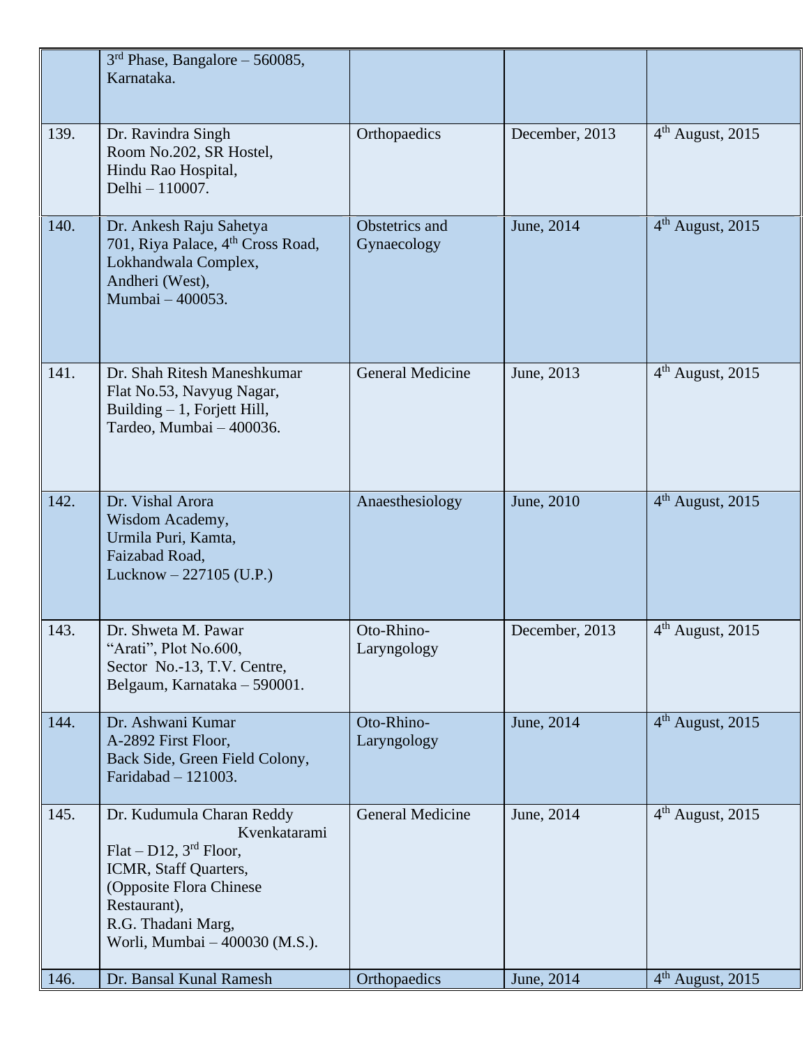| | | | | |
|---|---|---|---|---|
| | 3rd Phase, Bangalore – 560085, Karnataka. | | | |
| 139. | Dr. Ravindra Singh<br>Room No.202, SR Hostel,<br>Hindu Rao Hospital,<br>Delhi – 110007. | Orthopaedics | December, 2013 | 4th August, 2015 |
| 140. | Dr. Ankesh Raju Sahetya<br>701, Riya Palace, 4th Cross Road,<br>Lokhandwala Complex,<br>Andheri (West),<br>Mumbai – 400053. | Obstetrics and Gynaecology | June, 2014 | 4th August, 2015 |
| 141. | Dr. Shah Ritesh Maneshkumar<br>Flat No.53, Navyug Nagar,<br>Building – 1, Forjett Hill,<br>Tardeo, Mumbai – 400036. | General Medicine | June, 2013 | 4th August, 2015 |
| 142. | Dr. Vishal Arora<br>Wisdom Academy,<br>Urmila Puri, Kamta,<br>Faizabad Road,<br>Lucknow – 227105 (U.P.) | Anaesthesiology | June, 2010 | 4th August, 2015 |
| 143. | Dr. Shweta M. Pawar<br>"Arati", Plot No.600,<br>Sector No.-13, T.V. Centre,<br>Belgaum, Karnataka – 590001. | Oto-Rhino-Laryngology | December, 2013 | 4th August, 2015 |
| 144. | Dr. Ashwani Kumar<br>A-2892 First Floor,<br>Back Side, Green Field Colony,<br>Faridabad – 121003. | Oto-Rhino-Laryngology | June, 2014 | 4th August, 2015 |
| 145. | Dr. Kudumula Charan Reddy Kvenkatarami<br>Flat – D12, 3rd Floor,<br>ICMR, Staff Quarters,<br>(Opposite Flora Chinese Restaurant),<br>R.G. Thadani Marg,<br>Worli, Mumbai – 400030 (M.S.). | General Medicine | June, 2014 | 4th August, 2015 |
| 146. | Dr. Bansal Kunal Ramesh | Orthopaedics | June, 2014 | 4th August, 2015 |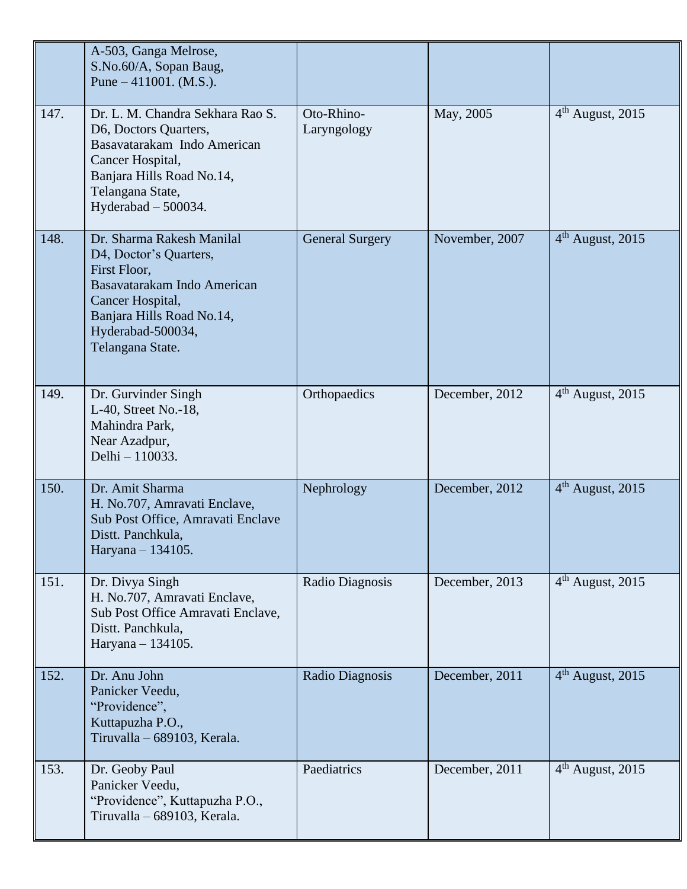| | | | | |
|---|---|---|---|---|
| | A-503, Ganga Melrose,<br>S.No.60/A, Sopan Baug,<br>Pune – 411001. (M.S.). | | | |
| 147. | Dr. L. M. Chandra Sekhara Rao S.<br>D6, Doctors Quarters,<br>Basavatarakam Indo American Cancer Hospital,<br>Banjara Hills Road No.14,<br>Telangana State,<br>Hyderabad – 500034. | Oto-Rhino-Laryngology | May, 2005 | 4th August, 2015 |
| 148. | Dr. Sharma Rakesh Manilal<br>D4, Doctor's Quarters,<br>First Floor,<br>Basavatarakam Indo American Cancer Hospital,<br>Banjara Hills Road No.14,<br>Hyderabad-500034,<br>Telangana State. | General Surgery | November, 2007 | 4th August, 2015 |
| 149. | Dr. Gurvinder Singh<br>L-40, Street No.-18,<br>Mahindra Park,<br>Near Azadpur,<br>Delhi – 110033. | Orthopaedics | December, 2012 | 4th August, 2015 |
| 150. | Dr. Amit Sharma<br>H. No.707, Amravati Enclave,<br>Sub Post Office, Amravati Enclave<br>Distt. Panchkula,<br>Haryana – 134105. | Nephrology | December, 2012 | 4th August, 2015 |
| 151. | Dr. Divya Singh<br>H. No.707, Amravati Enclave,<br>Sub Post Office Amravati Enclave,<br>Distt. Panchkula,<br>Haryana – 134105. | Radio Diagnosis | December, 2013 | 4th August, 2015 |
| 152. | Dr. Anu John<br>Panicker Veedu,<br>"Providence",<br>Kuttapuzha P.O.,<br>Tiruvalla – 689103, Kerala. | Radio Diagnosis | December, 2011 | 4th August, 2015 |
| 153. | Dr. Geoby Paul<br>Panicker Veedu,<br>"Providence", Kuttapuzha P.O.,<br>Tiruvalla – 689103, Kerala. | Paediatrics | December, 2011 | 4th August, 2015 |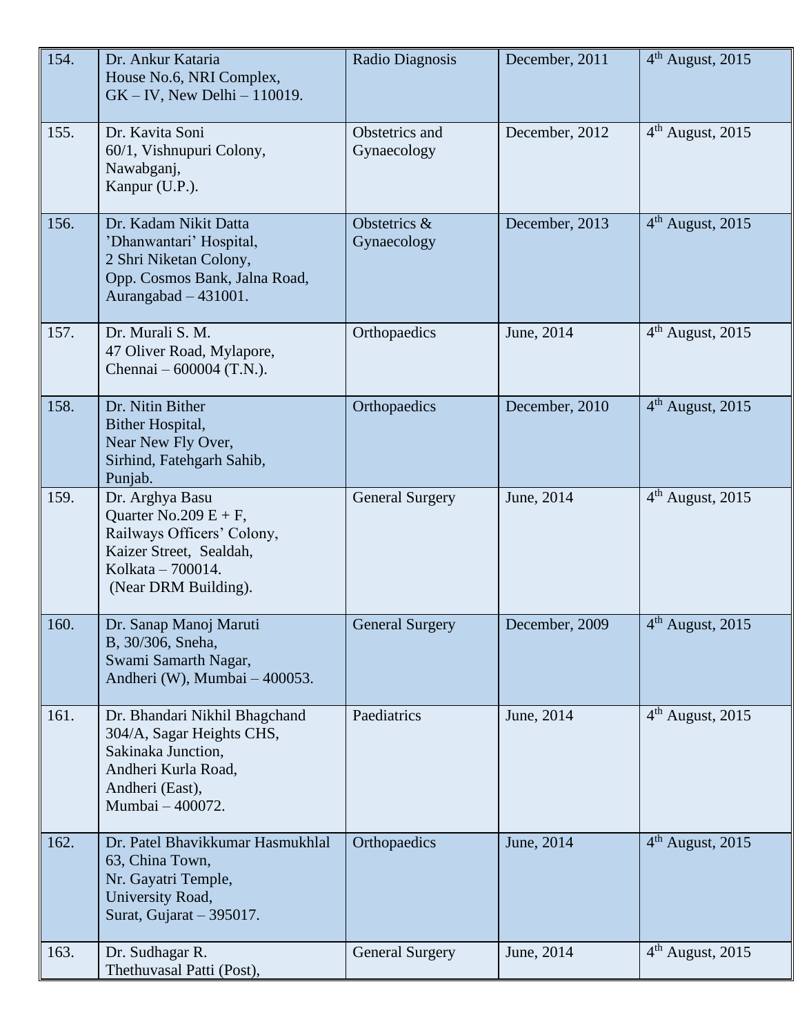| 154. | Dr. Ankur Kataria<br>House No.6, NRI Complex,<br>GK – IV, New Delhi – 110019. | Radio Diagnosis | December, 2011 | 4th August, 2015 |
|---|---|---|---|---|
| 155. | Dr. Kavita Soni<br>60/1, Vishnupuri Colony,<br>Nawabganj,<br>Kanpur (U.P.). | Obstetrics and Gynaecology | December, 2012 | 4th August, 2015 |
| 156. | Dr. Kadam Nikit Datta<br>'Dhanwantari' Hospital,<br>2 Shri Niketan Colony,<br>Opp. Cosmos Bank, Jalna Road,<br>Aurangabad – 431001. | Obstetrics & Gynaecology | December, 2013 | 4th August, 2015 |
| 157. | Dr. Murali S. M.<br>47 Oliver Road, Mylapore,<br>Chennai – 600004 (T.N.). | Orthopaedics | June, 2014 | 4th August, 2015 |
| 158. | Dr. Nitin Bither<br>Bither Hospital,<br>Near New Fly Over,<br>Sirhind, Fatehgarh Sahib,<br>Punjab. | Orthopaedics | December, 2010 | 4th August, 2015 |
| 159. | Dr. Arghya Basu<br>Quarter No.209 E + F,<br>Railways Officers' Colony,<br>Kaizer Street, Sealdah,<br>Kolkata – 700014.<br>(Near DRM Building). | General Surgery | June, 2014 | 4th August, 2015 |
| 160. | Dr. Sanap Manoj Maruti<br>B, 30/306, Sneha,<br>Swami Samarth Nagar,<br>Andheri (W), Mumbai – 400053. | General Surgery | December, 2009 | 4th August, 2015 |
| 161. | Dr. Bhandari Nikhil Bhagchand<br>304/A, Sagar Heights CHS,<br>Sakinaka Junction,<br>Andheri Kurla Road,<br>Andheri (East),<br>Mumbai – 400072. | Paediatrics | June, 2014 | 4th August, 2015 |
| 162. | Dr. Patel Bhavikkumar Hasmukhlal<br>63, China Town,<br>Nr. Gayatri Temple,<br>University Road,<br>Surat, Gujarat – 395017. | Orthopaedics | June, 2014 | 4th August, 2015 |
| 163. | Dr. Sudhagar R.<br>Thethuvasal Patti (Post), | General Surgery | June, 2014 | 4th August, 2015 |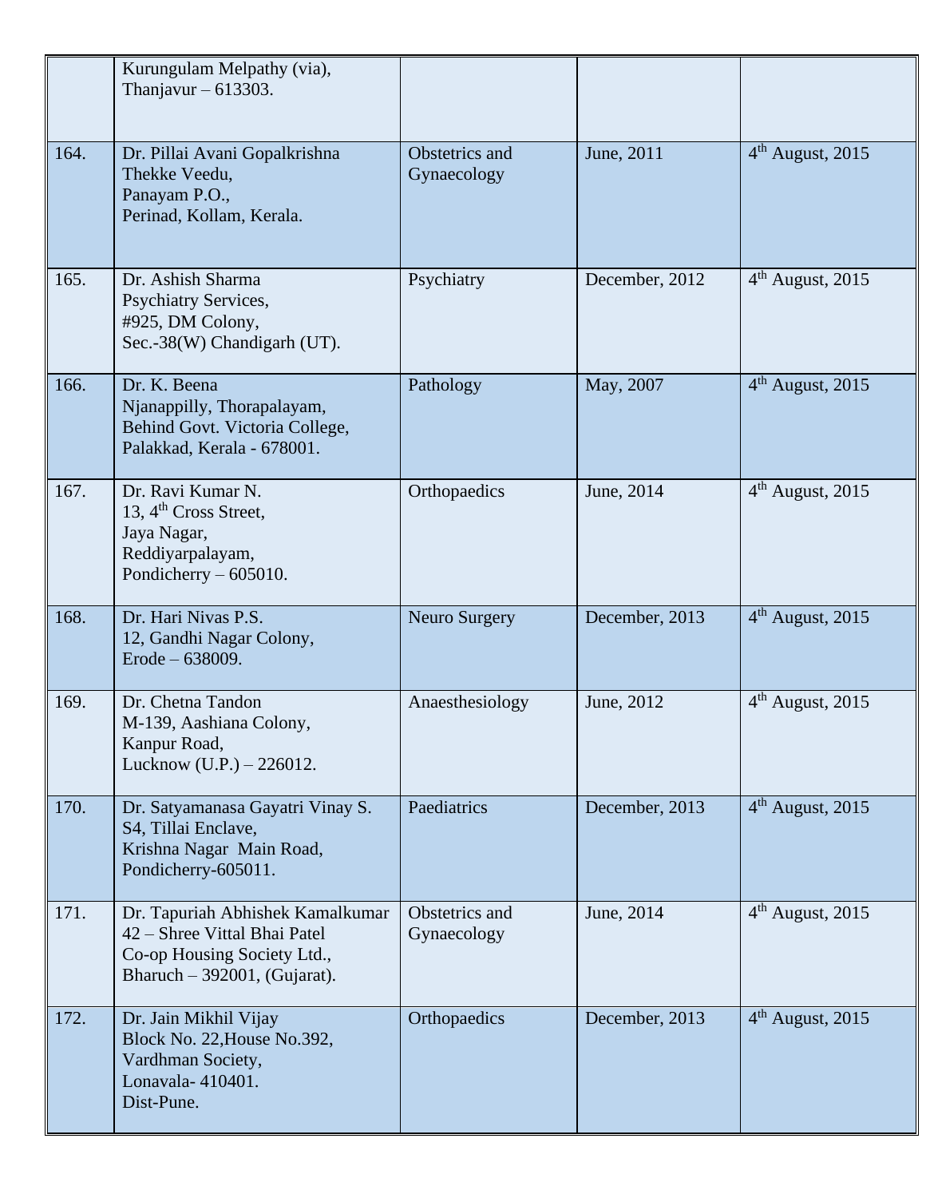|  |  |  |  |  |
|---|---|---|---|---|
|  | Kurungulam Melpathy (via), Thanjavur – 613303. |  |  |  |
| 164. | Dr. Pillai Avani Gopalkrishna Thekke Veedu, Panayam P.O., Perinad, Kollam, Kerala. | Obstetrics and Gynaecology | June, 2011 | 4th August, 2015 |
| 165. | Dr. Ashish Sharma Psychiatry Services, #925, DM Colony, Sec.-38(W) Chandigarh (UT). | Psychiatry | December, 2012 | 4th August, 2015 |
| 166. | Dr. K. Beena Njanappilly, Thorapalayam, Behind Govt. Victoria College, Palakkad, Kerala - 678001. | Pathology | May, 2007 | 4th August, 2015 |
| 167. | Dr. Ravi Kumar N. 13, 4th Cross Street, Jaya Nagar, Reddiyarpalayam, Pondicherry – 605010. | Orthopaedics | June, 2014 | 4th August, 2015 |
| 168. | Dr. Hari Nivas P.S. 12, Gandhi Nagar Colony, Erode – 638009. | Neuro Surgery | December, 2013 | 4th August, 2015 |
| 169. | Dr. Chetna Tandon M-139, Aashiana Colony, Kanpur Road, Lucknow (U.P.) – 226012. | Anaesthesiology | June, 2012 | 4th August, 2015 |
| 170. | Dr. Satyamanasa Gayatri Vinay S. S4, Tillai Enclave, Krishna Nagar Main Road, Pondicherry-605011. | Paediatrics | December, 2013 | 4th August, 2015 |
| 171. | Dr. Tapuriah Abhishek Kamalkumar 42 – Shree Vittal Bhai Patel Co-op Housing Society Ltd., Bharuch – 392001, (Gujarat). | Obstetrics and Gynaecology | June, 2014 | 4th August, 2015 |
| 172. | Dr. Jain Mikhil Vijay Block No. 22,House No.392, Vardhman Society, Lonavala- 410401. Dist-Pune. | Orthopaedics | December, 2013 | 4th August, 2015 |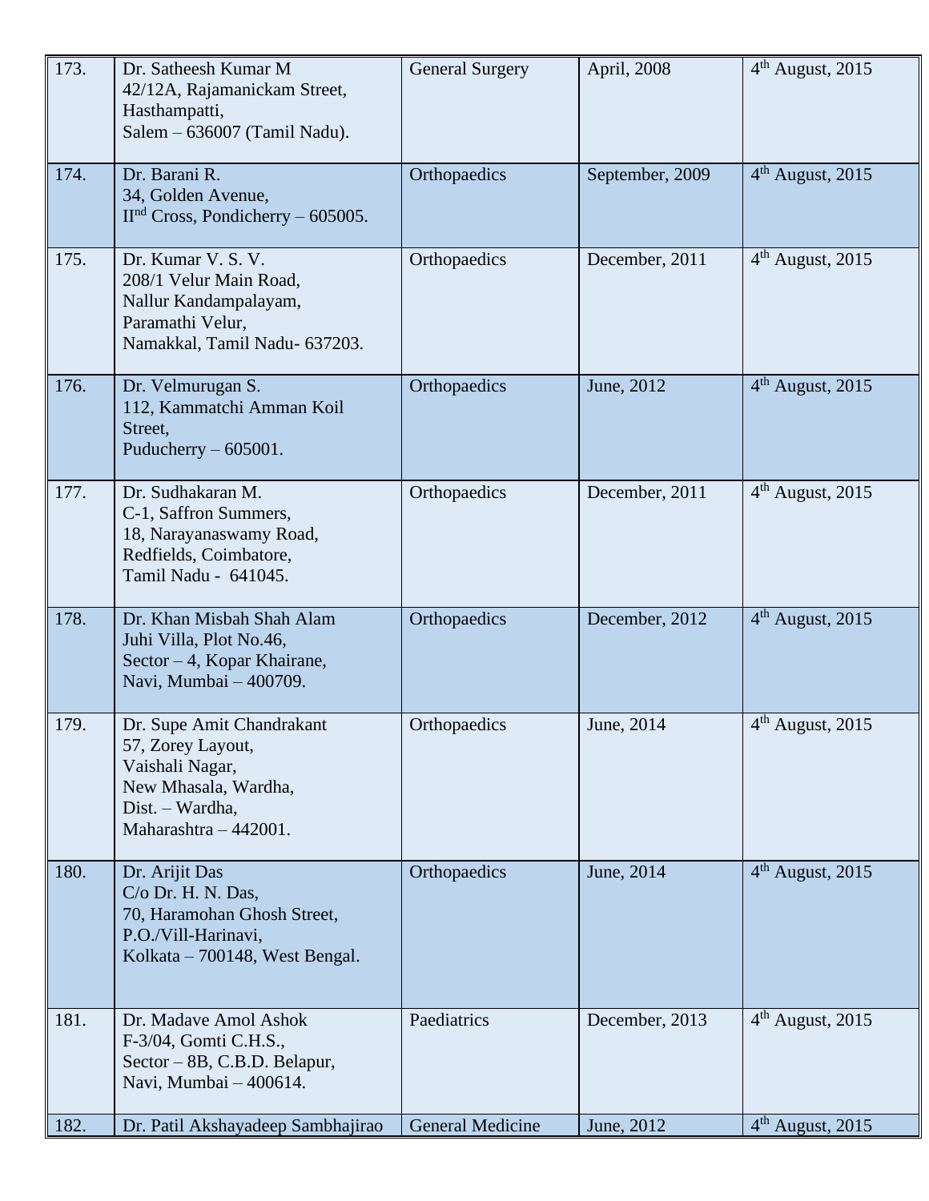| 173. | Dr. Satheesh Kumar M<br>42/12A, Rajamanickam Street,<br>Hasthampatti,<br>Salem – 636007 (Tamil Nadu). | General Surgery | April, 2008 | 4th August, 2015 |
|---|---|---|---|---|
| 174. | Dr. Barani R.<br>34, Golden Avenue,<br>IInd Cross, Pondicherry – 605005. | Orthopaedics | September, 2009 | 4th August, 2015 |
| 175. | Dr. Kumar V. S. V.<br>208/1 Velur Main Road,<br>Nallur Kandampalayam,<br>Paramathi Velur,<br>Namakkal, Tamil Nadu- 637203. | Orthopaedics | December, 2011 | 4th August, 2015 |
| 176. | Dr. Velmurugan S.<br>112, Kammatchi Amman Koil Street,<br>Puducherry – 605001. | Orthopaedics | June, 2012 | 4th August, 2015 |
| 177. | Dr. Sudhakaran M.<br>C-1, Saffron Summers,<br>18, Narayanaswamy Road,<br>Redfields, Coimbatore,<br>Tamil Nadu - 641045. | Orthopaedics | December, 2011 | 4th August, 2015 |
| 178. | Dr. Khan Misbah Shah Alam<br>Juhi Villa, Plot No.46,<br>Sector – 4, Kopar Khairane,<br>Navi, Mumbai – 400709. | Orthopaedics | December, 2012 | 4th August, 2015 |
| 179. | Dr. Supe Amit Chandrakant<br>57, Zorey Layout,<br>Vaishali Nagar,<br>New Mhasala, Wardha,<br>Dist. – Wardha,<br>Maharashtra – 442001. | Orthopaedics | June, 2014 | 4th August, 2015 |
| 180. | Dr. Arijit Das<br>C/o Dr. H. N. Das,<br>70, Haramohan Ghosh Street,<br>P.O./Vill-Harinavi,<br>Kolkata – 700148, West Bengal. | Orthopaedics | June, 2014 | 4th August, 2015 |
| 181. | Dr. Madave Amol Ashok<br>F-3/04, Gomti C.H.S.,<br>Sector – 8B, C.B.D. Belapur,<br>Navi, Mumbai – 400614. | Paediatrics | December, 2013 | 4th August, 2015 |
| 182. | Dr. Patil Akshayadeep Sambhajirao | General Medicine | June, 2012 | 4th August, 2015 |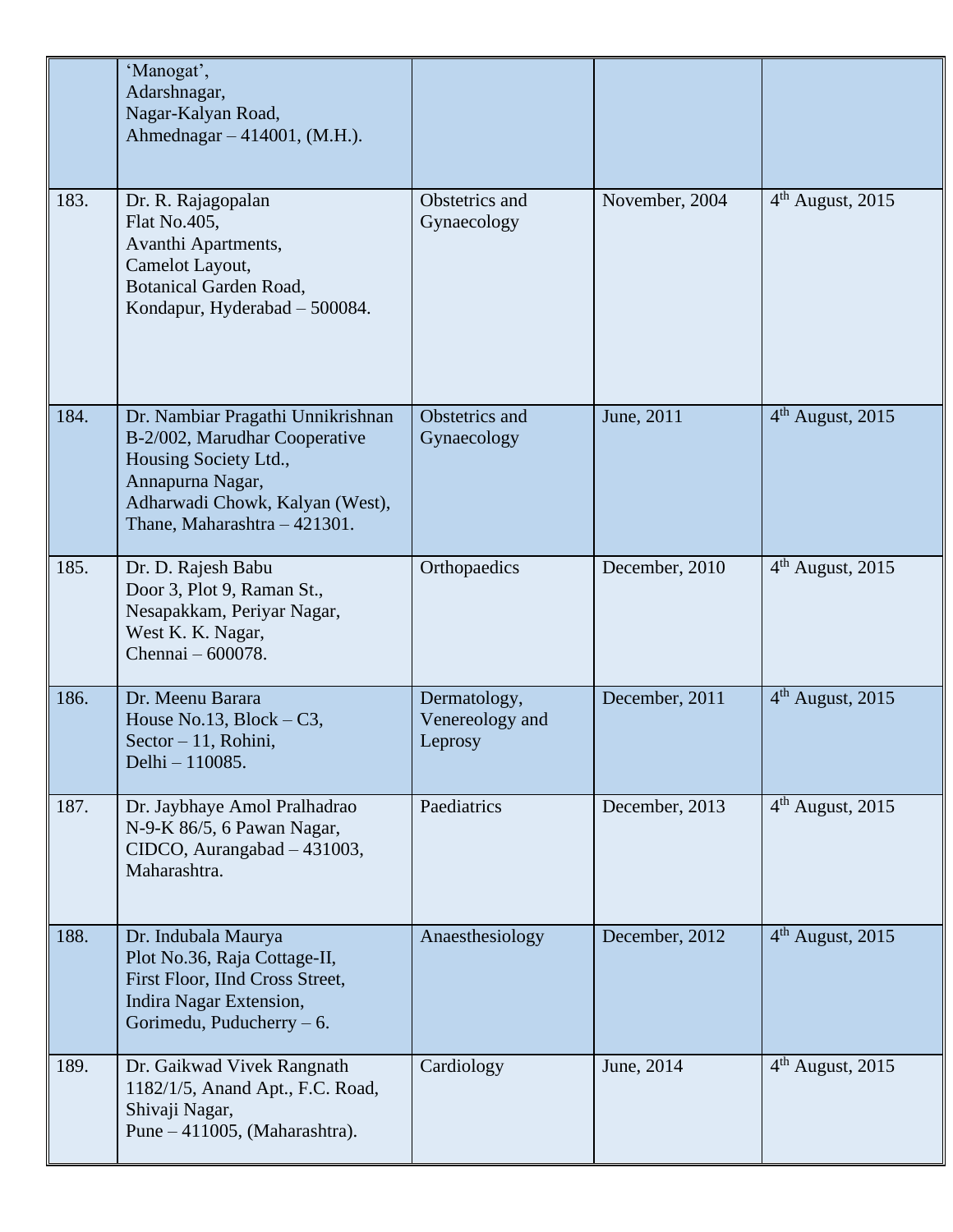| | | | | |
|---|---|---|---|---|
| | 'Manogat',<br>Adarshnagar,<br>Nagar-Kalyan Road,<br>Ahmednagar – 414001, (M.H.). | | | |
| 183. | Dr. R. Rajagopalan<br>Flat No.405,<br>Avanthi Apartments,<br>Camelot Layout,<br>Botanical Garden Road,<br>Kondapur, Hyderabad – 500084. | Obstetrics and Gynaecology | November, 2004 | 4th August, 2015 |
| 184. | Dr. Nambiar Pragathi Unnikrishnan<br>B-2/002, Marudhar Cooperative Housing Society Ltd.,<br>Annapurna Nagar,<br>Adharwadi Chowk, Kalyan (West),<br>Thane, Maharashtra – 421301. | Obstetrics and Gynaecology | June, 2011 | 4th August, 2015 |
| 185. | Dr. D. Rajesh Babu<br>Door 3, Plot 9, Raman St.,<br>Nesapakkam, Periyar Nagar,<br>West K. K. Nagar,<br>Chennai – 600078. | Orthopaedics | December, 2010 | 4th August, 2015 |
| 186. | Dr. Meenu Barara<br>House No.13, Block – C3,<br>Sector – 11, Rohini,<br>Delhi – 110085. | Dermatology, Venereology and Leprosy | December, 2011 | 4th August, 2015 |
| 187. | Dr. Jaybhaye Amol Pralhadrao<br>N-9-K 86/5, 6 Pawan Nagar,<br>CIDCO, Aurangabad – 431003,<br>Maharashtra. | Paediatrics | December, 2013 | 4th August, 2015 |
| 188. | Dr. Indubala Maurya<br>Plot No.36, Raja Cottage-II,<br>First Floor, IInd Cross Street,<br>Indira Nagar Extension,<br>Gorimedu, Puducherry – 6. | Anaesthesiology | December, 2012 | 4th August, 2015 |
| 189. | Dr. Gaikwad Vivek Rangnath<br>1182/1/5, Anand Apt., F.C. Road,<br>Shivaji Nagar,<br>Pune – 411005, (Maharashtra). | Cardiology | June, 2014 | 4th August, 2015 |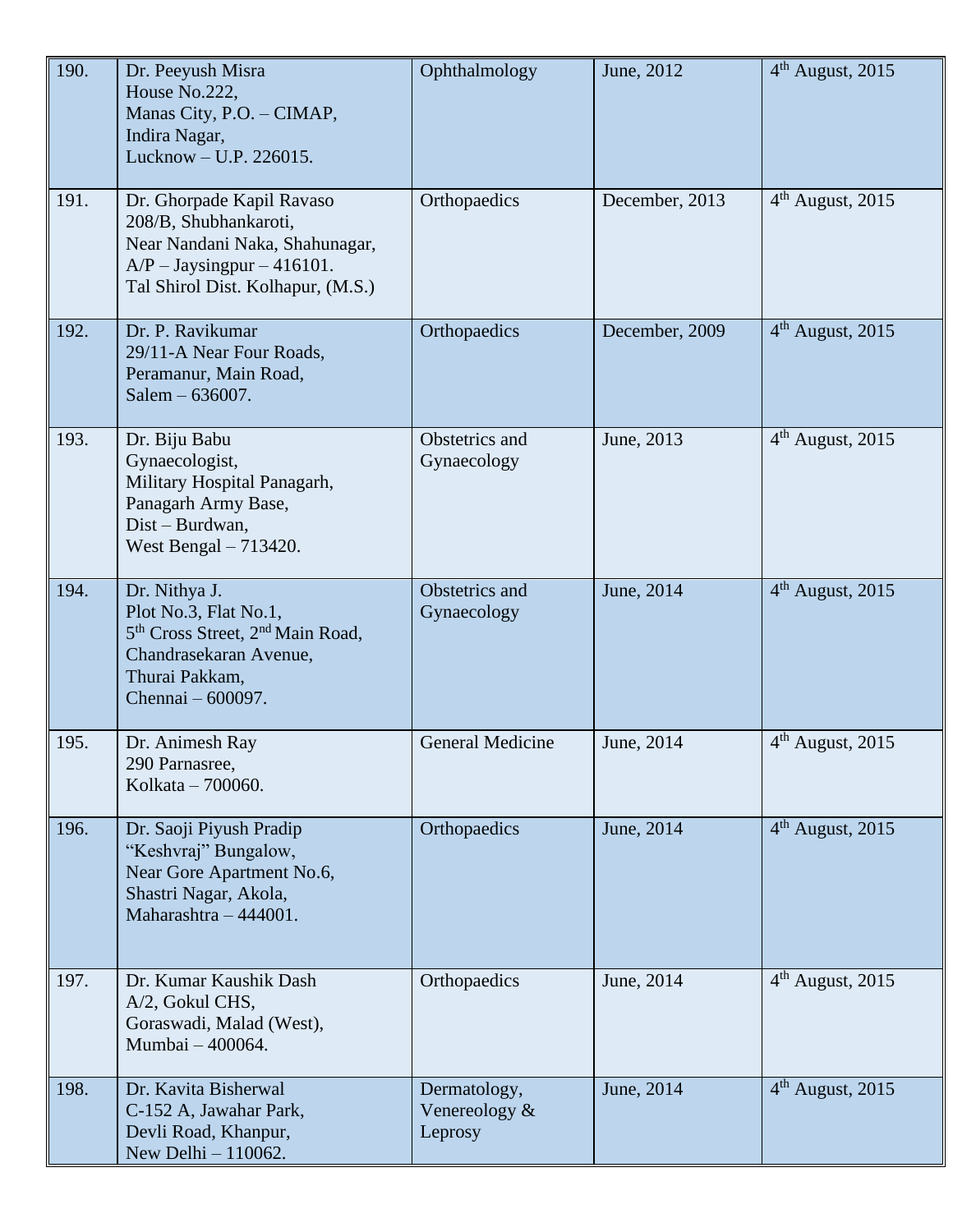| 190. | Dr. Peeyush Misra<br>House No.222,<br>Manas City, P.O. – CIMAP,<br>Indira Nagar,<br>Lucknow – U.P. 226015. | Ophthalmology | June, 2012 | 4th August, 2015 |
|---|---|---|---|---|
| 191. | Dr. Ghorpade Kapil Ravaso<br>208/B, Shubhankaroti,<br>Near Nandani Naka, Shahunagar,<br>A/P – Jaysingpur – 416101.<br>Tal Shirol Dist. Kolhapur, (M.S.) | Orthopaedics | December, 2013 | 4th August, 2015 |
| 192. | Dr. P. Ravikumar<br>29/11-A Near Four Roads,<br>Peramanur, Main Road,<br>Salem – 636007. | Orthopaedics | December, 2009 | 4th August, 2015 |
| 193. | Dr. Biju Babu<br>Gynaecologist,<br>Military Hospital Panagarh,<br>Panagarh Army Base,<br>Dist – Burdwan,<br>West Bengal – 713420. | Obstetrics and Gynaecology | June, 2013 | 4th August, 2015 |
| 194. | Dr. Nithya J.<br>Plot No.3, Flat No.1,<br>5th Cross Street, 2nd Main Road,<br>Chandrasekaran Avenue,<br>Thurai Pakkam,<br>Chennai – 600097. | Obstetrics and Gynaecology | June, 2014 | 4th August, 2015 |
| 195. | Dr. Animesh Ray<br>290 Parnasree,<br>Kolkata – 700060. | General Medicine | June, 2014 | 4th August, 2015 |
| 196. | Dr. Saoji Piyush Pradip<br>"Keshvraj" Bungalow,<br>Near Gore Apartment No.6,<br>Shastri Nagar, Akola,<br>Maharashtra – 444001. | Orthopaedics | June, 2014 | 4th August, 2015 |
| 197. | Dr. Kumar Kaushik Dash<br>A/2, Gokul CHS,<br>Goraswadi, Malad (West),<br>Mumbai – 400064. | Orthopaedics | June, 2014 | 4th August, 2015 |
| 198. | Dr. Kavita Bisherwal<br>C-152 A, Jawahar Park,<br>Devli Road, Khanpur,<br>New Delhi – 110062. | Dermatology, Venereology & Leprosy | June, 2014 | 4th August, 2015 |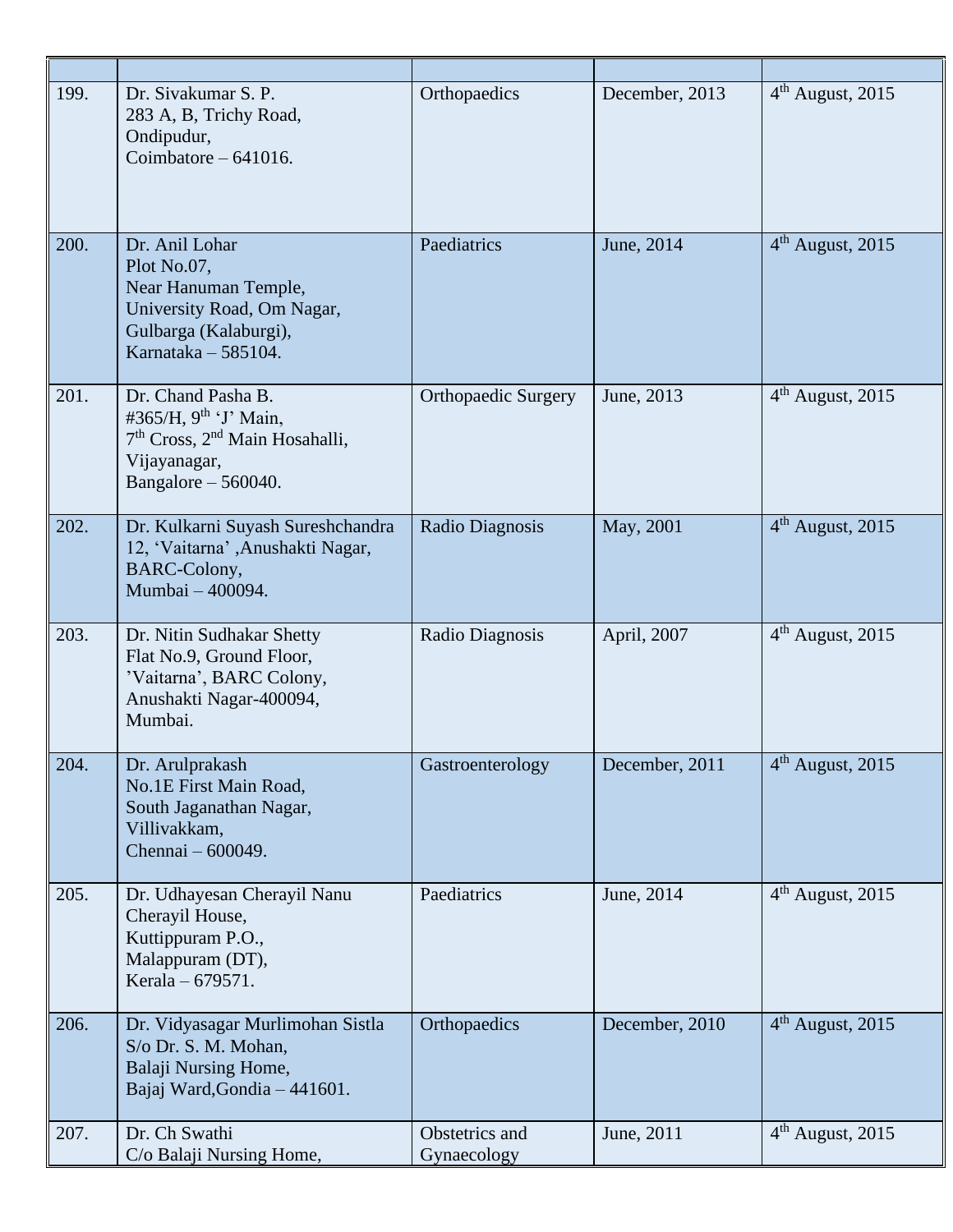| | | | | |
|---|---|---|---|---|
| 199. | Dr. Sivakumar S. P.<br>283 A, B, Trichy Road,<br>Ondipudur,<br>Coimbatore – 641016. | Orthopaedics | December, 2013 | 4th August, 2015 |
| 200. | Dr. Anil Lohar<br>Plot No.07,<br>Near Hanuman Temple,<br>University Road, Om Nagar,<br>Gulbarga (Kalaburgi),<br>Karnataka – 585104. | Paediatrics | June, 2014 | 4th August, 2015 |
| 201. | Dr. Chand Pasha B.<br>#365/H, 9th ‘J’ Main,<br>7th Cross, 2nd Main Hosahalli,<br>Vijayanagar,<br>Bangalore – 560040. | Orthopaedic Surgery | June, 2013 | 4th August, 2015 |
| 202. | Dr. Kulkarni Suyash Sureshchandra<br>12, ‘Vaitarna’ ,Anushakti Nagar,<br>BARC-Colony,<br>Mumbai – 400094. | Radio Diagnosis | May, 2001 | 4th August, 2015 |
| 203. | Dr. Nitin Sudhakar Shetty<br>Flat No.9, Ground Floor,<br>’Vaitarna’, BARC Colony,<br>Anushakti Nagar-400094,<br>Mumbai. | Radio Diagnosis | April, 2007 | 4th August, 2015 |
| 204. | Dr. Arulprakash<br>No.1E First Main Road,<br>South Jaganathan Nagar,<br>Villivakkam,<br>Chennai – 600049. | Gastroenterology | December, 2011 | 4th August, 2015 |
| 205. | Dr. Udhayesan Cherayil Nanu<br>Cherayil House,<br>Kuttippuram P.O.,<br>Malappuram (DT),<br>Kerala – 679571. | Paediatrics | June, 2014 | 4th August, 2015 |
| 206. | Dr. Vidyasagar Murlimohan Sistla<br>S/o Dr. S. M. Mohan,<br>Balaji Nursing Home,<br>Bajaj Ward,Gondia – 441601. | Orthopaedics | December, 2010 | 4th August, 2015 |
| 207. | Dr. Ch Swathi<br>C/o Balaji Nursing Home, | Obstetrics and Gynaecology | June, 2011 | 4th August, 2015 |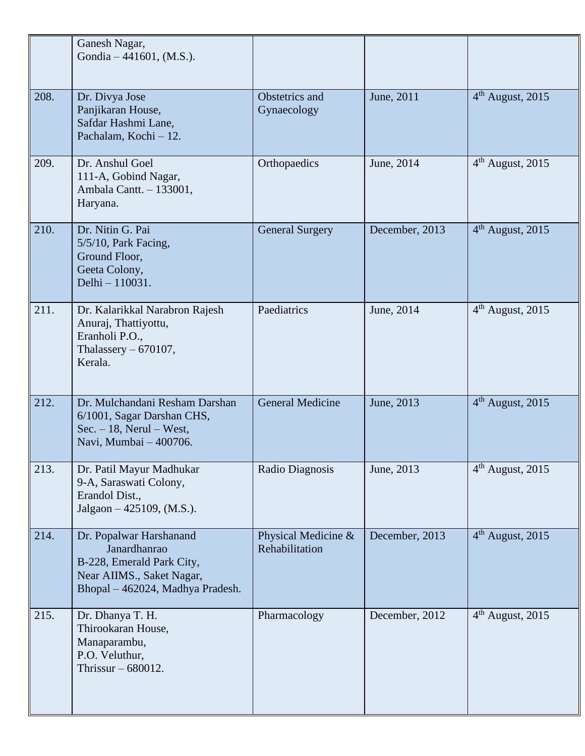| | | | | |
|---|---|---|---|---|
| | Ganesh Nagar, Gondia – 441601, (M.S.). | | | |
| 208. | Dr. Divya Jose Panjikaran House, Safdar Hashmi Lane, Pachalam, Kochi – 12. | Obstetrics and Gynaecology | June, 2011 | 4th August, 2015 |
| 209. | Dr. Anshul Goel 111-A, Gobind Nagar, Ambala Cantt. – 133001, Haryana. | Orthopaedics | June, 2014 | 4th August, 2015 |
| 210. | Dr. Nitin G. Pai 5/5/10, Park Facing, Ground Floor, Geeta Colony, Delhi – 110031. | General Surgery | December, 2013 | 4th August, 2015 |
| 211. | Dr. Kalarikkal Narabron Rajesh Anuraj, Thattiyottu, Eranholi P.O., Thalassery – 670107, Kerala. | Paediatrics | June, 2014 | 4th August, 2015 |
| 212. | Dr. Mulchandani Resham Darshan 6/1001, Sagar Darshan CHS, Sec. – 18, Nerul – West, Navi, Mumbai – 400706. | General Medicine | June, 2013 | 4th August, 2015 |
| 213. | Dr. Patil Mayur Madhukar 9-A, Saraswati Colony, Erandol Dist., Jalgaon – 425109, (M.S.). | Radio Diagnosis | June, 2013 | 4th August, 2015 |
| 214. | Dr. Popalwar Harshanand Janardhanrao B-228, Emerald Park City, Near AIIMS., Saket Nagar, Bhopal – 462024, Madhya Pradesh. | Physical Medicine & Rehabilitation | December, 2013 | 4th August, 2015 |
| 215. | Dr. Dhanya T. H. Thirookaran House, Manaparambu, P.O. Veluthur, Thrissur – 680012. | Pharmacology | December, 2012 | 4th August, 2015 |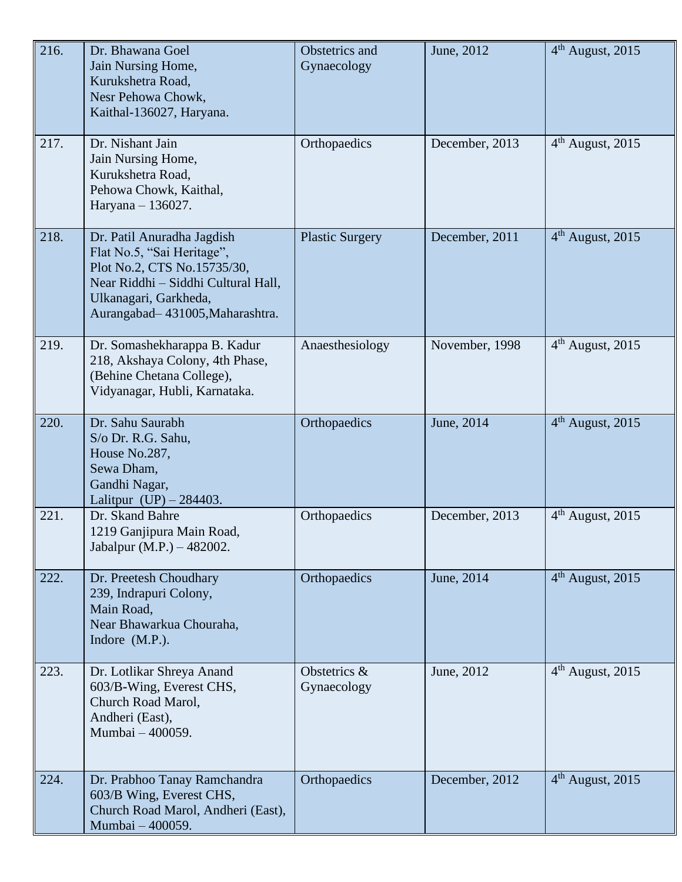| 216. | Dr. Bhawana Goel<br>Jain Nursing Home,<br>Kurukshetra Road,<br>Nesr Pehowa Chowk,<br>Kaithal-136027, Haryana. | Obstetrics and Gynaecology | June, 2012 | 4th August, 2015 |
|---|---|---|---|---|
| 217. | Dr. Nishant Jain<br>Jain Nursing Home,<br>Kurukshetra Road,<br>Pehowa Chowk, Kaithal,<br>Haryana – 136027. | Orthopaedics | December, 2013 | 4th August, 2015 |
| 218. | Dr. Patil Anuradha Jagdish<br>Flat No.5, "Sai Heritage",<br>Plot No.2, CTS No.15735/30,<br>Near Riddhi – Siddhi Cultural Hall,<br>Ulkanagari, Garkheda,<br>Aurangabad– 431005,Maharashtra. | Plastic Surgery | December, 2011 | 4th August, 2015 |
| 219. | Dr. Somashekharappa B. Kadur<br>218, Akshaya Colony, 4th Phase,<br>(Behine Chetana College),<br>Vidyanagar, Hubli, Karnataka. | Anaesthesiology | November, 1998 | 4th August, 2015 |
| 220. | Dr. Sahu Saurabh<br>S/o Dr. R.G. Sahu,<br>House No.287,<br>Sewa Dham,<br>Gandhi Nagar,<br>Lalitpur (UP) – 284403. | Orthopaedics | June, 2014 | 4th August, 2015 |
| 221. | Dr. Skand Bahre<br>1219 Ganjipura Main Road,<br>Jabalpur (M.P.) – 482002. | Orthopaedics | December, 2013 | 4th August, 2015 |
| 222. | Dr. Preetesh Choudhary<br>239, Indrapuri Colony,<br>Main Road,<br>Near Bhawarkua Chouraha,<br>Indore (M.P.). | Orthopaedics | June, 2014 | 4th August, 2015 |
| 223. | Dr. Lotlikar Shreya Anand<br>603/B-Wing, Everest CHS,<br>Church Road Marol,<br>Andheri (East),<br>Mumbai – 400059. | Obstetrics & Gynaecology | June, 2012 | 4th August, 2015 |
| 224. | Dr. Prabhoo Tanay Ramchandra<br>603/B Wing, Everest CHS,<br>Church Road Marol, Andheri (East),<br>Mumbai – 400059. | Orthopaedics | December, 2012 | 4th August, 2015 |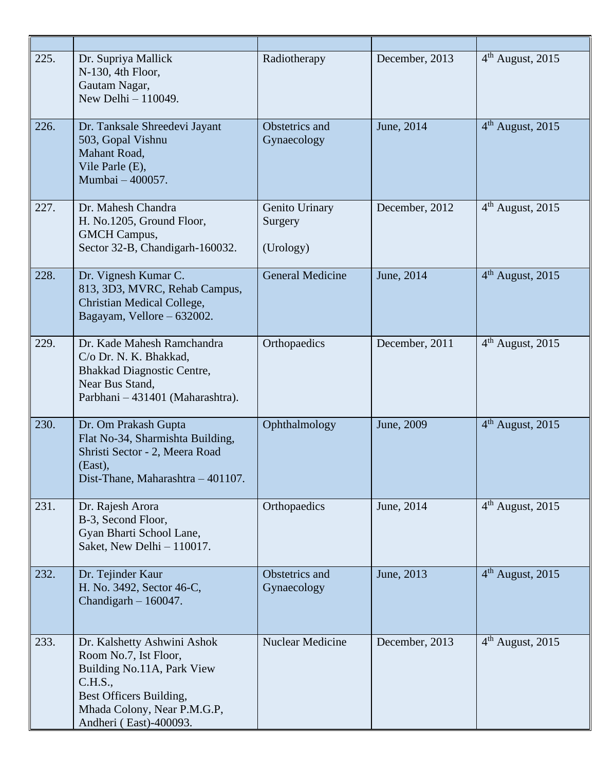| | | | | |
|---|---|---|---|---|
| 225. | Dr. Supriya Mallick<br>N-130, 4th Floor,<br>Gautam Nagar,<br>New Delhi – 110049. | Radiotherapy | December, 2013 | 4th August, 2015 |
| 226. | Dr. Tanksale Shreedevi Jayant<br>503, Gopal Vishnu<br>Mahant Road,<br>Vile Parle (E),<br>Mumbai – 400057. | Obstetrics and Gynaecology | June, 2014 | 4th August, 2015 |
| 227. | Dr. Mahesh Chandra<br>H. No.1205, Ground Floor,<br>GMCH Campus,<br>Sector 32-B, Chandigarh-160032. | Genito Urinary Surgery<br><br>(Urology) | December, 2012 | 4th August, 2015 |
| 228. | Dr. Vignesh Kumar C.<br>813, 3D3, MVRC, Rehab Campus,<br>Christian Medical College,<br>Bagayam, Vellore – 632002. | General Medicine | June, 2014 | 4th August, 2015 |
| 229. | Dr. Kade Mahesh Ramchandra<br>C/o Dr. N. K. Bhakkad,<br>Bhakkad Diagnostic Centre,<br>Near Bus Stand,<br>Parbhani – 431401 (Maharashtra). | Orthopaedics | December, 2011 | 4th August, 2015 |
| 230. | Dr. Om Prakash Gupta<br>Flat No-34, Sharmishta Building,<br>Shristi Sector - 2, Meera Road (East),<br>Dist-Thane, Maharashtra – 401107. | Ophthalmology | June, 2009 | 4th August, 2015 |
| 231. | Dr. Rajesh Arora<br>B-3, Second Floor,<br>Gyan Bharti School Lane,<br>Saket, New Delhi – 110017. | Orthopaedics | June, 2014 | 4th August, 2015 |
| 232. | Dr. Tejinder Kaur<br>H. No. 3492, Sector 46-C,<br>Chandigarh – 160047. | Obstetrics and Gynaecology | June, 2013 | 4th August, 2015 |
| 233. | Dr. Kalshetty Ashwini Ashok<br>Room No.7, Ist Floor,<br>Building No.11A, Park View C.H.S.,<br>Best Officers Building,<br>Mhada Colony, Near P.M.G.P,<br>Andheri ( East)-400093. | Nuclear Medicine | December, 2013 | 4th August, 2015 |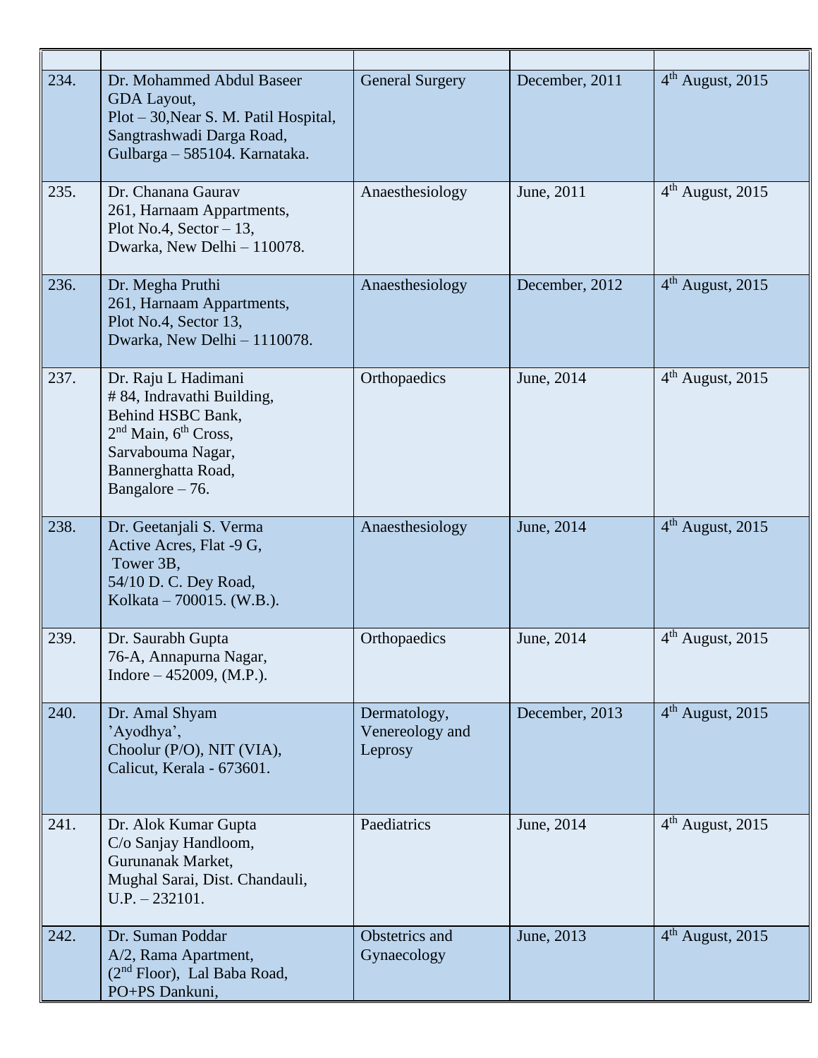| | | | | |
|---|---|---|---|---|
| 234. | Dr. Mohammed Abdul Baseer<br>GDA Layout,<br>Plot – 30,Near S. M. Patil Hospital,<br>Sangtrashwadi Darga Road,<br>Gulbarga – 585104. Karnataka. | General Surgery | December, 2011 | 4th August, 2015 |
| 235. | Dr. Chanana Gaurav<br>261, Harnaam Appartments,<br>Plot No.4, Sector – 13,<br>Dwarka, New Delhi – 110078. | Anaesthesiology | June, 2011 | 4th August, 2015 |
| 236. | Dr. Megha Pruthi<br>261, Harnaam Appartments,<br>Plot No.4, Sector 13,<br>Dwarka, New Delhi – 1110078. | Anaesthesiology | December, 2012 | 4th August, 2015 |
| 237. | Dr. Raju L Hadimani<br># 84, Indravathi Building,<br>Behind HSBC Bank,<br>2nd Main, 6th Cross,<br>Sarvabouma Nagar,<br>Bannerghatta Road,<br>Bangalore – 76. | Orthopaedics | June, 2014 | 4th August, 2015 |
| 238. | Dr. Geetanjali S. Verma<br>Active Acres, Flat -9 G,<br>Tower 3B,<br>54/10 D. C. Dey Road,<br>Kolkata – 700015. (W.B.). | Anaesthesiology | June, 2014 | 4th August, 2015 |
| 239. | Dr. Saurabh Gupta<br>76-A, Annapurna Nagar,<br>Indore – 452009, (M.P.). | Orthopaedics | June, 2014 | 4th August, 2015 |
| 240. | Dr. Amal Shyam<br>'Ayodhya',<br>Choolur (P/O), NIT (VIA),<br>Calicut, Kerala - 673601. | Dermatology, Venereology and Leprosy | December, 2013 | 4th August, 2015 |
| 241. | Dr. Alok Kumar Gupta<br>C/o Sanjay Handloom,<br>Gurunanak Market,<br>Mughal Sarai, Dist. Chandauli,<br>U.P. – 232101. | Paediatrics | June, 2014 | 4th August, 2015 |
| 242. | Dr. Suman Poddar<br>A/2, Rama Apartment,<br>(2nd Floor), Lal Baba Road,<br>PO+PS Dankuni, | Obstetrics and Gynaecology | June, 2013 | 4th August, 2015 |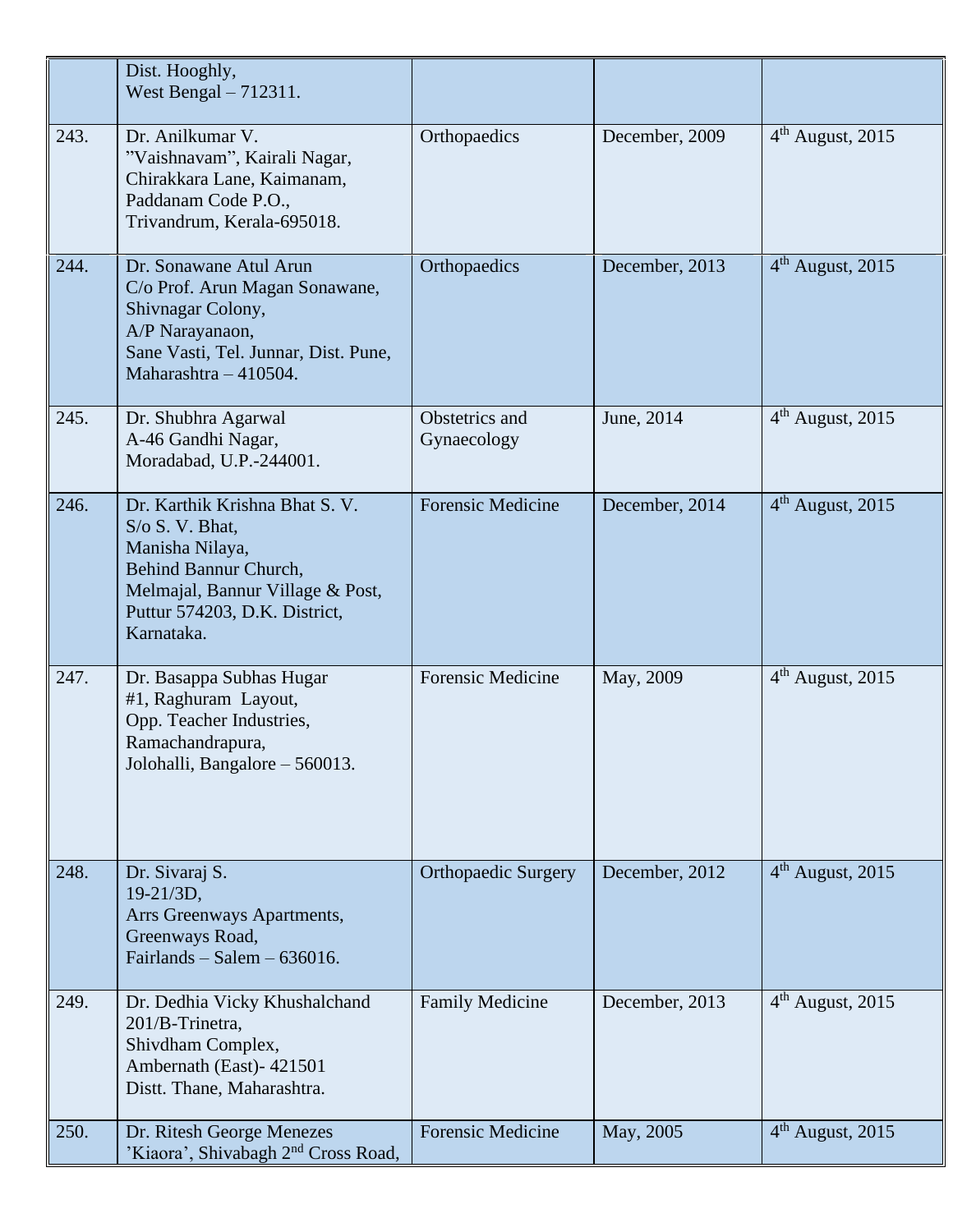| | | | | |
|---|---|---|---|---|
| | Dist. Hooghly,<br>West Bengal – 712311. | | | |
| 243. | Dr. Anilkumar V.<br>"Vaishnavam", Kairali Nagar,<br>Chirakkara Lane, Kaimanam,<br>Paddanam Code P.O.,<br>Trivandrum, Kerala-695018. | Orthopaedics | December, 2009 | 4th August, 2015 |
| 244. | Dr. Sonawane Atul Arun<br>C/o Prof. Arun Magan Sonawane,<br>Shivnagar Colony,<br>A/P Narayanaon,<br>Sane Vasti, Tel. Junnar, Dist. Pune,<br>Maharashtra – 410504. | Orthopaedics | December, 2013 | 4th August, 2015 |
| 245. | Dr. Shubhra Agarwal<br>A-46 Gandhi Nagar,<br>Moradabad, U.P.-244001. | Obstetrics and Gynaecology | June, 2014 | 4th August, 2015 |
| 246. | Dr. Karthik Krishna Bhat S. V.<br>S/o S. V. Bhat,<br>Manisha Nilaya,<br>Behind Bannur Church,<br>Melmajal, Bannur Village & Post,<br>Puttur 574203, D.K. District,<br>Karnataka. | Forensic Medicine | December, 2014 | 4th August, 2015 |
| 247. | Dr. Basappa Subhas Hugar<br>#1, Raghuram Layout,<br>Opp. Teacher Industries,<br>Ramachandrapura,<br>Jolohalli, Bangalore – 560013. | Forensic Medicine | May, 2009 | 4th August, 2015 |
| 248. | Dr. Sivaraj S.<br>19-21/3D,<br>Arrs Greenways Apartments,<br>Greenways Road,<br>Fairlands – Salem – 636016. | Orthopaedic Surgery | December, 2012 | 4th August, 2015 |
| 249. | Dr. Dedhia Vicky Khushalchand<br>201/B-Trinetra,<br>Shivdham Complex,<br>Ambernath (East)- 421501<br>Distt. Thane, Maharashtra. | Family Medicine | December, 2013 | 4th August, 2015 |
| 250. | Dr. Ritesh George Menezes<br>'Kiaora', Shivabagh 2nd Cross Road, | Forensic Medicine | May, 2005 | 4th August, 2015 |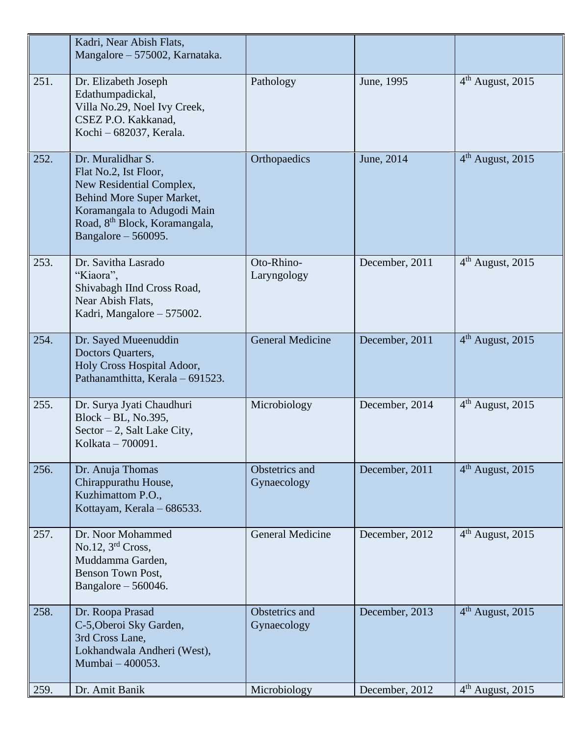| | | | | |
|---|---|---|---|---|
| | Kadri, Near Abish Flats, Mangalore – 575002, Karnataka. | | | |
| 251. | Dr. Elizabeth Joseph Edathumpadickal, Villa No.29, Noel Ivy Creek, CSEZ P.O. Kakkanad, Kochi – 682037, Kerala. | Pathology | June, 1995 | 4th August, 2015 |
| 252. | Dr. Muralidhar S. Flat No.2, Ist Floor, New Residential Complex, Behind More Super Market, Koramangala to Adugodi Main Road, 8th Block, Koramangala, Bangalore – 560095. | Orthopaedics | June, 2014 | 4th August, 2015 |
| 253. | Dr. Savitha Lasrado "Kiaora", Shivabagh IInd Cross Road, Near Abish Flats, Kadri, Mangalore – 575002. | Oto-Rhino-Laryngology | December, 2011 | 4th August, 2015 |
| 254. | Dr. Sayed Mueenuddin Doctors Quarters, Holy Cross Hospital Adoor, Pathanamthitta, Kerala – 691523. | General Medicine | December, 2011 | 4th August, 2015 |
| 255. | Dr. Surya Jyati Chaudhuri Block – BL, No.395, Sector – 2, Salt Lake City, Kolkata – 700091. | Microbiology | December, 2014 | 4th August, 2015 |
| 256. | Dr. Anuja Thomas Chirappurathu House, Kuzhimattom P.O., Kottayam, Kerala – 686533. | Obstetrics and Gynaecology | December, 2011 | 4th August, 2015 |
| 257. | Dr. Noor Mohammed No.12, 3rd Cross, Muddamma Garden, Benson Town Post, Bangalore – 560046. | General Medicine | December, 2012 | 4th August, 2015 |
| 258. | Dr. Roopa Prasad C-5,Oberoi Sky Garden, 3rd Cross Lane, Lokhandwala Andheri (West), Mumbai – 400053. | Obstetrics and Gynaecology | December, 2013 | 4th August, 2015 |
| 259. | Dr. Amit Banik | Microbiology | December, 2012 | 4th August, 2015 |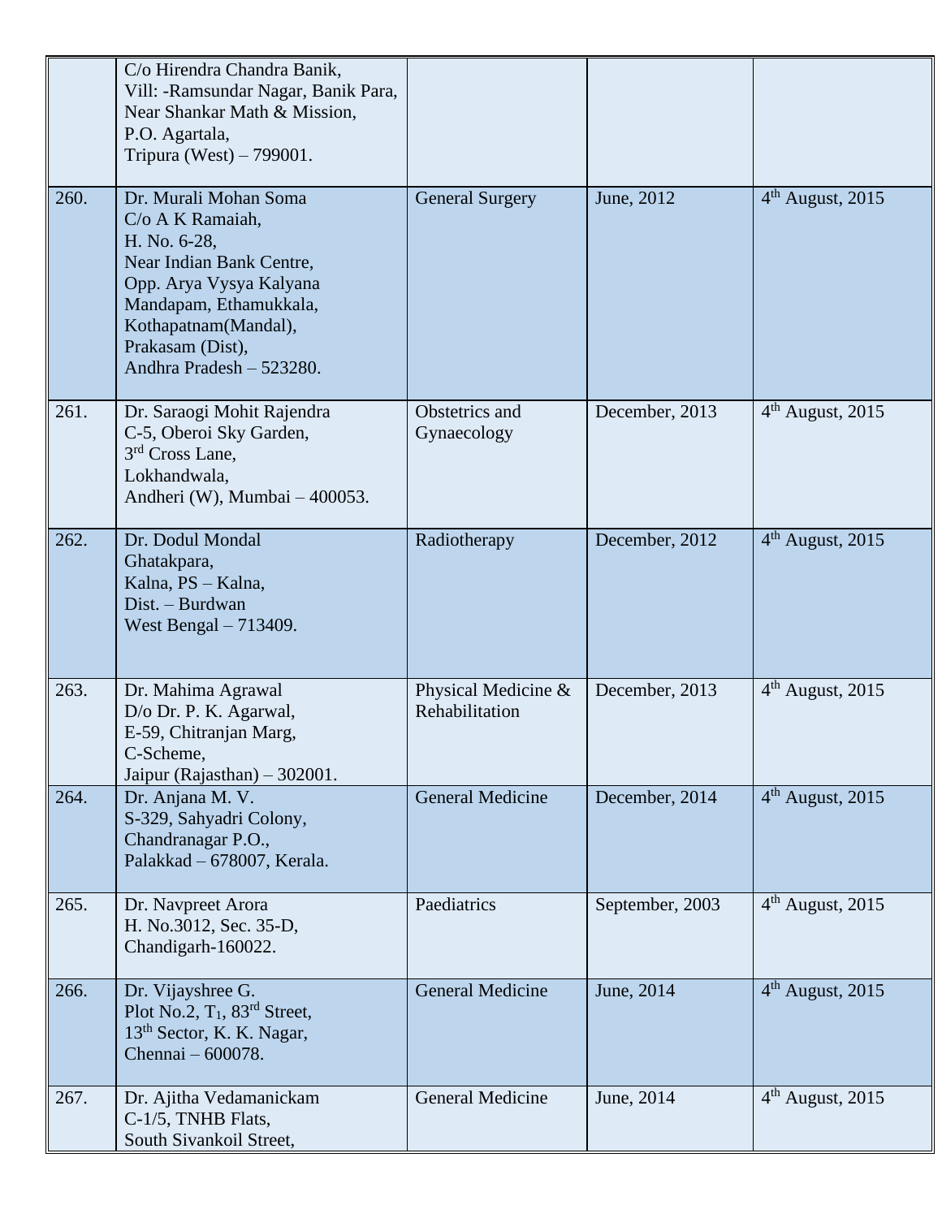|  |  |  |  |  |
|---|---|---|---|---|
|  | C/o Hirendra Chandra Banik, Vill: -Ramsundar Nagar, Banik Para, Near Shankar Math & Mission, P.O. Agartala, Tripura (West) – 799001. |  |  |  |
| 260. | Dr. Murali Mohan Soma C/o A K Ramaiah, H. No. 6-28, Near Indian Bank Centre, Opp. Arya Vysya Kalyana Mandapam, Ethamukkala, Kothapatnam(Mandal), Prakasam (Dist), Andhra Pradesh – 523280. | General Surgery | June, 2012 | 4th August, 2015 |
| 261. | Dr. Saraogi Mohit Rajendra C-5, Oberoi Sky Garden, 3rd Cross Lane, Lokhandwala, Andheri (W), Mumbai – 400053. | Obstetrics and Gynaecology | December, 2013 | 4th August, 2015 |
| 262. | Dr. Dodul Mondal Ghatakpara, Kalna, PS – Kalna, Dist. – Burdwan West Bengal – 713409. | Radiotherapy | December, 2012 | 4th August, 2015 |
| 263. | Dr. Mahima Agrawal D/o Dr. P. K. Agarwal, E-59, Chitranjan Marg, C-Scheme, Jaipur (Rajasthan) – 302001. | Physical Medicine & Rehabilitation | December, 2013 | 4th August, 2015 |
| 264. | Dr. Anjana M. V. S-329, Sahyadri Colony, Chandranagar P.O., Palakkad – 678007, Kerala. | General Medicine | December, 2014 | 4th August, 2015 |
| 265. | Dr. Navpreet Arora H. No.3012, Sec. 35-D, Chandigarh-160022. | Paediatrics | September, 2003 | 4th August, 2015 |
| 266. | Dr. Vijayshree G. Plot No.2, $T_1$, 83rd Street, 13th Sector, K. K. Nagar, Chennai – 600078. | General Medicine | June, 2014 | 4th August, 2015 |
| 267. | Dr. Ajitha Vedamanickam C-1/5, TNHB Flats, South Sivankoil Street, | General Medicine | June, 2014 | 4th August, 2015 |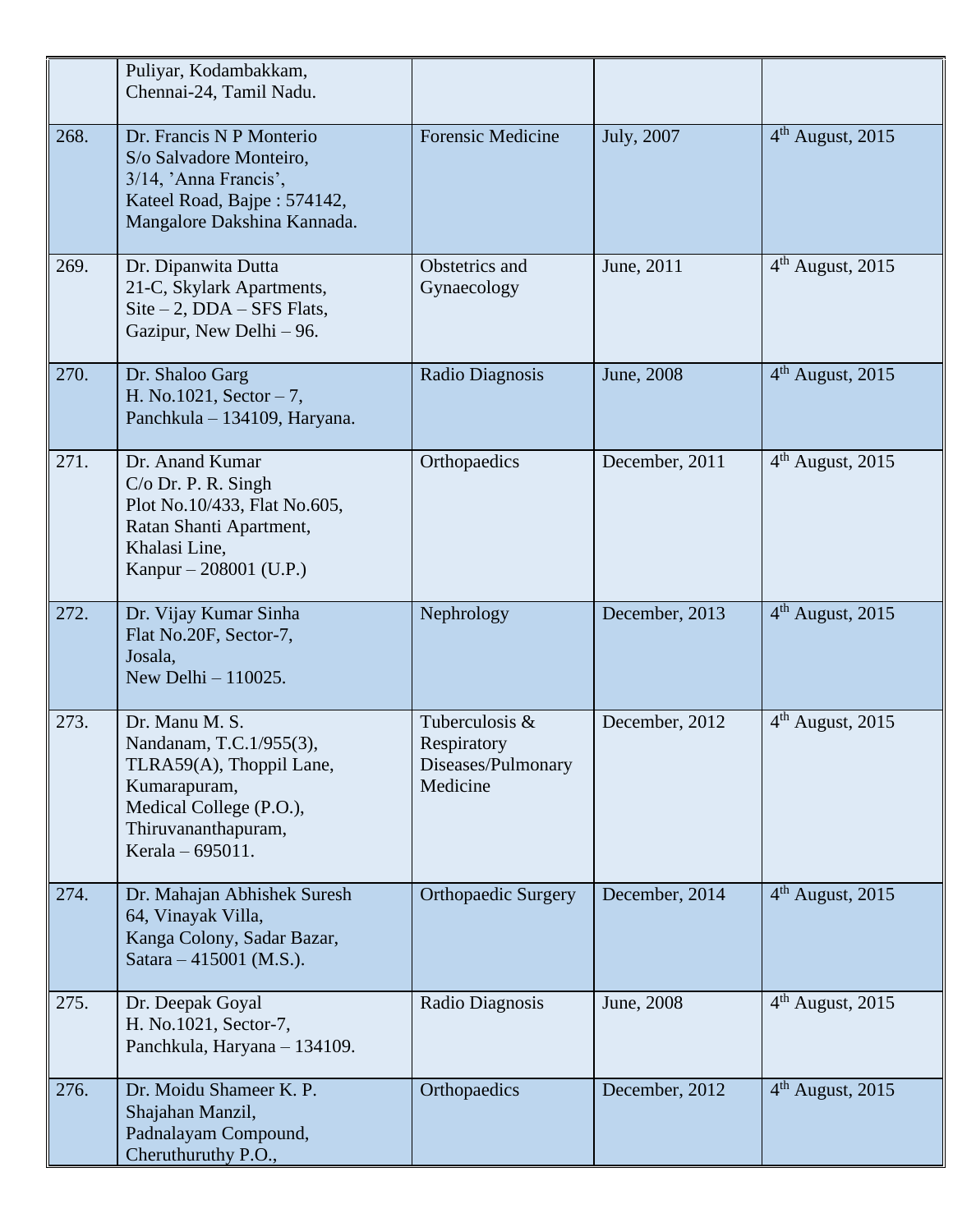| | | | | |
|---|---|---|---|---|
| | Puliyar, Kodambakkam,<br>Chennai-24, Tamil Nadu. | | | |
| 268. | Dr. Francis N P Monterio<br>S/o Salvadore Monteiro,<br>3/14, 'Anna Francis',<br>Kateel Road, Bajpe : 574142,<br>Mangalore Dakshina Kannada. | Forensic Medicine | July, 2007 | 4th August, 2015 |
| 269. | Dr. Dipanwita Dutta<br>21-C, Skylark Apartments,<br>Site – 2, DDA – SFS Flats,<br>Gazipur, New Delhi – 96. | Obstetrics and Gynaecology | June, 2011 | 4th August, 2015 |
| 270. | Dr. Shaloo Garg<br>H. No.1021, Sector – 7,<br>Panchkula – 134109, Haryana. | Radio Diagnosis | June, 2008 | 4th August, 2015 |
| 271. | Dr. Anand Kumar<br>C/o Dr. P. R. Singh<br>Plot No.10/433, Flat No.605,<br>Ratan Shanti Apartment,<br>Khalasi Line,<br>Kanpur – 208001 (U.P.) | Orthopaedics | December, 2011 | 4th August, 2015 |
| 272. | Dr. Vijay Kumar Sinha<br>Flat No.20F, Sector-7,<br>Josala,<br>New Delhi – 110025. | Nephrology | December, 2013 | 4th August, 2015 |
| 273. | Dr. Manu M. S.<br>Nandanam, T.C.1/955(3),<br>TLRA59(A), Thoppil Lane,<br>Kumarapuram,<br>Medical College (P.O.),<br>Thiruvananthapuram,<br>Kerala – 695011. | Tuberculosis & Respiratory Diseases/Pulmonary Medicine | December, 2012 | 4th August, 2015 |
| 274. | Dr. Mahajan Abhishek Suresh<br>64, Vinayak Villa,<br>Kanga Colony, Sadar Bazar,<br>Satara – 415001 (M.S.). | Orthopaedic Surgery | December, 2014 | 4th August, 2015 |
| 275. | Dr. Deepak Goyal<br>H. No.1021, Sector-7,<br>Panchkula, Haryana – 134109. | Radio Diagnosis | June, 2008 | 4th August, 2015 |
| 276. | Dr. Moidu Shameer K. P.<br>Shajahan Manzil,<br>Padnalayam Compound,<br>Cheruthuruthy P.O., | Orthopaedics | December, 2012 | 4th August, 2015 |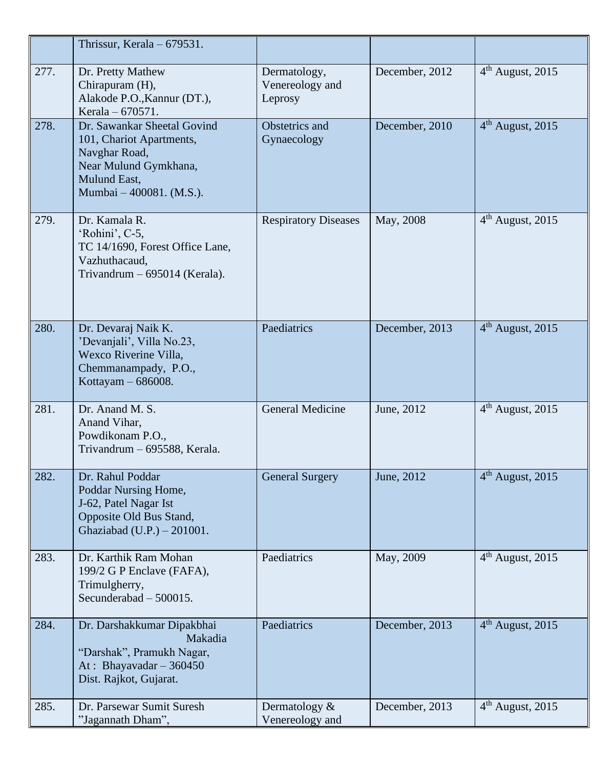| | | | | |
|---|---|---|---|---|
| | Thrissur, Kerala – 679531. | | | |
| 277. | Dr. Pretty Mathew<br>Chirapuram (H),<br>Alakode P.O.,Kannur (DT.),<br>Kerala – 670571. | Dermatology, Venereology and Leprosy | December, 2012 | 4th August, 2015 |
| 278. | Dr. Sawankar Sheetal Govind<br>101, Chariot Apartments,<br>Navghar Road,<br>Near Mulund Gymkhana,<br>Mulund East,<br>Mumbai – 400081. (M.S.). | Obstetrics and Gynaecology | December, 2010 | 4th August, 2015 |
| 279. | Dr. Kamala R.<br>'Rohini', C-5,<br>TC 14/1690, Forest Office Lane,<br>Vazhuthacaud,<br>Trivandrum – 695014 (Kerala). | Respiratory Diseases | May, 2008 | 4th August, 2015 |
| 280. | Dr. Devaraj Naik K.<br>'Devanjali', Villa No.23,<br>Wexco Riverine Villa,<br>Chemmanampady, P.O.,<br>Kottayam – 686008. | Paediatrics | December, 2013 | 4th August, 2015 |
| 281. | Dr. Anand M. S.<br>Anand Vihar,<br>Powdikonam P.O.,<br>Trivandrum – 695588, Kerala. | General Medicine | June, 2012 | 4th August, 2015 |
| 282. | Dr. Rahul Poddar<br>Poddar Nursing Home,<br>J-62, Patel Nagar Ist<br>Opposite Old Bus Stand,<br>Ghaziabad (U.P.) – 201001. | General Surgery | June, 2012 | 4th August, 2015 |
| 283. | Dr. Karthik Ram Mohan<br>199/2 G P Enclave (FAFA),<br>Trimulgherry,<br>Secunderabad – 500015. | Paediatrics | May, 2009 | 4th August, 2015 |
| 284. | Dr. Darshakkumar Dipakbhai Makadia<br>"Darshak", Pramukh Nagar,<br>At : Bhayavadar – 360450<br>Dist. Rajkot, Gujarat. | Paediatrics | December, 2013 | 4th August, 2015 |
| 285. | Dr. Parsewar Sumit Suresh<br>"Jagannath Dham", | Dermatology & Venereology and | December, 2013 | 4th August, 2015 |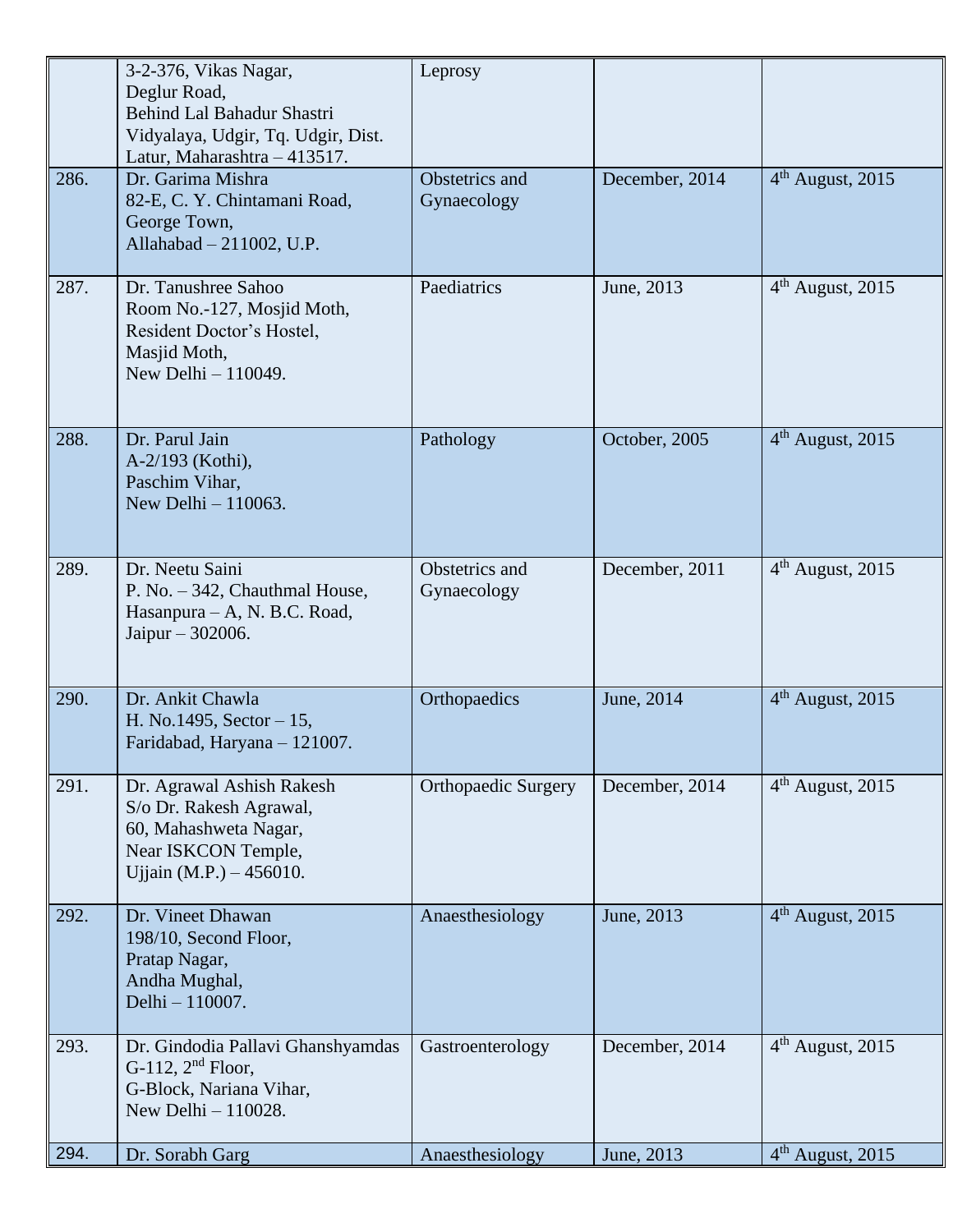| | | | | |
|---|---|---|---|---|
| | 3-2-376, Vikas Nagar,<br>Deglur Road,<br>Behind Lal Bahadur Shastri Vidyalaya, Udgir, Tq. Udgir, Dist. Latur, Maharashtra – 413517. | Leprosy | | |
| 286. | Dr. Garima Mishra<br>82-E, C. Y. Chintamani Road,<br>George Town,<br>Allahabad – 211002, U.P. | Obstetrics and Gynaecology | December, 2014 | 4th August, 2015 |
| 287. | Dr. Tanushree Sahoo<br>Room No.-127, Mosjid Moth,<br>Resident Doctor's Hostel,<br>Masjid Moth,<br>New Delhi – 110049. | Paediatrics | June, 2013 | 4th August, 2015 |
| 288. | Dr. Parul Jain<br>A-2/193 (Kothi),<br>Paschim Vihar,<br>New Delhi – 110063. | Pathology | October, 2005 | 4th August, 2015 |
| 289. | Dr. Neetu Saini<br>P. No. – 342, Chauthmal House,<br>Hasanpura – A, N. B.C. Road,<br>Jaipur – 302006. | Obstetrics and Gynaecology | December, 2011 | 4th August, 2015 |
| 290. | Dr. Ankit Chawla<br>H. No.1495, Sector – 15,<br>Faridabad, Haryana – 121007. | Orthopaedics | June, 2014 | 4th August, 2015 |
| 291. | Dr. Agrawal Ashish Rakesh<br>S/o Dr. Rakesh Agrawal,<br>60, Mahashweta Nagar,<br>Near ISKCON Temple,<br>Ujjain (M.P.) – 456010. | Orthopaedic Surgery | December, 2014 | 4th August, 2015 |
| 292. | Dr. Vineet Dhawan<br>198/10, Second Floor,<br>Pratap Nagar,<br>Andha Mughal,<br>Delhi – 110007. | Anaesthesiology | June, 2013 | 4th August, 2015 |
| 293. | Dr. Gindodia Pallavi Ghanshyamdas<br>G-112, 2nd Floor,<br>G-Block, Nariana Vihar,<br>New Delhi – 110028. | Gastroenterology | December, 2014 | 4th August, 2015 |
| 294. | Dr. Sorabh Garg | Anaesthesiology | June, 2013 | 4th August, 2015 |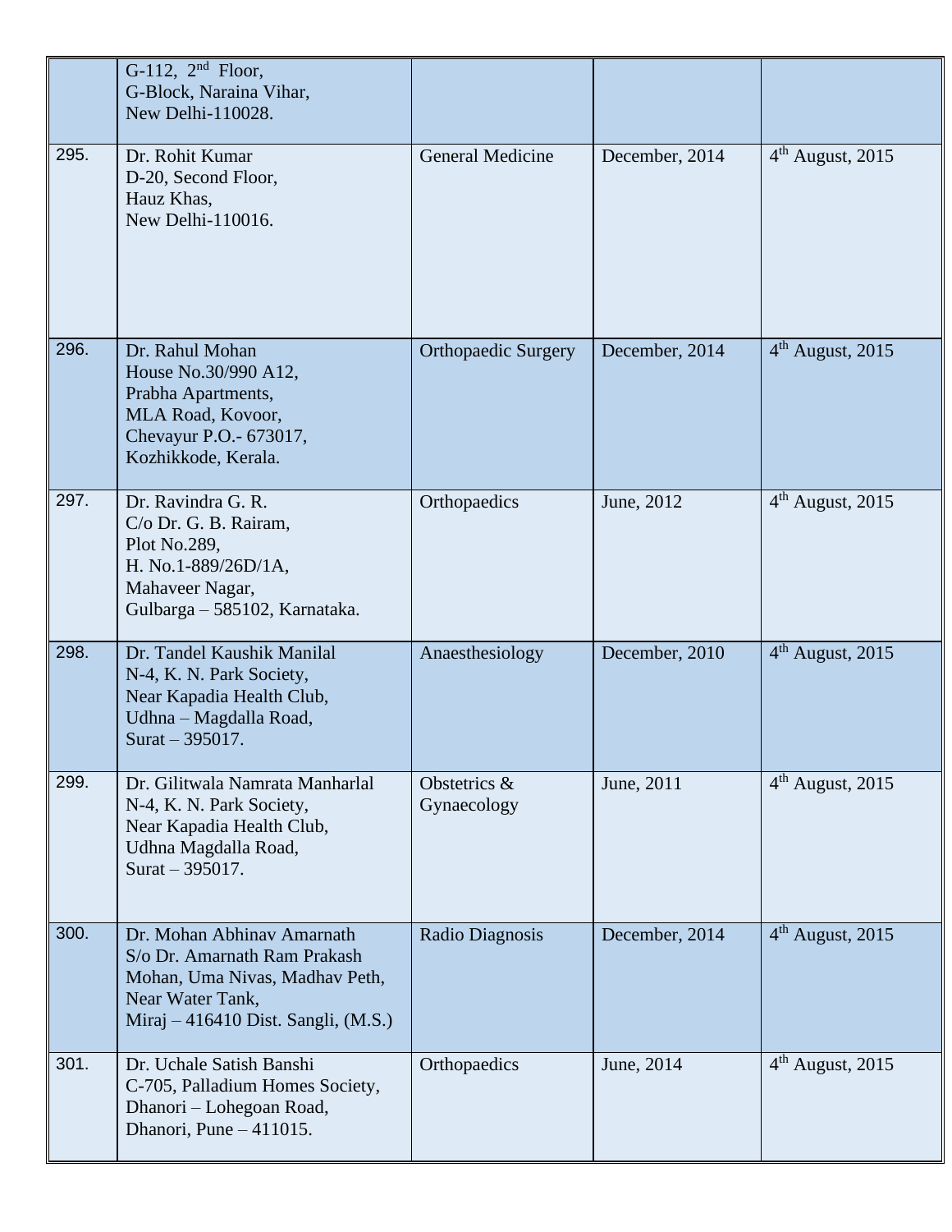| | | | | |
|---|---|---|---|---|
| | G-112, 2nd Floor,<br>G-Block, Naraina Vihar,<br>New Delhi-110028. | | | |
| 295. | Dr. Rohit Kumar<br>D-20, Second Floor,<br>Hauz Khas,<br>New Delhi-110016. | General Medicine | December, 2014 | 4th August, 2015 |
| 296. | Dr. Rahul Mohan<br>House No.30/990 A12,<br>Prabha Apartments,<br>MLA Road, Kovoor,<br>Chevayur P.O.- 673017,<br>Kozhikkode, Kerala. | Orthopaedic Surgery | December, 2014 | 4th August, 2015 |
| 297. | Dr. Ravindra G. R.<br>C/o Dr. G. B. Rairam,<br>Plot No.289,<br>H. No.1-889/26D/1A,<br>Mahaveer Nagar,<br>Gulbarga – 585102, Karnataka. | Orthopaedics | June, 2012 | 4th August, 2015 |
| 298. | Dr. Tandel Kaushik Manilal<br>N-4, K. N. Park Society,<br>Near Kapadia Health Club,<br>Udhna – Magdalla Road,<br>Surat – 395017. | Anaesthesiology | December, 2010 | 4th August, 2015 |
| 299. | Dr. Gilitwala Namrata Manharlal<br>N-4, K. N. Park Society,<br>Near Kapadia Health Club,<br>Udhna Magdalla Road,<br>Surat – 395017. | Obstetrics & Gynaecology | June, 2011 | 4th August, 2015 |
| 300. | Dr. Mohan Abhinav Amarnath<br>S/o Dr. Amarnath Ram Prakash<br>Mohan, Uma Nivas, Madhav Peth,<br>Near Water Tank,<br>Miraj – 416410 Dist. Sangli, (M.S.) | Radio Diagnosis | December, 2014 | 4th August, 2015 |
| 301. | Dr. Uchale Satish Banshi<br>C-705, Palladium Homes Society,<br>Dhanori – Lohegoan Road,<br>Dhanori, Pune – 411015. | Orthopaedics | June, 2014 | 4th August, 2015 |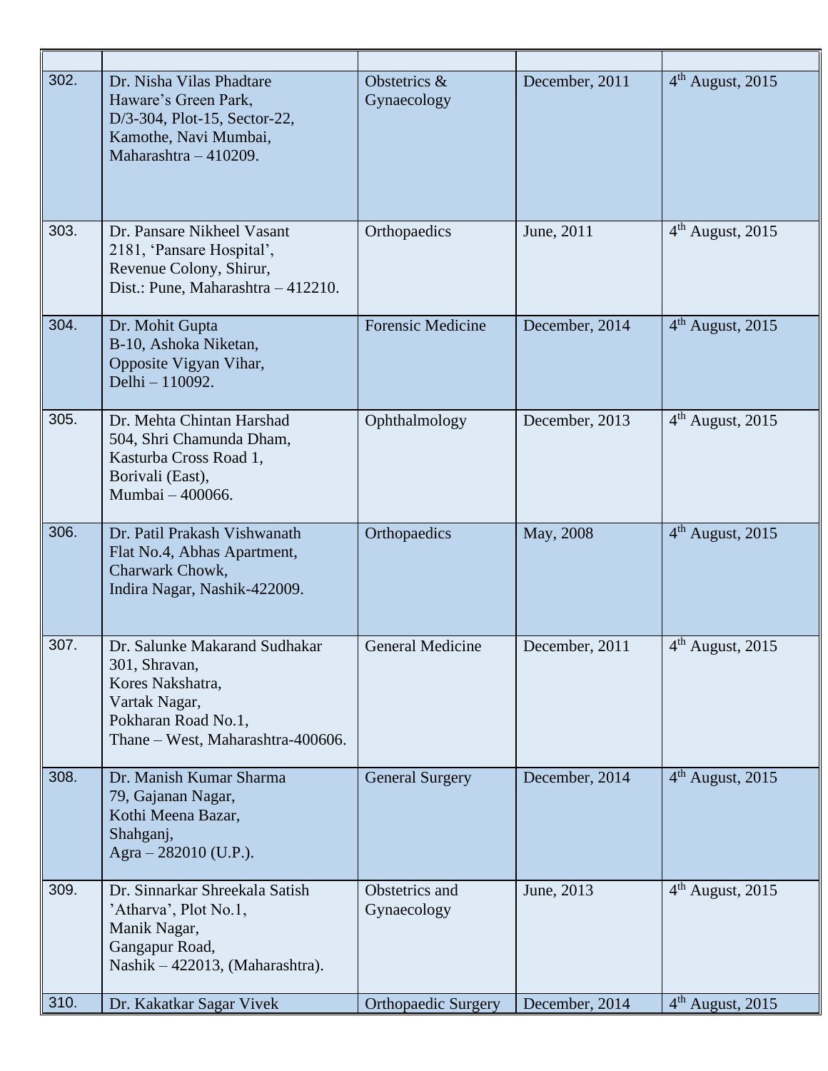| | | | | |
|---|---|---|---|---|
| 302. | Dr. Nisha Vilas Phadtare<br>Haware's Green Park,<br>D/3-304, Plot-15, Sector-22,<br>Kamothe, Navi Mumbai,<br>Maharashtra – 410209. | Obstetrics & Gynaecology | December, 2011 | 4th August, 2015 |
| 303. | Dr. Pansare Nikheel Vasant<br>2181, 'Pansare Hospital',<br>Revenue Colony, Shirur,<br>Dist.: Pune, Maharashtra – 412210. | Orthopaedics | June, 2011 | 4th August, 2015 |
| 304. | Dr. Mohit Gupta<br>B-10, Ashoka Niketan,<br>Opposite Vigyan Vihar,<br>Delhi – 110092. | Forensic Medicine | December, 2014 | 4th August, 2015 |
| 305. | Dr. Mehta Chintan Harshad<br>504, Shri Chamunda Dham,<br>Kasturba Cross Road 1,<br>Borivali (East),<br>Mumbai – 400066. | Ophthalmology | December, 2013 | 4th August, 2015 |
| 306. | Dr. Patil Prakash Vishwanath<br>Flat No.4, Abhas Apartment,<br>Charwark Chowk,<br>Indira Nagar, Nashik-422009. | Orthopaedics | May, 2008 | 4th August, 2015 |
| 307. | Dr. Salunke Makarand Sudhakar<br>301, Shravan,<br>Kores Nakshatra,<br>Vartak Nagar,<br>Pokharan Road No.1,<br>Thane – West, Maharashtra-400606. | General Medicine | December, 2011 | 4th August, 2015 |
| 308. | Dr. Manish Kumar Sharma<br>79, Gajanan Nagar,<br>Kothi Meena Bazar,<br>Shahganj,<br>Agra – 282010 (U.P.). | General Surgery | December, 2014 | 4th August, 2015 |
| 309. | Dr. Sinnarkar Shreekala Satish<br>'Atharva', Plot No.1,<br>Manik Nagar,<br>Gangapur Road,<br>Nashik – 422013, (Maharashtra). | Obstetrics and Gynaecology | June, 2013 | 4th August, 2015 |
| 310. | Dr. Kakatkar Sagar Vivek | Orthopaedic Surgery | December, 2014 | 4th August, 2015 |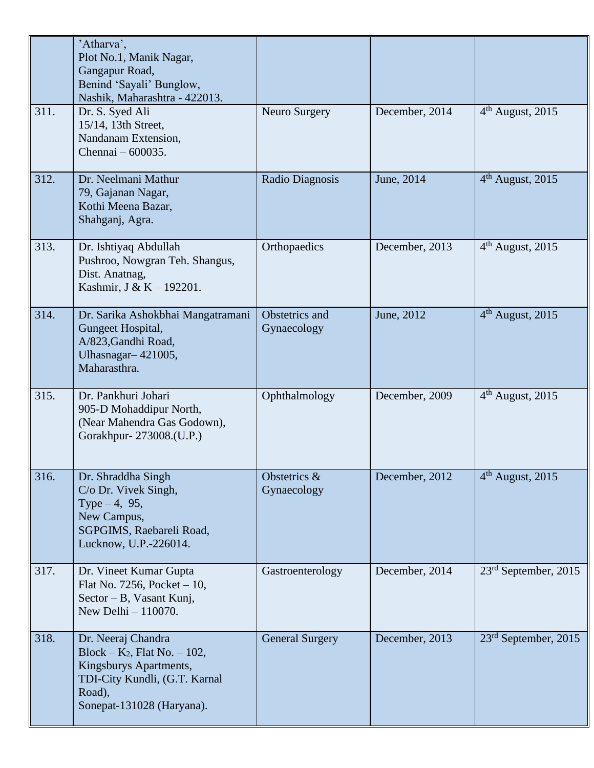| | | | | |
|---|---|---|---|---|
| | 'Atharva',<br>Plot No.1, Manik Nagar,<br>Gangapur Road,<br>Benind 'Sayali' Bunglow,<br>Nashik, Maharashtra - 422013. | | | |
| 311. | Dr. S. Syed Ali<br>15/14, 13th Street,<br>Nandanam Extension,<br>Chennai – 600035. | Neuro Surgery | December, 2014 | 4th August, 2015 |
| 312. | Dr. Neelmani Mathur<br>79, Gajanan Nagar,<br>Kothi Meena Bazar,<br>Shahganj, Agra. | Radio Diagnosis | June, 2014 | 4th August, 2015 |
| 313. | Dr. Ishtiyaq Abdullah<br>Pushroo, Nowgran Teh. Shangus,<br>Dist. Anatnag,<br>Kashmir, J & K – 192201. | Orthopaedics | December, 2013 | 4th August, 2015 |
| 314. | Dr. Sarika Ashokbhai Mangatramani<br>Gungeet Hospital,<br>A/823,Gandhi Road,<br>Ulhasnagar– 421005,<br>Maharasthra. | Obstetrics and Gynaecology | June, 2012 | 4th August, 2015 |
| 315. | Dr. Pankhuri Johari<br>905-D Mohaddipur North,<br>(Near Mahendra Gas Godown),<br>Gorakhpur- 273008.(U.P.) | Ophthalmology | December, 2009 | 4th August, 2015 |
| 316. | Dr. Shraddha Singh<br>C/o Dr. Vivek Singh,<br>Type – 4, 95,<br>New Campus,<br>SGPGIMS, Raebareli Road,<br>Lucknow, U.P.-226014. | Obstetrics & Gynaecology | December, 2012 | 4th August, 2015 |
| 317. | Dr. Vineet Kumar Gupta<br>Flat No. 7256, Pocket – 10,<br>Sector – B, Vasant Kunj,<br>New Delhi – 110070. | Gastroenterology | December, 2014 | 23rd September, 2015 |
| 318. | Dr. Neeraj Chandra<br>Block – $K_2$, Flat No. – 102,<br>Kingsburys Apartments,<br>TDI-City Kundli, (G.T. Karnal Road),<br>Sonepat-131028 (Haryana). | General Surgery | December, 2013 | 23rd September, 2015 |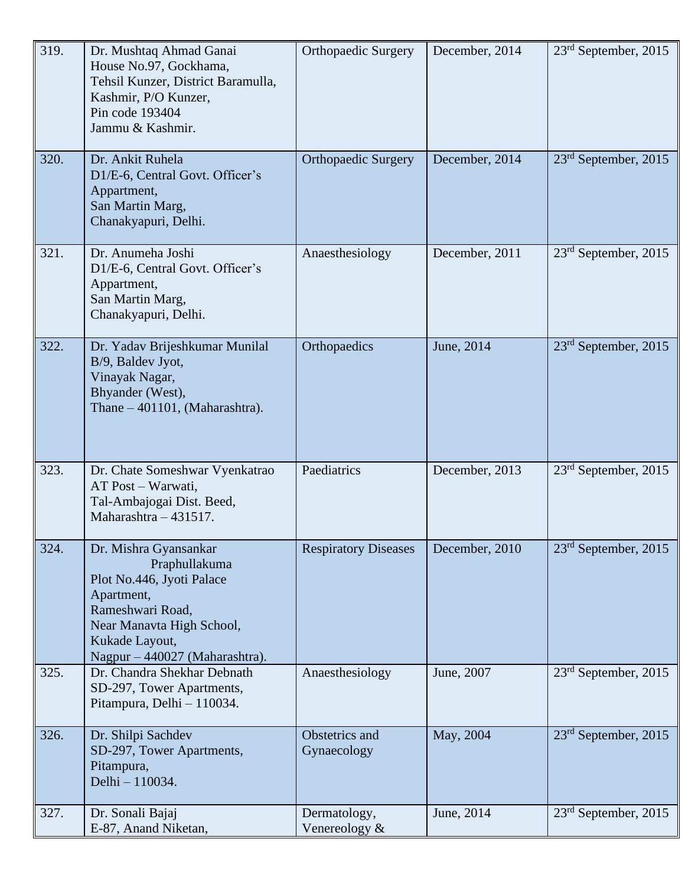| | | | | |
|---|---|---|---|---|
| 319. | Dr. Mushtaq Ahmad Ganai<br>House No.97, Gockhama,<br>Tehsil Kunzer, District Baramulla,<br>Kashmir, P/O Kunzer,<br>Pin code 193404<br>Jammu & Kashmir. | Orthopaedic Surgery | December, 2014 | 23rd September, 2015 |
| 320. | Dr. Ankit Ruhela<br>D1/E-6, Central Govt. Officer's Appartment,<br>San Martin Marg,<br>Chanakyapuri, Delhi. | Orthopaedic Surgery | December, 2014 | 23rd September, 2015 |
| 321. | Dr. Anumeha Joshi<br>D1/E-6, Central Govt. Officer's Appartment,<br>San Martin Marg,<br>Chanakyapuri, Delhi. | Anaesthesiology | December, 2011 | 23rd September, 2015 |
| 322. | Dr. Yadav Brijeshkumar Munilal<br>B/9, Baldev Jyot,<br>Vinayak Nagar,<br>Bhyander (West),<br>Thane – 401101, (Maharashtra). | Orthopaedics | June, 2014 | 23rd September, 2015 |
| 323. | Dr. Chate Someshwar Vyenkatrao<br>AT Post – Warwati,<br>Tal-Ambajogai Dist. Beed,<br>Maharashtra – 431517. | Paediatrics | December, 2013 | 23rd September, 2015 |
| 324. | Dr. Mishra Gyansankar Praphullakuma<br>Plot No.446, Jyoti Palace Apartment,<br>Rameshwari Road,<br>Near Manavta High School,<br>Kukade Layout,<br>Nagpur – 440027 (Maharashtra). | Respiratory Diseases | December, 2010 | 23rd September, 2015 |
| 325. | Dr. Chandra Shekhar Debnath<br>SD-297, Tower Apartments,<br>Pitampura, Delhi – 110034. | Anaesthesiology | June, 2007 | 23rd September, 2015 |
| 326. | Dr. Shilpi Sachdev<br>SD-297, Tower Apartments,<br>Pitampura,<br>Delhi – 110034. | Obstetrics and Gynaecology | May, 2004 | 23rd September, 2015 |
| 327. | Dr. Sonali Bajaj<br>E-87, Anand Niketan, | Dermatology, Venereology & | June, 2014 | 23rd September, 2015 |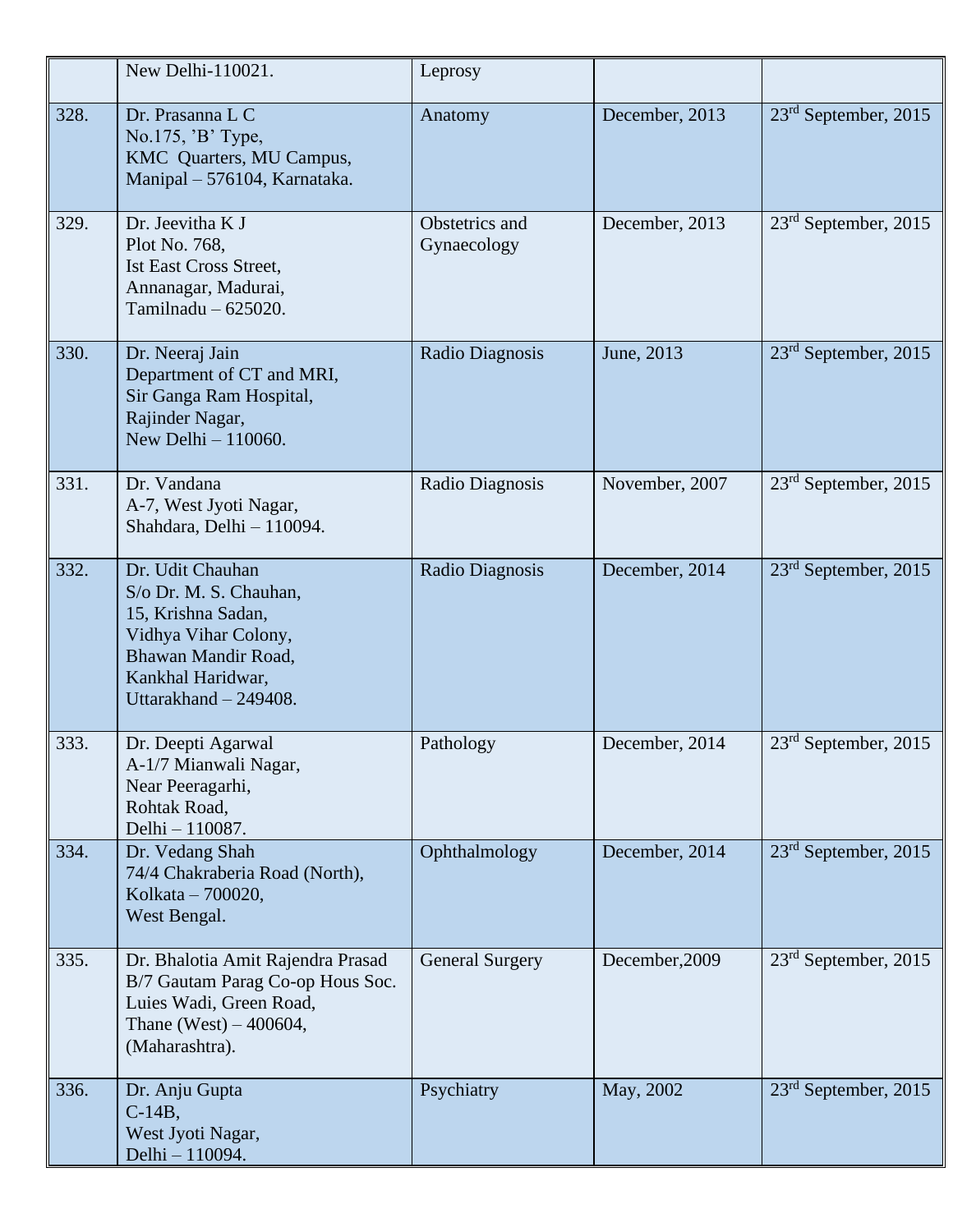| | | | | |
|---|---|---|---|---|
| | New Delhi-110021. | Leprosy | | |
| 328. | Dr. Prasanna L C<br>No.175, 'B' Type,<br>KMC Quarters, MU Campus,<br>Manipal – 576104, Karnataka. | Anatomy | December, 2013 | 23rd September, 2015 |
| 329. | Dr. Jeevitha K J<br>Plot No. 768,<br>Ist East Cross Street,<br>Annanagar, Madurai,<br>Tamilnadu – 625020. | Obstetrics and Gynaecology | December, 2013 | 23rd September, 2015 |
| 330. | Dr. Neeraj Jain<br>Department of CT and MRI,<br>Sir Ganga Ram Hospital,<br>Rajinder Nagar,<br>New Delhi – 110060. | Radio Diagnosis | June, 2013 | 23rd September, 2015 |
| 331. | Dr. Vandana<br>A-7, West Jyoti Nagar,<br>Shahdara, Delhi – 110094. | Radio Diagnosis | November, 2007 | 23rd September, 2015 |
| 332. | Dr. Udit Chauhan<br>S/o Dr. M. S. Chauhan,<br>15, Krishna Sadan,<br>Vidhya Vihar Colony,<br>Bhawan Mandir Road,<br>Kankhal Haridwar,<br>Uttarakhand – 249408. | Radio Diagnosis | December, 2014 | 23rd September, 2015 |
| 333. | Dr. Deepti Agarwal<br>A-1/7 Mianwali Nagar,<br>Near Peeragarhi,<br>Rohtak Road,<br>Delhi – 110087. | Pathology | December, 2014 | 23rd September, 2015 |
| 334. | Dr. Vedang Shah<br>74/4 Chakraberia Road (North),<br>Kolkata – 700020,<br>West Bengal. | Ophthalmology | December, 2014 | 23rd September, 2015 |
| 335. | Dr. Bhalotia Amit Rajendra Prasad<br>B/7 Gautam Parag Co-op Hous Soc.<br>Luies Wadi, Green Road,<br>Thane (West) – 400604,<br>(Maharashtra). | General Surgery | December,2009 | 23rd September, 2015 |
| 336. | Dr. Anju Gupta<br>C-14B,<br>West Jyoti Nagar,<br>Delhi – 110094. | Psychiatry | May, 2002 | 23rd September, 2015 |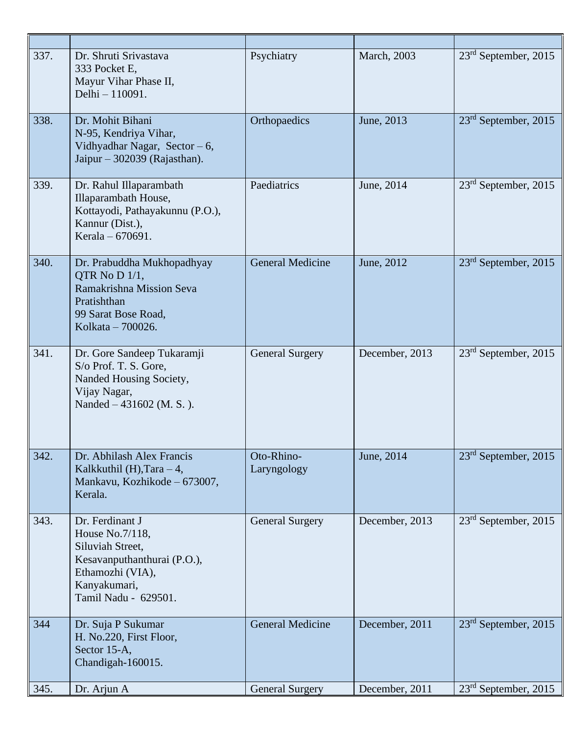| | | | | |
|---|---|---|---|---|
| 337. | Dr. Shruti Srivastava<br>333 Pocket E,<br>Mayur Vihar Phase II,<br>Delhi – 110091. | Psychiatry | March, 2003 | 23rd September, 2015 |
| 338. | Dr. Mohit Bihani<br>N-95, Kendriya Vihar,<br>Vidhyadhar Nagar, Sector – 6,<br>Jaipur – 302039 (Rajasthan). | Orthopaedics | June, 2013 | 23rd September, 2015 |
| 339. | Dr. Rahul Illaparambath<br>Illaparambath House,<br>Kottayodi, Pathayakunnu (P.O.),<br>Kannur (Dist.),<br>Kerala – 670691. | Paediatrics | June, 2014 | 23rd September, 2015 |
| 340. | Dr. Prabuddha Mukhopadhyay<br>QTR No D 1/1,<br>Ramakrishna Mission Seva Pratishthan<br>99 Sarat Bose Road,<br>Kolkata – 700026. | General Medicine | June, 2012 | 23rd September, 2015 |
| 341. | Dr. Gore Sandeep Tukaramji<br>S/o Prof. T. S. Gore,<br>Nanded Housing Society,<br>Vijay Nagar,<br>Nanded – 431602 (M. S. ). | General Surgery | December, 2013 | 23rd September, 2015 |
| 342. | Dr. Abhilash Alex Francis<br>Kalkkuthil (H),Tara – 4,<br>Mankavu, Kozhikode – 673007,<br>Kerala. | Oto-Rhino-Laryngology | June, 2014 | 23rd September, 2015 |
| 343. | Dr. Ferdinant J<br>House No.7/118,<br>Siluviah Street,<br>Kesavanputhanthurai (P.O.),<br>Ethamozhi (VIA),<br>Kanyakumari,<br>Tamil Nadu - 629501. | General Surgery | December, 2013 | 23rd September, 2015 |
| 344 | Dr. Suja P Sukumar<br>H. No.220, First Floor,<br>Sector 15-A,<br>Chandigah-160015. | General Medicine | December, 2011 | 23rd September, 2015 |
| 345. | Dr. Arjun A | General Surgery | December, 2011 | 23rd September, 2015 |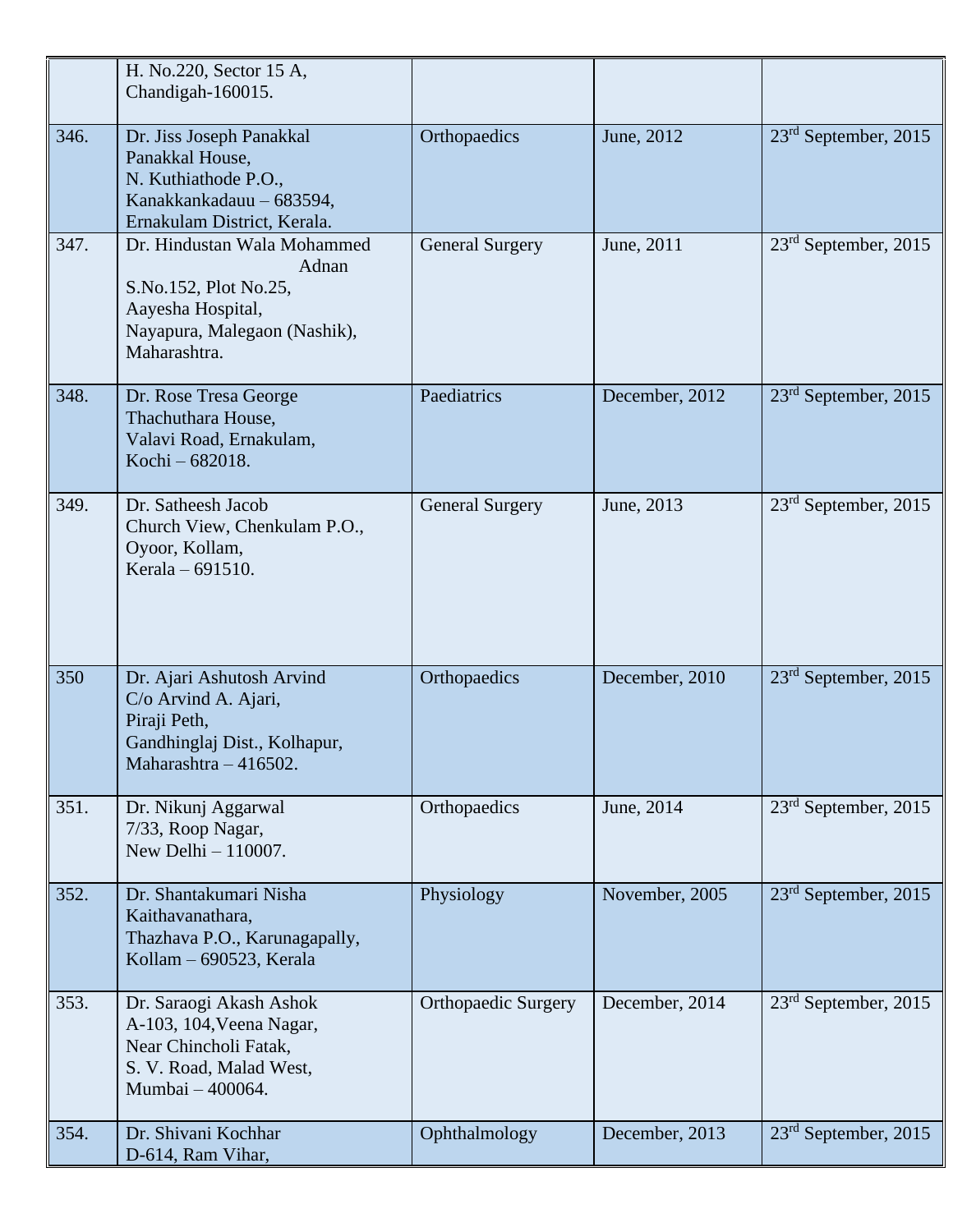| | | | | |
|---|---|---|---|---|
| | H. No.220, Sector 15 A, Chandigah-160015. | | | |
| 346. | Dr. Jiss Joseph Panakkal Panakkal House, N. Kuthiathode P.O., Kanakkankadauu – 683594, Ernakulam District, Kerala. | Orthopaedics | June, 2012 | 23rd September, 2015 |
| 347. | Dr. Hindustan Wala Mohammed Adnan S.No.152, Plot No.25, Aayesha Hospital, Nayapura, Malegaon (Nashik), Maharashtra. | General Surgery | June, 2011 | 23rd September, 2015 |
| 348. | Dr. Rose Tresa George Thachuthara House, Valavi Road, Ernakulam, Kochi – 682018. | Paediatrics | December, 2012 | 23rd September, 2015 |
| 349. | Dr. Satheesh Jacob Church View, Chenkulam P.O., Oyoor, Kollam, Kerala – 691510. | General Surgery | June, 2013 | 23rd September, 2015 |
| 350 | Dr. Ajari Ashutosh Arvind C/o Arvind A. Ajari, Piraji Peth, Gandhinglaj Dist., Kolhapur, Maharashtra – 416502. | Orthopaedics | December, 2010 | 23rd September, 2015 |
| 351. | Dr. Nikunj Aggarwal 7/33, Roop Nagar, New Delhi – 110007. | Orthopaedics | June, 2014 | 23rd September, 2015 |
| 352. | Dr. Shantakumari Nisha Kaithavanathara, Thazhava P.O., Karunagapally, Kollam – 690523, Kerala | Physiology | November, 2005 | 23rd September, 2015 |
| 353. | Dr. Saraogi Akash Ashok A-103, 104,Veena Nagar, Near Chincholi Fatak, S. V. Road, Malad West, Mumbai – 400064. | Orthopaedic Surgery | December, 2014 | 23rd September, 2015 |
| 354. | Dr. Shivani Kochhar D-614, Ram Vihar, | Ophthalmology | December, 2013 | 23rd September, 2015 |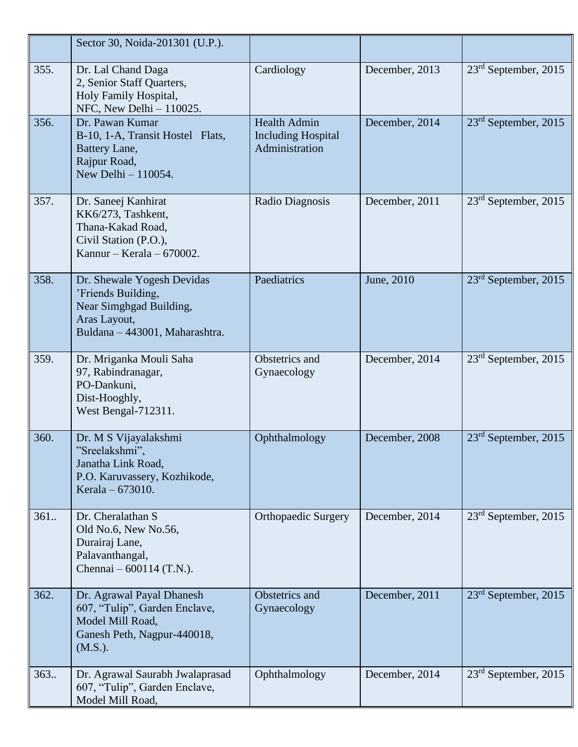| | | | | |
|---|---|---|---|---|
| | Sector 30, Noida-201301 (U.P.). | | | |
| 355. | Dr. Lal Chand Daga<br>2, Senior Staff Quarters,<br>Holy Family Hospital,<br>NFC, New Delhi – 110025. | Cardiology | December, 2013 | 23rd September, 2015 |
| 356. | Dr. Pawan Kumar<br>B-10, 1-A, Transit Hostel Flats,<br>Battery Lane,<br>Rajpur Road,<br>New Delhi – 110054. | Health Admin Including Hospital Administration | December, 2014 | 23rd September, 2015 |
| 357. | Dr. Saneej Kanhirat<br>KK6/273, Tashkent,<br>Thana-Kakad Road,<br>Civil Station (P.O.),<br>Kannur – Kerala – 670002. | Radio Diagnosis | December, 2011 | 23rd September, 2015 |
| 358. | Dr. Shewale Yogesh Devidas<br>'Friends Building,<br>Near Simghgad Building,<br>Aras Layout,<br>Buldana – 443001, Maharashtra. | Paediatrics | June, 2010 | 23rd September, 2015 |
| 359. | Dr. Mriganka Mouli Saha<br>97, Rabindranagar,<br>PO-Dankuni,<br>Dist-Hooghly,<br>West Bengal-712311. | Obstetrics and Gynaecology | December, 2014 | 23rd September, 2015 |
| 360. | Dr. M S Vijayalakshmi<br>"Sreelakshmi",<br>Janatha Link Road,<br>P.O. Karuvassery, Kozhikode,<br>Kerala – 673010. | Ophthalmology | December, 2008 | 23rd September, 2015 |
| 361.. | Dr. Cheralathan S<br>Old No.6, New No.56,<br>Durairaj Lane,<br>Palavanthangal,<br>Chennai – 600114 (T.N.). | Orthopaedic Surgery | December, 2014 | 23rd September, 2015 |
| 362. | Dr. Agrawal Payal Dhanesh<br>607, "Tulip", Garden Enclave,<br>Model Mill Road,<br>Ganesh Peth, Nagpur-440018,<br>(M.S.). | Obstetrics and Gynaecology | December, 2011 | 23rd September, 2015 |
| 363.. | Dr. Agrawal Saurabh Jwalaprasad<br>607, "Tulip", Garden Enclave,<br>Model Mill Road, | Ophthalmology | December, 2014 | 23rd September, 2015 |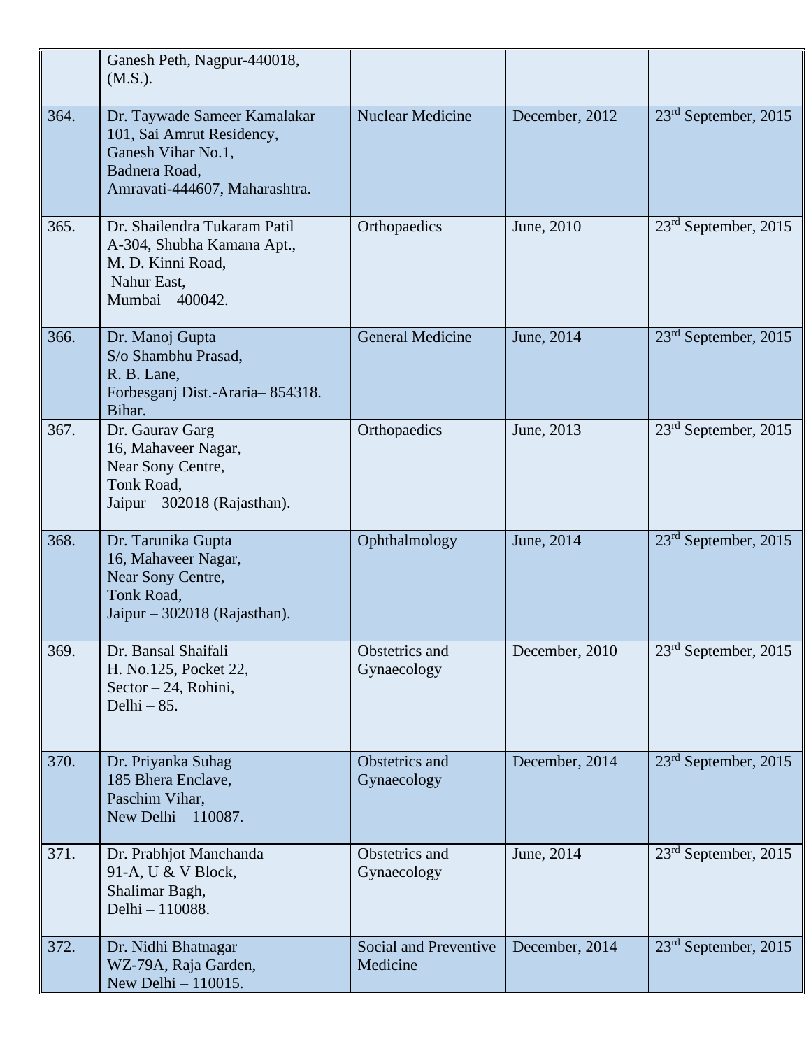| | | | | |
|---|---|---|---|---|
| | Ganesh Peth, Nagpur-440018, (M.S.). | | | |
| 364. | Dr. Taywade Sameer Kamalakar 101, Sai Amrut Residency, Ganesh Vihar No.1, Badnera Road, Amravati-444607, Maharashtra. | Nuclear Medicine | December, 2012 | 23rd September, 2015 |
| 365. | Dr. Shailendra Tukaram Patil A-304, Shubha Kamana Apt., M. D. Kinni Road, Nahur East, Mumbai – 400042. | Orthopaedics | June, 2010 | 23rd September, 2015 |
| 366. | Dr. Manoj Gupta S/o Shambhu Prasad, R. B. Lane, Forbesganj Dist.-Araria– 854318. Bihar. | General Medicine | June, 2014 | 23rd September, 2015 |
| 367. | Dr. Gaurav Garg 16, Mahaveer Nagar, Near Sony Centre, Tonk Road, Jaipur – 302018 (Rajasthan). | Orthopaedics | June, 2013 | 23rd September, 2015 |
| 368. | Dr. Tarunika Gupta 16, Mahaveer Nagar, Near Sony Centre, Tonk Road, Jaipur – 302018 (Rajasthan). | Ophthalmology | June, 2014 | 23rd September, 2015 |
| 369. | Dr. Bansal Shaifali H. No.125, Pocket 22, Sector – 24, Rohini, Delhi – 85. | Obstetrics and Gynaecology | December, 2010 | 23rd September, 2015 |
| 370. | Dr. Priyanka Suhag 185 Bhera Enclave, Paschim Vihar, New Delhi – 110087. | Obstetrics and Gynaecology | December, 2014 | 23rd September, 2015 |
| 371. | Dr. Prabhjot Manchanda 91-A, U & V Block, Shalimar Bagh, Delhi – 110088. | Obstetrics and Gynaecology | June, 2014 | 23rd September, 2015 |
| 372. | Dr. Nidhi Bhatnagar WZ-79A, Raja Garden, New Delhi – 110015. | Social and Preventive Medicine | December, 2014 | 23rd September, 2015 |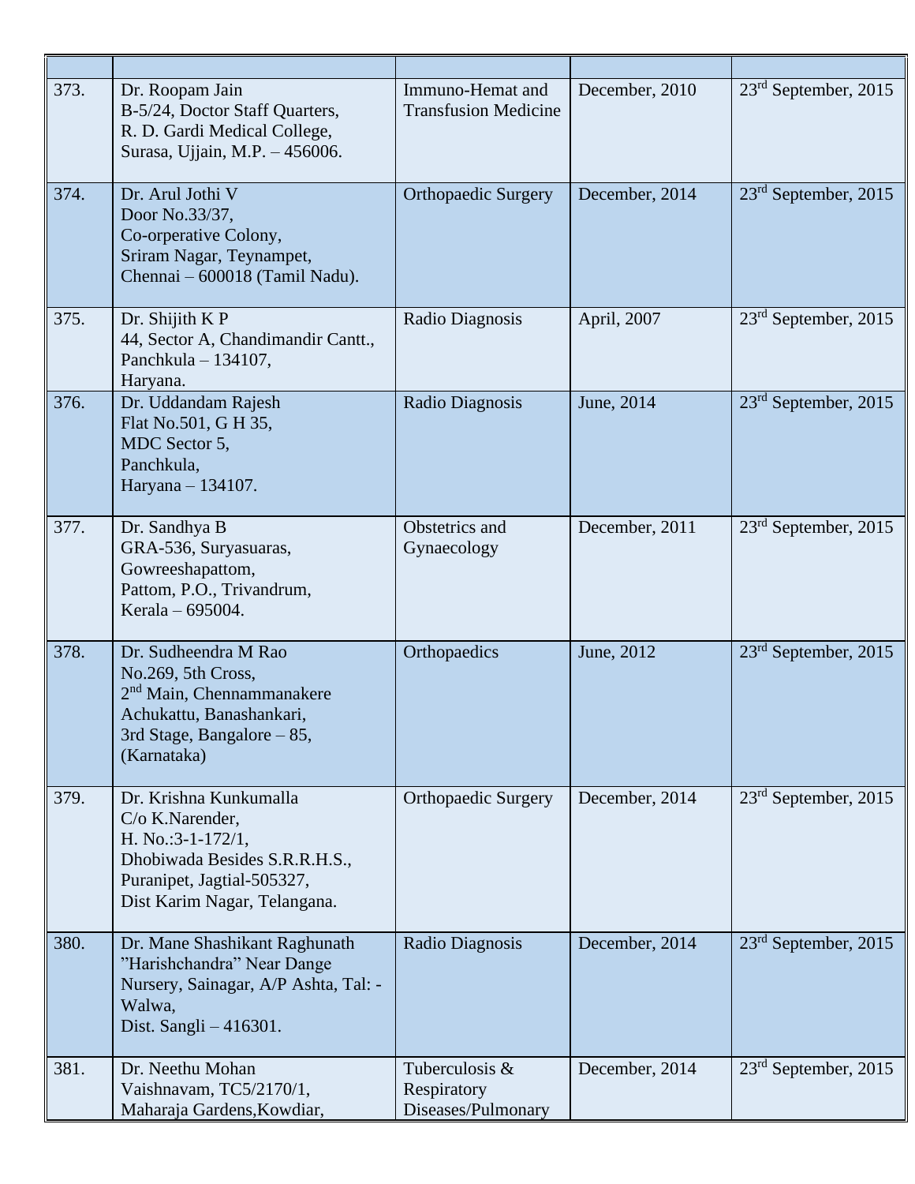| | | | | |
|---|---|---|---|---|
| 373. | Dr. Roopam Jain<br>B-5/24, Doctor Staff Quarters,<br>R. D. Gardi Medical College,<br>Surasa, Ujjain, M.P. – 456006. | Immuno-Hemat and Transfusion Medicine | December, 2010 | 23rd September, 2015 |
| 374. | Dr. Arul Jothi V<br>Door No.33/37,<br>Co-orperative Colony,<br>Sriram Nagar, Teynampet,<br>Chennai – 600018 (Tamil Nadu). | Orthopaedic Surgery | December, 2014 | 23rd September, 2015 |
| 375. | Dr. Shijith K P<br>44, Sector A, Chandimandir Cantt.,<br>Panchkula – 134107,<br>Haryana. | Radio Diagnosis | April, 2007 | 23rd September, 2015 |
| 376. | Dr. Uddandam Rajesh<br>Flat No.501, G H 35,<br>MDC Sector 5,<br>Panchkula,<br>Haryana – 134107. | Radio Diagnosis | June, 2014 | 23rd September, 2015 |
| 377. | Dr. Sandhya B<br>GRA-536, Suryasuaras,<br>Gowreeshapattom,<br>Pattom, P.O., Trivandrum,<br>Kerala – 695004. | Obstetrics and Gynaecology | December, 2011 | 23rd September, 2015 |
| 378. | Dr. Sudheendra M Rao<br>No.269, 5th Cross,<br>2nd Main, Chennammanakere<br>Achukattu, Banashankari,<br>3rd Stage, Bangalore – 85,<br>(Karnataka) | Orthopaedics | June, 2012 | 23rd September, 2015 |
| 379. | Dr. Krishna Kunkumalla<br>C/o K.Narender,<br>H. No.:3-1-172/1,<br>Dhobiwada Besides S.R.R.H.S.,<br>Puranipet, Jagtial-505327,<br>Dist Karim Nagar, Telangana. | Orthopaedic Surgery | December, 2014 | 23rd September, 2015 |
| 380. | Dr. Mane Shashikant Raghunath<br>"Harishchandra" Near Dange Nursery, Sainagar, A/P Ashta, Tal: - Walwa,<br>Dist. Sangli – 416301. | Radio Diagnosis | December, 2014 | 23rd September, 2015 |
| 381. | Dr. Neethu Mohan<br>Vaishnavam, TC5/2170/1,<br>Maharaja Gardens,Kowdiar, | Tuberculosis & Respiratory Diseases/Pulmonary | December, 2014 | 23rd September, 2015 |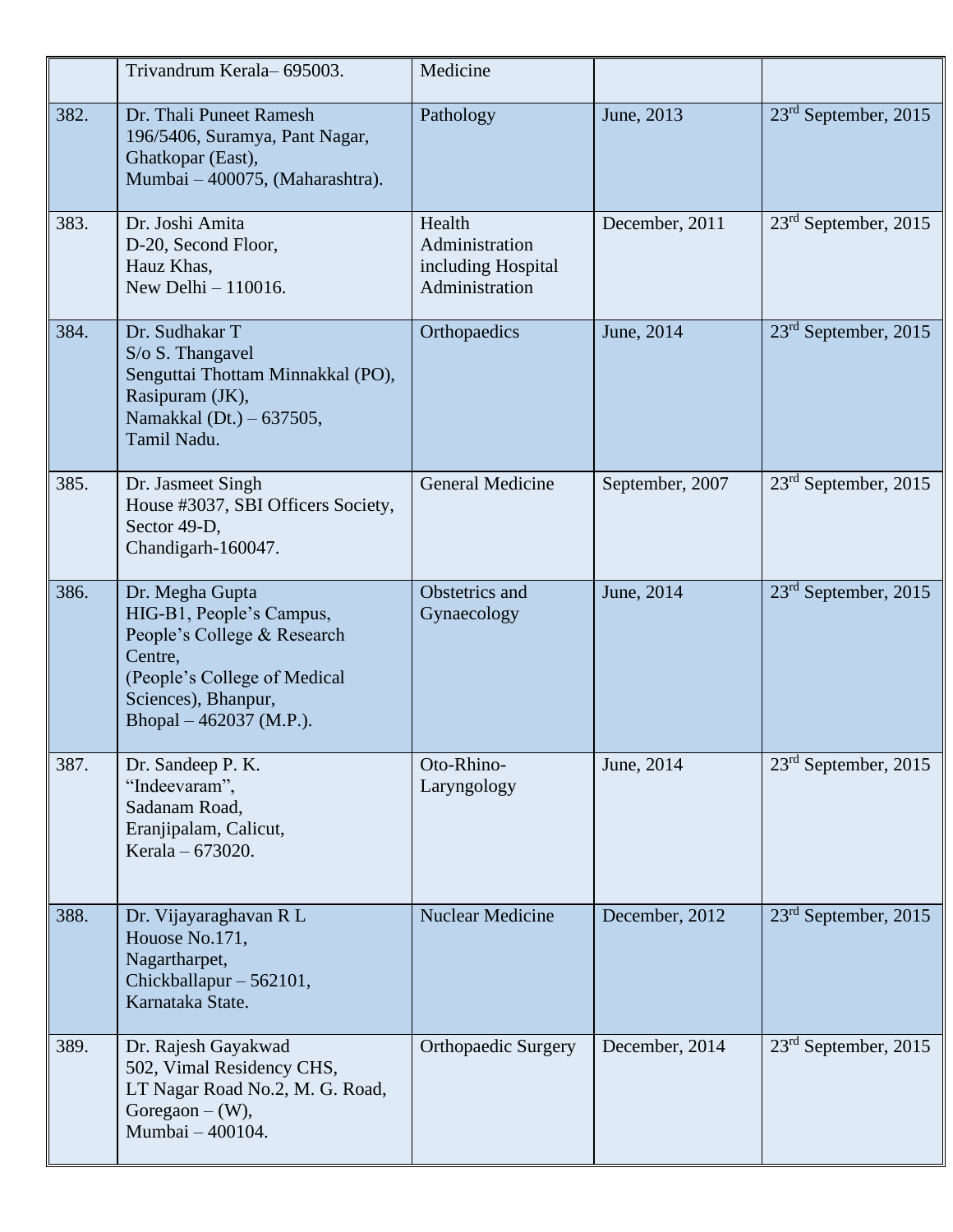| | | | | |
|---|---|---|---|---|
| | Trivandrum Kerala– 695003. | Medicine | | |
| 382. | Dr. Thali Puneet Ramesh<br>196/5406, Suramya, Pant Nagar,<br>Ghatkopar (East),<br>Mumbai – 400075, (Maharashtra). | Pathology | June, 2013 | 23rd September, 2015 |
| 383. | Dr. Joshi Amita<br>D-20, Second Floor,<br>Hauz Khas,<br>New Delhi – 110016. | Health Administration including Hospital Administration | December, 2011 | 23rd September, 2015 |
| 384. | Dr. Sudhakar T<br>S/o S. Thangavel<br>Senguttai Thottam Minnakkal (PO),<br>Rasipuram (JK),<br>Namakkal (Dt.) – 637505,<br>Tamil Nadu. | Orthopaedics | June, 2014 | 23rd September, 2015 |
| 385. | Dr. Jasmeet Singh<br>House #3037, SBI Officers Society,<br>Sector 49-D,<br>Chandigarh-160047. | General Medicine | September, 2007 | 23rd September, 2015 |
| 386. | Dr. Megha Gupta<br>HIG-B1, People's Campus,<br>People's College & Research Centre,<br>(People's College of Medical Sciences), Bhanpur,<br>Bhopal – 462037 (M.P.). | Obstetrics and Gynaecology | June, 2014 | 23rd September, 2015 |
| 387. | Dr. Sandeep P. K.<br>"Indeevaram",<br>Sadanam Road,<br>Eranjipalam, Calicut,<br>Kerala – 673020. | Oto-Rhino-Laryngology | June, 2014 | 23rd September, 2015 |
| 388. | Dr. Vijayaraghavan R L<br>Houose No.171,<br>Nagartharpet,<br>Chickballapur – 562101,<br>Karnataka State. | Nuclear Medicine | December, 2012 | 23rd September, 2015 |
| 389. | Dr. Rajesh Gayakwad<br>502, Vimal Residency CHS,<br>LT Nagar Road No.2, M. G. Road,<br>Goregaon – (W),<br>Mumbai – 400104. | Orthopaedic Surgery | December, 2014 | 23rd September, 2015 |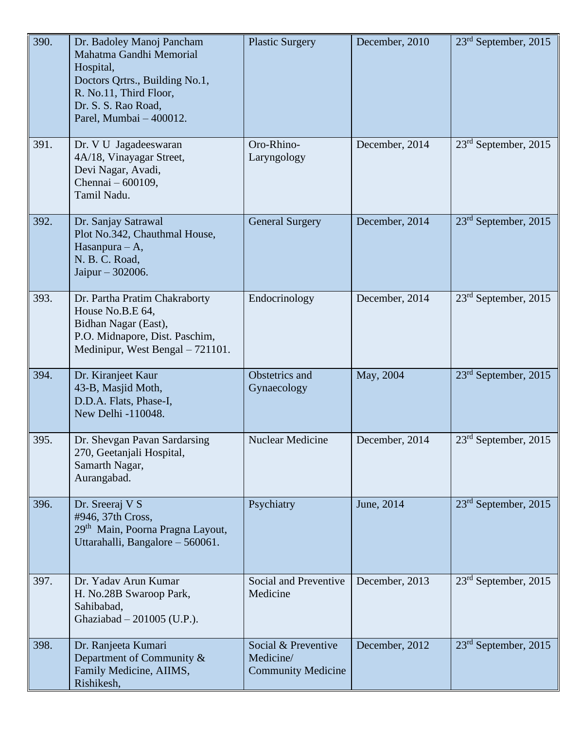| | | | | |
|---|---|---|---|---|
| 390. | Dr. Badoley Manoj Pancham<br>Mahatma Gandhi Memorial Hospital,<br>Doctors Qrtrs., Building No.1,<br>R. No.11, Third Floor,<br>Dr. S. S. Rao Road,<br>Parel, Mumbai – 400012. | Plastic Surgery | December, 2010 | 23rd September, 2015 |
| 391. | Dr. V U Jagadeeswaran<br>4A/18, Vinayagar Street,<br>Devi Nagar, Avadi,<br>Chennai – 600109,<br>Tamil Nadu. | Oro-Rhino-Laryngology | December, 2014 | 23rd September, 2015 |
| 392. | Dr. Sanjay Satrawal<br>Plot No.342, Chauthmal House,<br>Hasanpura – A,<br>N. B. C. Road,<br>Jaipur – 302006. | General Surgery | December, 2014 | 23rd September, 2015 |
| 393. | Dr. Partha Pratim Chakraborty<br>House No.B.E 64,<br>Bidhan Nagar (East),<br>P.O. Midnapore, Dist. Paschim,<br>Medinipur, West Bengal – 721101. | Endocrinology | December, 2014 | 23rd September, 2015 |
| 394. | Dr. Kiranjeet Kaur<br>43-B, Masjid Moth,<br>D.D.A. Flats, Phase-I,<br>New Delhi -110048. | Obstetrics and Gynaecology | May, 2004 | 23rd September, 2015 |
| 395. | Dr. Shevgan Pavan Sardarsing<br>270, Geetanjali Hospital,<br>Samarth Nagar,<br>Aurangabad. | Nuclear Medicine | December, 2014 | 23rd September, 2015 |
| 396. | Dr. Sreeraj V S<br>#946, 37th Cross,<br>29th Main, Poorna Pragna Layout,<br>Uttarahalli, Bangalore – 560061. | Psychiatry | June, 2014 | 23rd September, 2015 |
| 397. | Dr. Yadav Arun Kumar<br>H. No.28B Swaroop Park,<br>Sahibabad,<br>Ghaziabad – 201005 (U.P.). | Social and Preventive Medicine | December, 2013 | 23rd September, 2015 |
| 398. | Dr. Ranjeeta Kumari<br>Department of Community & Family Medicine, AIIMS,<br>Rishikesh, | Social & Preventive Medicine/ Community Medicine | December, 2012 | 23rd September, 2015 |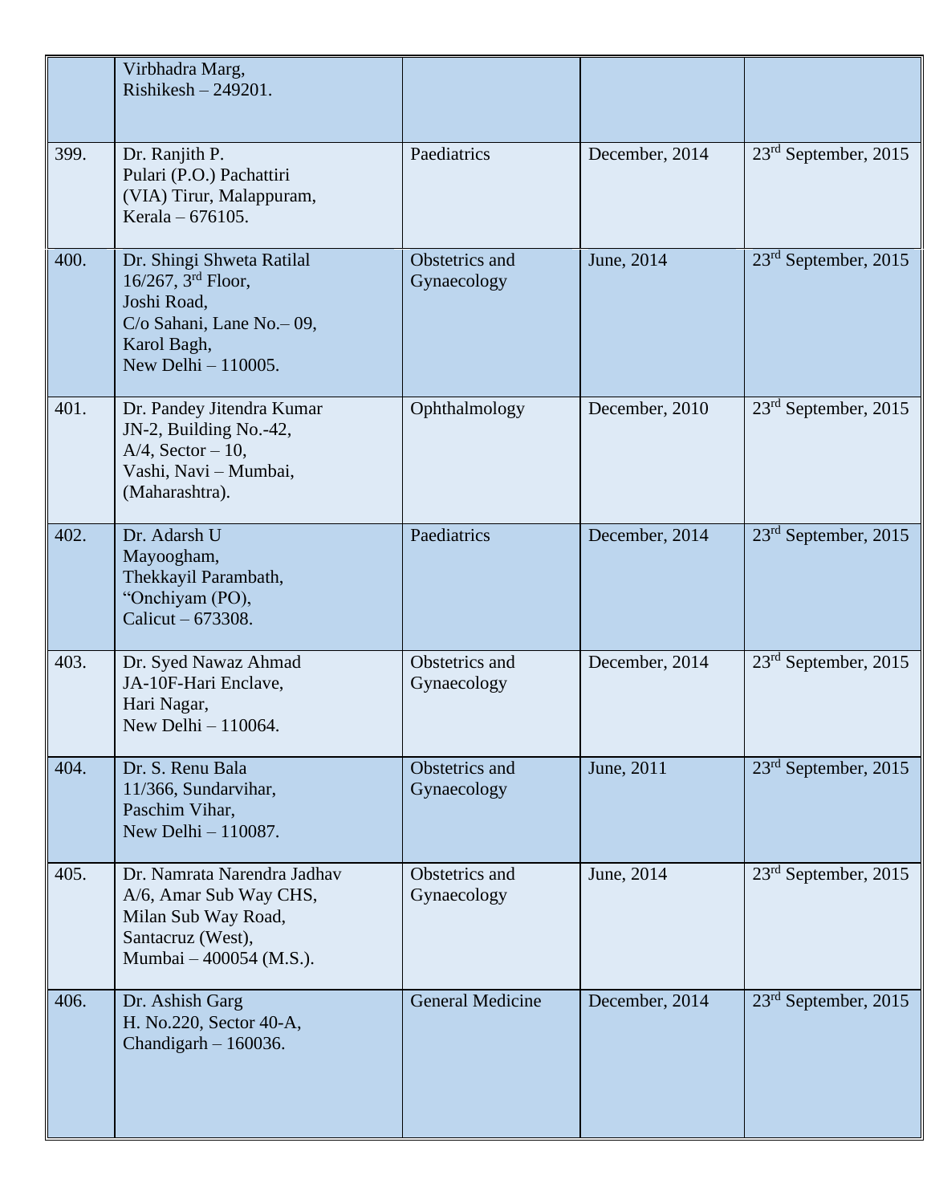| | | | | |
|---|---|---|---|---|
| | Virbhadra Marg,<br>Rishikesh – 249201. | | | |
| 399. | Dr. Ranjith P.<br>Pulari (P.O.) Pachattiri<br>(VIA) Tirur, Malappuram,<br>Kerala – 676105. | Paediatrics | December, 2014 | 23rd September, 2015 |
| 400. | Dr. Shingi Shweta Ratilal<br>16/267, 3rd Floor,<br>Joshi Road,<br>C/o Sahani, Lane No.– 09,<br>Karol Bagh,<br>New Delhi – 110005. | Obstetrics and Gynaecology | June, 2014 | 23rd September, 2015 |
| 401. | Dr. Pandey Jitendra Kumar<br>JN-2, Building No.-42,<br>A/4, Sector – 10,<br>Vashi, Navi – Mumbai,<br>(Maharashtra). | Ophthalmology | December, 2010 | 23rd September, 2015 |
| 402. | Dr. Adarsh U<br>Mayoogham,<br>Thekkayil Parambath,<br>“Onchiyam (PO),<br>Calicut – 673308. | Paediatrics | December, 2014 | 23rd September, 2015 |
| 403. | Dr. Syed Nawaz Ahmad<br>JA-10F-Hari Enclave,<br>Hari Nagar,<br>New Delhi – 110064. | Obstetrics and Gynaecology | December, 2014 | 23rd September, 2015 |
| 404. | Dr. S. Renu Bala<br>11/366, Sundarvihar,<br>Paschim Vihar,<br>New Delhi – 110087. | Obstetrics and Gynaecology | June, 2011 | 23rd September, 2015 |
| 405. | Dr. Namrata Narendra Jadhav<br>A/6, Amar Sub Way CHS,<br>Milan Sub Way Road,<br>Santacruz (West),<br>Mumbai – 400054 (M.S.). | Obstetrics and Gynaecology | June, 2014 | 23rd September, 2015 |
| 406. | Dr. Ashish Garg<br>H. No.220, Sector 40-A,<br>Chandigarh – 160036. | General Medicine | December, 2014 | 23rd September, 2015 |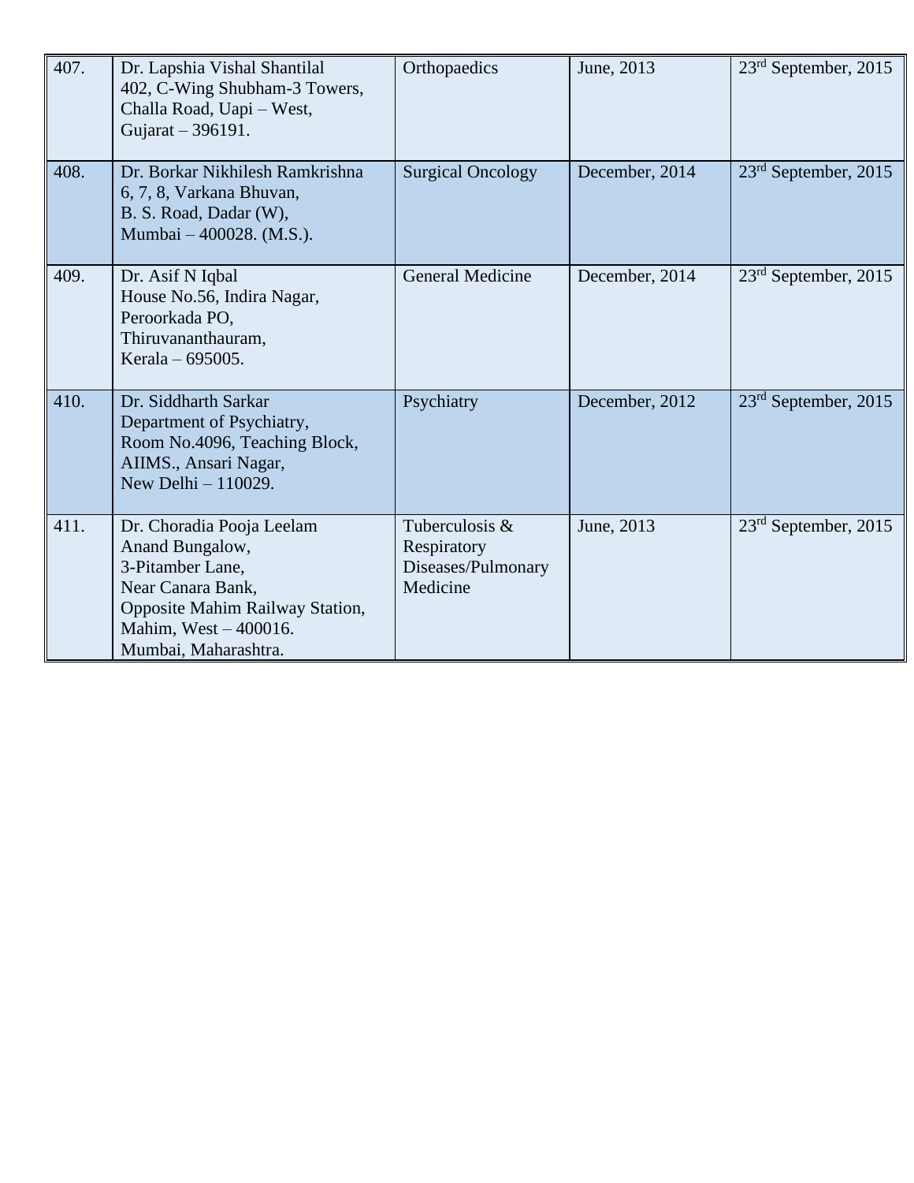| | | | | |
|---|---|---|---|---|
| 407. | Dr. Lapshia Vishal Shantilal<br>402, C-Wing Shubham-3 Towers,<br>Challa Road, Uapi – West,<br>Gujarat – 396191. | Orthopaedics | June, 2013 | 23rd September, 2015 |
| 408. | Dr. Borkar Nikhilesh Ramkrishna<br>6, 7, 8, Varkana Bhuvan,<br>B. S. Road, Dadar (W),<br>Mumbai – 400028. (M.S.). | Surgical Oncology | December, 2014 | 23rd September, 2015 |
| 409. | Dr. Asif N Iqbal<br>House No.56, Indira Nagar,<br>Peroorkada PO,<br>Thiruvananthauram,<br>Kerala – 695005. | General Medicine | December, 2014 | 23rd September, 2015 |
| 410. | Dr. Siddharth Sarkar<br>Department of Psychiatry,<br>Room No.4096, Teaching Block,<br>AIIMS., Ansari Nagar,<br>New Delhi – 110029. | Psychiatry | December, 2012 | 23rd September, 2015 |
| 411. | Dr. Choradia Pooja Leelam<br>Anand Bungalow,<br>3-Pitamber Lane,<br>Near Canara Bank,<br>Opposite Mahim Railway Station,<br>Mahim, West – 400016.<br>Mumbai, Maharashtra. | Tuberculosis & Respiratory Diseases/Pulmonary Medicine | June, 2013 | 23rd September, 2015 |